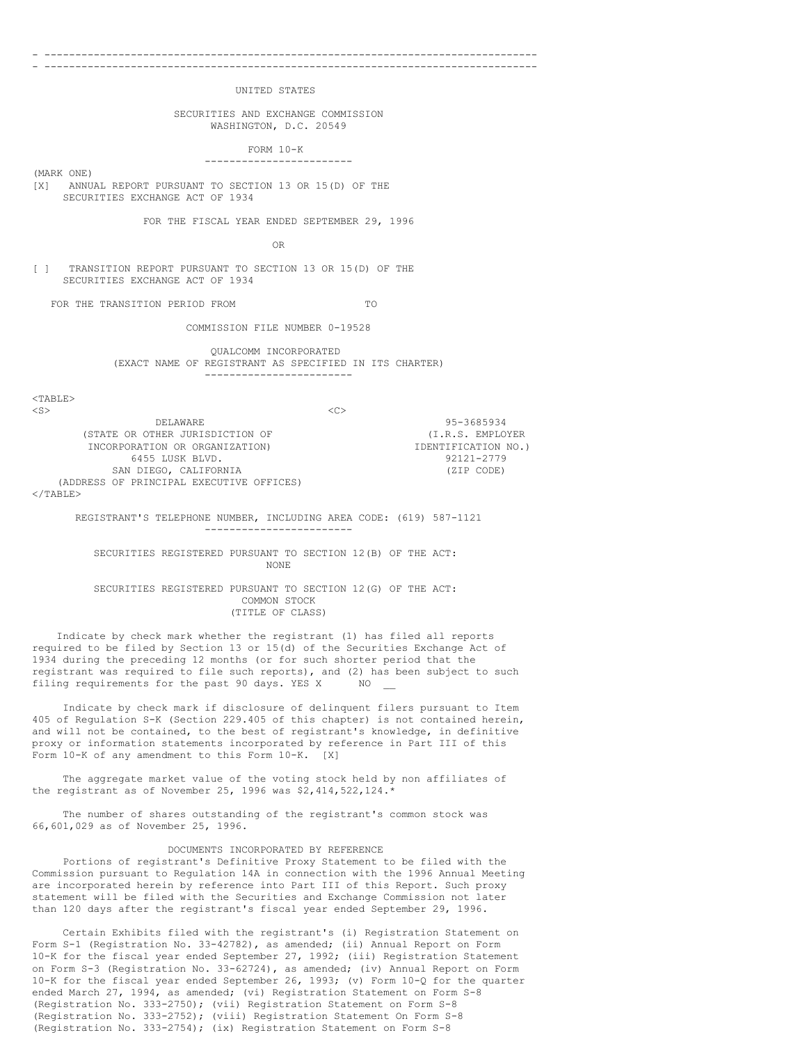UNITED STATES

SECURITIES AND EXCHANGE COMMISSION
WASHINGTON, D.C. 20549

# FORM 10-K

(MARK ONE)

[X] ANNUAL REPORT PURSUANT TO SECTION 13 OR 15(D) OF THE SECURITIES EXCHANGE ACT OF 1934

FOR THE FISCAL YEAR ENDED SEPTEMBER 29, 1996

OR

[ ] TRANSITION REPORT PURSUANT TO SECTION 13 OR 15(D) OF THE SECURITIES EXCHANGE ACT OF 1934

FOR THE TRANSITION PERIOD FROM TO

COMMISSION FILE NUMBER 0-19528

## QUALCOMM INCORPORATED

(EXACT NAME OF REGISTRANT AS SPECIFIED IN ITS CHARTER)

| | |
|---|---|
| DELAWARE | 95-3685934 |
| (STATE OR OTHER JURISDICTION OF INCORPORATION OR ORGANIZATION) | (I.R.S. EMPLOYER IDENTIFICATION NO.) |
| 6455 LUSK BLVD. SAN DIEGO, CALIFORNIA | 92121-2779 |
| (ADDRESS OF PRINCIPAL EXECUTIVE OFFICES) | (ZIP CODE) |

REGISTRANT'S TELEPHONE NUMBER, INCLUDING AREA CODE: (619) 587-1121

SECURITIES REGISTERED PURSUANT TO SECTION 12(B) OF THE ACT:
NONE

SECURITIES REGISTERED PURSUANT TO SECTION 12(G) OF THE ACT:
COMMON STOCK
(TITLE OF CLASS)

Indicate by check mark whether the registrant (1) has filed all reports required to be filed by Section 13 or 15(d) of the Securities Exchange Act of 1934 during the preceding 12 months (or for such shorter period that the registrant was required to file such reports), and (2) has been subject to such filing requirements for the past 90 days. YES X NO __

Indicate by check mark if disclosure of delinquent filers pursuant to Item 405 of Regulation S-K (Section 229.405 of this chapter) is not contained herein, and will not be contained, to the best of registrant's knowledge, in definitive proxy or information statements incorporated by reference in Part III of this Form 10-K of any amendment to this Form 10-K. [X]

The aggregate market value of the voting stock held by non affiliates of the registrant as of November 25, 1996 was $2,414,522,124.*

The number of shares outstanding of the registrant's common stock was 66,601,029 as of November 25, 1996.

DOCUMENTS INCORPORATED BY REFERENCE

Portions of registrant's Definitive Proxy Statement to be filed with the Commission pursuant to Regulation 14A in connection with the 1996 Annual Meeting are incorporated herein by reference into Part III of this Report. Such proxy statement will be filed with the Securities and Exchange Commission not later than 120 days after the registrant's fiscal year ended September 29, 1996.

Certain Exhibits filed with the registrant's (i) Registration Statement on Form S-1 (Registration No. 33-42782), as amended; (ii) Annual Report on Form 10-K for the fiscal year ended September 27, 1992; (iii) Registration Statement on Form S-3 (Registration No. 33-62724), as amended; (iv) Annual Report on Form 10-K for the fiscal year ended September 26, 1993; (v) Form 10-Q for the quarter ended March 27, 1994, as amended; (vi) Registration Statement on Form S-8 (Registration No. 333-2750); (vii) Registration Statement on Form S-8 (Registration No. 333-2752); (viii) Registration Statement On Form S-8 (Registration No. 333-2754); (ix) Registration Statement on Form S-8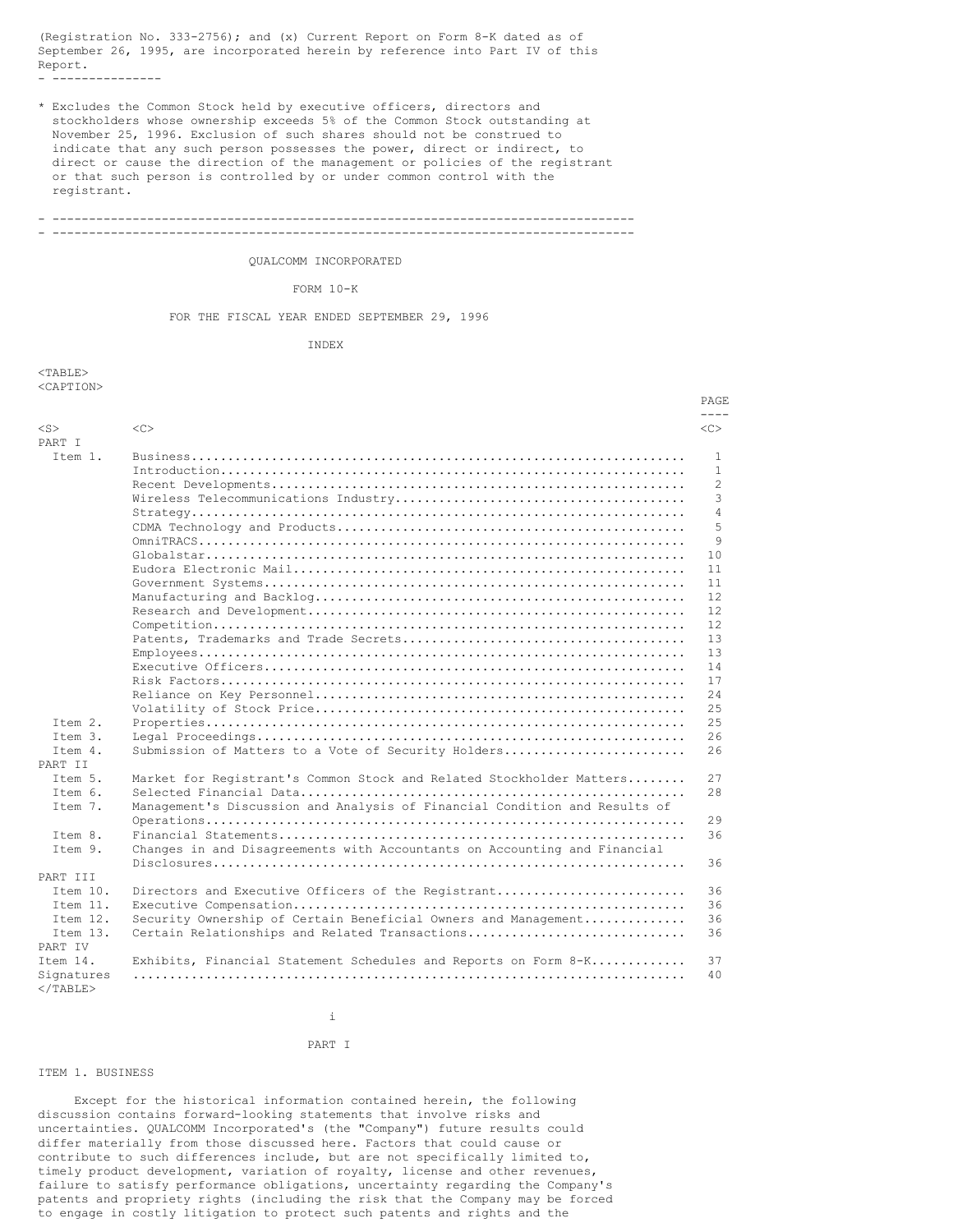(Registration No. 333-2756); and (x) Current Report on Form 8-K dated as of September 26, 1995, are incorporated herein by reference into Part IV of this Report.

---

* Excludes the Common Stock held by executive officers, directors and stockholders whose ownership exceeds 5% of the Common Stock outstanding at November 25, 1996. Exclusion of such shares should not be construed to indicate that any such person possesses the power, direct or indirect, to direct or cause the direction of the management or policies of the registrant or that such person is controlled by or under common control with the registrant.

---

QUALCOMM INCORPORATED

FORM 10-K

FOR THE FISCAL YEAR ENDED SEPTEMBER 29, 1996

INDEX

| | | PAGE |
|---|---|---|
| PART I | | |
| Item 1. | Business | 1 |
| | Introduction | 1 |
| | Recent Developments | 2 |
| | Wireless Telecommunications Industry | 3 |
| | Strategy | 4 |
| | CDMA Technology and Products | 5 |
| | OmniTRACS | 9 |
| | Globalstar | 10 |
| | Eudora Electronic Mail | 11 |
| | Government Systems | 11 |
| | Manufacturing and Backlog | 12 |
| | Research and Development | 12 |
| | Competition | 12 |
| | Patents, Trademarks and Trade Secrets | 13 |
| | Employees | 13 |
| | Executive Officers | 14 |
| | Risk Factors | 17 |
| | Reliance on Key Personnel | 24 |
| | Volatility of Stock Price | 25 |
| Item 2. | Properties | 25 |
| Item 3. | Legal Proceedings | 26 |
| Item 4. | Submission of Matters to a Vote of Security Holders | 26 |
| PART II | | |
| Item 5. | Market for Registrant's Common Stock and Related Stockholder Matters | 27 |
| Item 6. | Selected Financial Data | 28 |
| Item 7. | Management's Discussion and Analysis of Financial Condition and Results of Operations | 29 |
| Item 8. | Financial Statements | 36 |
| Item 9. | Changes in and Disagreements with Accountants on Accounting and Financial Disclosures | 36 |
| PART III | | |
| Item 10. | Directors and Executive Officers of the Registrant | 36 |
| Item 11. | Executive Compensation | 36 |
| Item 12. | Security Ownership of Certain Beneficial Owners and Management | 36 |
| Item 13. | Certain Relationships and Related Transactions | 36 |
| PART IV | | |
| Item 14. | Exhibits, Financial Statement Schedules and Reports on Form 8-K | 37 |
| Signatures | | 40 |

# PART I

## ITEM 1. BUSINESS

Except for the historical information contained herein, the following discussion contains forward-looking statements that involve risks and uncertainties. QUALCOMM Incorporated's (the "Company") future results could differ materially from those discussed here. Factors that could cause or contribute to such differences include, but are not specifically limited to, timely product development, variation of royalty, license and other revenues, failure to satisfy performance obligations, uncertainty regarding the Company's patents and propriety rights (including the risk that the Company may be forced to engage in costly litigation to protect such patents and rights and the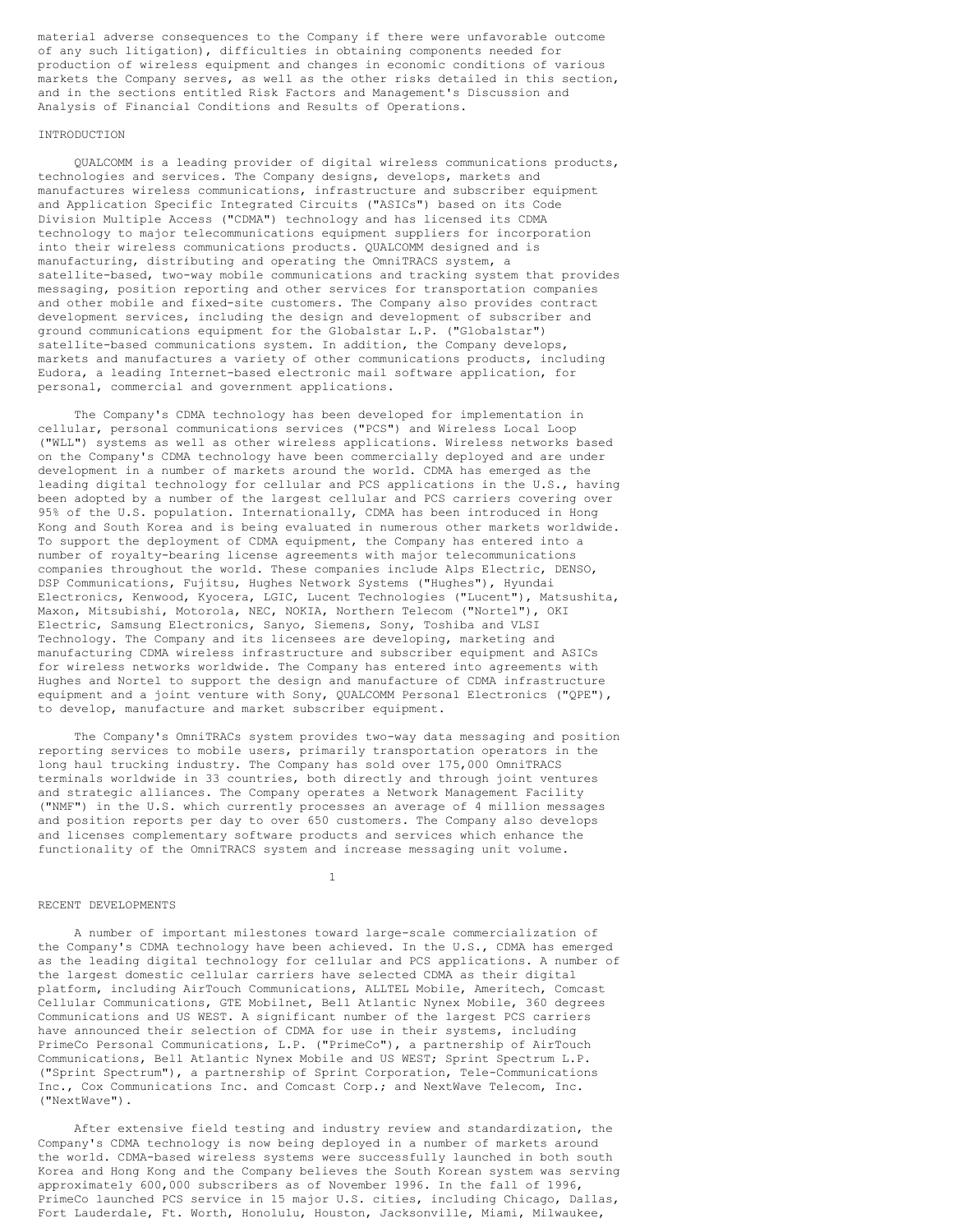material adverse consequences to the Company if there were unfavorable outcome of any such litigation), difficulties in obtaining components needed for production of wireless equipment and changes in economic conditions of various markets the Company serves, as well as the other risks detailed in this section, and in the sections entitled Risk Factors and Management's Discussion and Analysis of Financial Conditions and Results of Operations.

## INTRODUCTION

QUALCOMM is a leading provider of digital wireless communications products, technologies and services. The Company designs, develops, markets and manufactures wireless communications, infrastructure and subscriber equipment and Application Specific Integrated Circuits ("ASICs") based on its Code Division Multiple Access ("CDMA") technology and has licensed its CDMA technology to major telecommunications equipment suppliers for incorporation into their wireless communications products. QUALCOMM designed and is manufacturing, distributing and operating the OmniTRACS system, a satellite-based, two-way mobile communications and tracking system that provides messaging, position reporting and other services for transportation companies and other mobile and fixed-site customers. The Company also provides contract development services, including the design and development of subscriber and ground communications equipment for the Globalstar L.P. ("Globalstar") satellite-based communications system. In addition, the Company develops, markets and manufactures a variety of other communications products, including Eudora, a leading Internet-based electronic mail software application, for personal, commercial and government applications.

The Company's CDMA technology has been developed for implementation in cellular, personal communications services ("PCS") and Wireless Local Loop ("WLL") systems as well as other wireless applications. Wireless networks based on the Company's CDMA technology have been commercially deployed and are under development in a number of markets around the world. CDMA has emerged as the leading digital technology for cellular and PCS applications in the U.S., having been adopted by a number of the largest cellular and PCS carriers covering over 95% of the U.S. population. Internationally, CDMA has been introduced in Hong Kong and South Korea and is being evaluated in numerous other markets worldwide. To support the deployment of CDMA equipment, the Company has entered into a number of royalty-bearing license agreements with major telecommunications companies throughout the world. These companies include Alps Electric, DENSO, DSP Communications, Fujitsu, Hughes Network Systems ("Hughes"), Hyundai Electronics, Kenwood, Kyocera, LGIC, Lucent Technologies ("Lucent"), Matsushita, Maxon, Mitsubishi, Motorola, NEC, NOKIA, Northern Telecom ("Nortel"), OKI Electric, Samsung Electronics, Sanyo, Siemens, Sony, Toshiba and VLSI Technology. The Company and its licensees are developing, marketing and manufacturing CDMA wireless infrastructure and subscriber equipment and ASICs for wireless networks worldwide. The Company has entered into agreements with Hughes and Nortel to support the design and manufacture of CDMA infrastructure equipment and a joint venture with Sony, QUALCOMM Personal Electronics ("QPE"), to develop, manufacture and market subscriber equipment.

The Company's OmniTRACs system provides two-way data messaging and position reporting services to mobile users, primarily transportation operators in the long haul trucking industry. The Company has sold over 175,000 OmniTRACS terminals worldwide in 33 countries, both directly and through joint ventures and strategic alliances. The Company operates a Network Management Facility ("NMF") in the U.S. which currently processes an average of 4 million messages and position reports per day to over 650 customers. The Company also develops and licenses complementary software products and services which enhance the functionality of the OmniTRACS system and increase messaging unit volume.

## RECENT DEVELOPMENTS

A number of important milestones toward large-scale commercialization of the Company's CDMA technology have been achieved. In the U.S., CDMA has emerged as the leading digital technology for cellular and PCS applications. A number of the largest domestic cellular carriers have selected CDMA as their digital platform, including AirTouch Communications, ALLTEL Mobile, Ameritech, Comcast Cellular Communications, GTE Mobilnet, Bell Atlantic Nynex Mobile, 360 degrees Communications and US WEST. A significant number of the largest PCS carriers have announced their selection of CDMA for use in their systems, including PrimeCo Personal Communications, L.P. ("PrimeCo"), a partnership of AirTouch Communications, Bell Atlantic Nynex Mobile and US WEST; Sprint Spectrum L.P. ("Sprint Spectrum"), a partnership of Sprint Corporation, Tele-Communications Inc., Cox Communications Inc. and Comcast Corp.; and NextWave Telecom, Inc. ("NextWave").

After extensive field testing and industry review and standardization, the Company's CDMA technology is now being deployed in a number of markets around the world. CDMA-based wireless systems were successfully launched in both south Korea and Hong Kong and the Company believes the South Korean system was serving approximately 600,000 subscribers as of November 1996. In the fall of 1996, PrimeCo launched PCS service in 15 major U.S. cities, including Chicago, Dallas, Fort Lauderdale, Ft. Worth, Honolulu, Houston, Jacksonville, Miami, Milwaukee,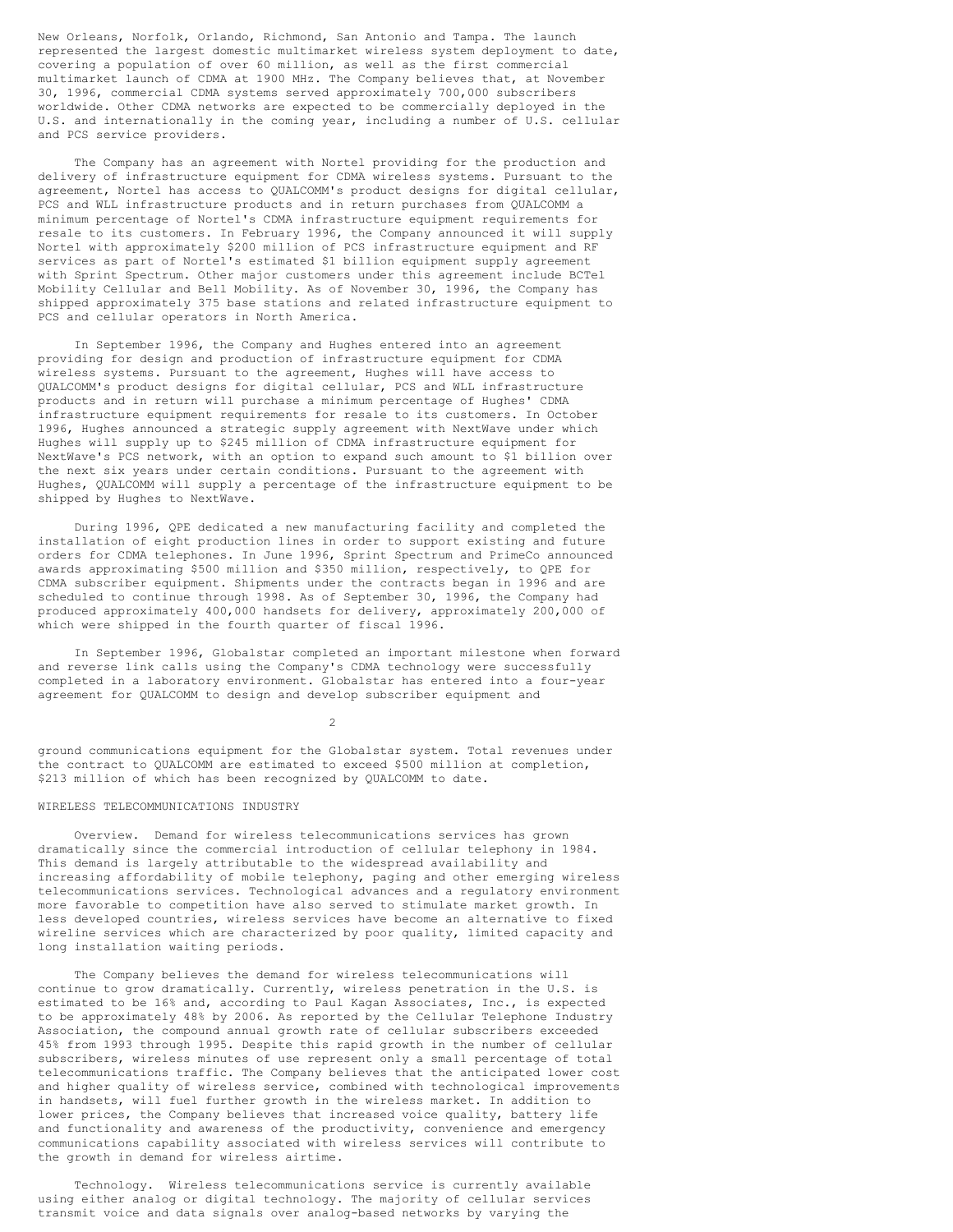New Orleans, Norfolk, Orlando, Richmond, San Antonio and Tampa. The launch represented the largest domestic multimarket wireless system deployment to date, covering a population of over 60 million, as well as the first commercial multimarket launch of CDMA at 1900 MHz. The Company believes that, at November 30, 1996, commercial CDMA systems served approximately 700,000 subscribers worldwide. Other CDMA networks are expected to be commercially deployed in the U.S. and internationally in the coming year, including a number of U.S. cellular and PCS service providers.

The Company has an agreement with Nortel providing for the production and delivery of infrastructure equipment for CDMA wireless systems. Pursuant to the agreement, Nortel has access to QUALCOMM's product designs for digital cellular, PCS and WLL infrastructure products and in return purchases from QUALCOMM a minimum percentage of Nortel's CDMA infrastructure equipment requirements for resale to its customers. In February 1996, the Company announced it will supply Nortel with approximately $200 million of PCS infrastructure equipment and RF services as part of Nortel's estimated $1 billion equipment supply agreement with Sprint Spectrum. Other major customers under this agreement include BCTel Mobility Cellular and Bell Mobility. As of November 30, 1996, the Company has shipped approximately 375 base stations and related infrastructure equipment to PCS and cellular operators in North America.

In September 1996, the Company and Hughes entered into an agreement providing for design and production of infrastructure equipment for CDMA wireless systems. Pursuant to the agreement, Hughes will have access to QUALCOMM's product designs for digital cellular, PCS and WLL infrastructure products and in return will purchase a minimum percentage of Hughes' CDMA infrastructure equipment requirements for resale to its customers. In October 1996, Hughes announced a strategic supply agreement with NextWave under which Hughes will supply up to $245 million of CDMA infrastructure equipment for NextWave's PCS network, with an option to expand such amount to $1 billion over the next six years under certain conditions. Pursuant to the agreement with Hughes, QUALCOMM will supply a percentage of the infrastructure equipment to be shipped by Hughes to NextWave.

During 1996, QPE dedicated a new manufacturing facility and completed the installation of eight production lines in order to support existing and future orders for CDMA telephones. In June 1996, Sprint Spectrum and PrimeCo announced awards approximating $500 million and $350 million, respectively, to QPE for CDMA subscriber equipment. Shipments under the contracts began in 1996 and are scheduled to continue through 1998. As of September 30, 1996, the Company had produced approximately 400,000 handsets for delivery, approximately 200,000 of which were shipped in the fourth quarter of fiscal 1996.

In September 1996, Globalstar completed an important milestone when forward and reverse link calls using the Company's CDMA technology were successfully completed in a laboratory environment. Globalstar has entered into a four-year agreement for QUALCOMM to design and develop subscriber equipment and ground communications equipment for the Globalstar system. Total revenues under the contract to QUALCOMM are estimated to exceed $500 million at completion, $213 million of which has been recognized by QUALCOMM to date.

## WIRELESS TELECOMMUNICATIONS INDUSTRY

Overview. Demand for wireless telecommunications services has grown dramatically since the commercial introduction of cellular telephony in 1984. This demand is largely attributable to the widespread availability and increasing affordability of mobile telephony, paging and other emerging wireless telecommunications services. Technological advances and a regulatory environment more favorable to competition have also served to stimulate market growth. In less developed countries, wireless services have become an alternative to fixed wireline services which are characterized by poor quality, limited capacity and long installation waiting periods.

The Company believes the demand for wireless telecommunications will continue to grow dramatically. Currently, wireless penetration in the U.S. is estimated to be 16% and, according to Paul Kagan Associates, Inc., is expected to be approximately 48% by 2006. As reported by the Cellular Telephone Industry Association, the compound annual growth rate of cellular subscribers exceeded 45% from 1993 through 1995. Despite this rapid growth in the number of cellular subscribers, wireless minutes of use represent only a small percentage of total telecommunications traffic. The Company believes that the anticipated lower cost and higher quality of wireless service, combined with technological improvements in handsets, will fuel further growth in the wireless market. In addition to lower prices, the Company believes that increased voice quality, battery life and functionality and awareness of the productivity, convenience and emergency communications capability associated with wireless services will contribute to the growth in demand for wireless airtime.

Technology. Wireless telecommunications service is currently available using either analog or digital technology. The majority of cellular services transmit voice and data signals over analog-based networks by varying the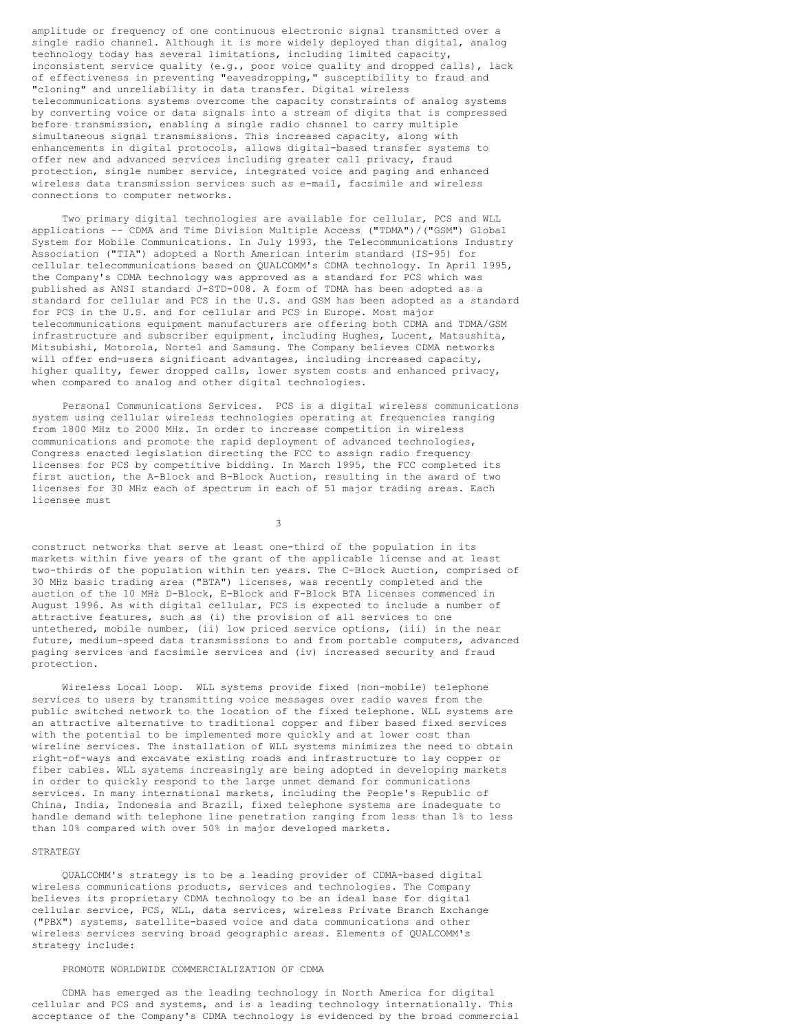amplitude or frequency of one continuous electronic signal transmitted over a single radio channel. Although it is more widely deployed than digital, analog technology today has several limitations, including limited capacity, inconsistent service quality (e.g., poor voice quality and dropped calls), lack of effectiveness in preventing "eavesdropping," susceptibility to fraud and "cloning" and unreliability in data transfer. Digital wireless telecommunications systems overcome the capacity constraints of analog systems by converting voice or data signals into a stream of digits that is compressed before transmission, enabling a single radio channel to carry multiple simultaneous signal transmissions. This increased capacity, along with enhancements in digital protocols, allows digital-based transfer systems to offer new and advanced services including greater call privacy, fraud protection, single number service, integrated voice and paging and enhanced wireless data transmission services such as e-mail, facsimile and wireless connections to computer networks.

Two primary digital technologies are available for cellular, PCS and WLL applications -- CDMA and Time Division Multiple Access ("TDMA")/("GSM") Global System for Mobile Communications. In July 1993, the Telecommunications Industry Association ("TIA") adopted a North American interim standard (IS-95) for cellular telecommunications based on QUALCOMM's CDMA technology. In April 1995, the Company's CDMA technology was approved as a standard for PCS which was published as ANSI standard J-STD-008. A form of TDMA has been adopted as a standard for cellular and PCS in the U.S. and GSM has been adopted as a standard for PCS in the U.S. and for cellular and PCS in Europe. Most major telecommunications equipment manufacturers are offering both CDMA and TDMA/GSM infrastructure and subscriber equipment, including Hughes, Lucent, Matsushita, Mitsubishi, Motorola, Nortel and Samsung. The Company believes CDMA networks will offer end-users significant advantages, including increased capacity, higher quality, fewer dropped calls, lower system costs and enhanced privacy, when compared to analog and other digital technologies.

Personal Communications Services. PCS is a digital wireless communications system using cellular wireless technologies operating at frequencies ranging from 1800 MHz to 2000 MHz. In order to increase competition in wireless communications and promote the rapid deployment of advanced technologies, Congress enacted legislation directing the FCC to assign radio frequency licenses for PCS by competitive bidding. In March 1995, the FCC completed its first auction, the A-Block and B-Block Auction, resulting in the award of two licenses for 30 MHz each of spectrum in each of 51 major trading areas. Each licensee must construct networks that serve at least one-third of the population in its markets within five years of the grant of the applicable license and at least two-thirds of the population within ten years. The C-Block Auction, comprised of 30 MHz basic trading area ("BTA") licenses, was recently completed and the auction of the 10 MHz D-Block, E-Block and F-Block BTA licenses commenced in August 1996. As with digital cellular, PCS is expected to include a number of attractive features, such as (i) the provision of all services to one untethered, mobile number, (ii) low priced service options, (iii) in the near future, medium-speed data transmissions to and from portable computers, advanced paging services and facsimile services and (iv) increased security and fraud protection.

Wireless Local Loop. WLL systems provide fixed (non-mobile) telephone services to users by transmitting voice messages over radio waves from the public switched network to the location of the fixed telephone. WLL systems are an attractive alternative to traditional copper and fiber based fixed services with the potential to be implemented more quickly and at lower cost than wireline services. The installation of WLL systems minimizes the need to obtain right-of-ways and excavate existing roads and infrastructure to lay copper or fiber cables. WLL systems increasingly are being adopted in developing markets in order to quickly respond to the large unmet demand for communications services. In many international markets, including the People's Republic of China, India, Indonesia and Brazil, fixed telephone systems are inadequate to handle demand with telephone line penetration ranging from less than 1% to less than 10% compared with over 50% in major developed markets.

## STRATEGY

QUALCOMM's strategy is to be a leading provider of CDMA-based digital wireless communications products, services and technologies. The Company believes its proprietary CDMA technology to be an ideal base for digital cellular service, PCS, WLL, data services, wireless Private Branch Exchange ("PBX") systems, satellite-based voice and data communications and other wireless services serving broad geographic areas. Elements of QUALCOMM's strategy include:

### PROMOTE WORLDWIDE COMMERCIALIZATION OF CDMA

CDMA has emerged as the leading technology in North America for digital cellular and PCS and systems, and is a leading technology internationally. This acceptance of the Company's CDMA technology is evidenced by the broad commercial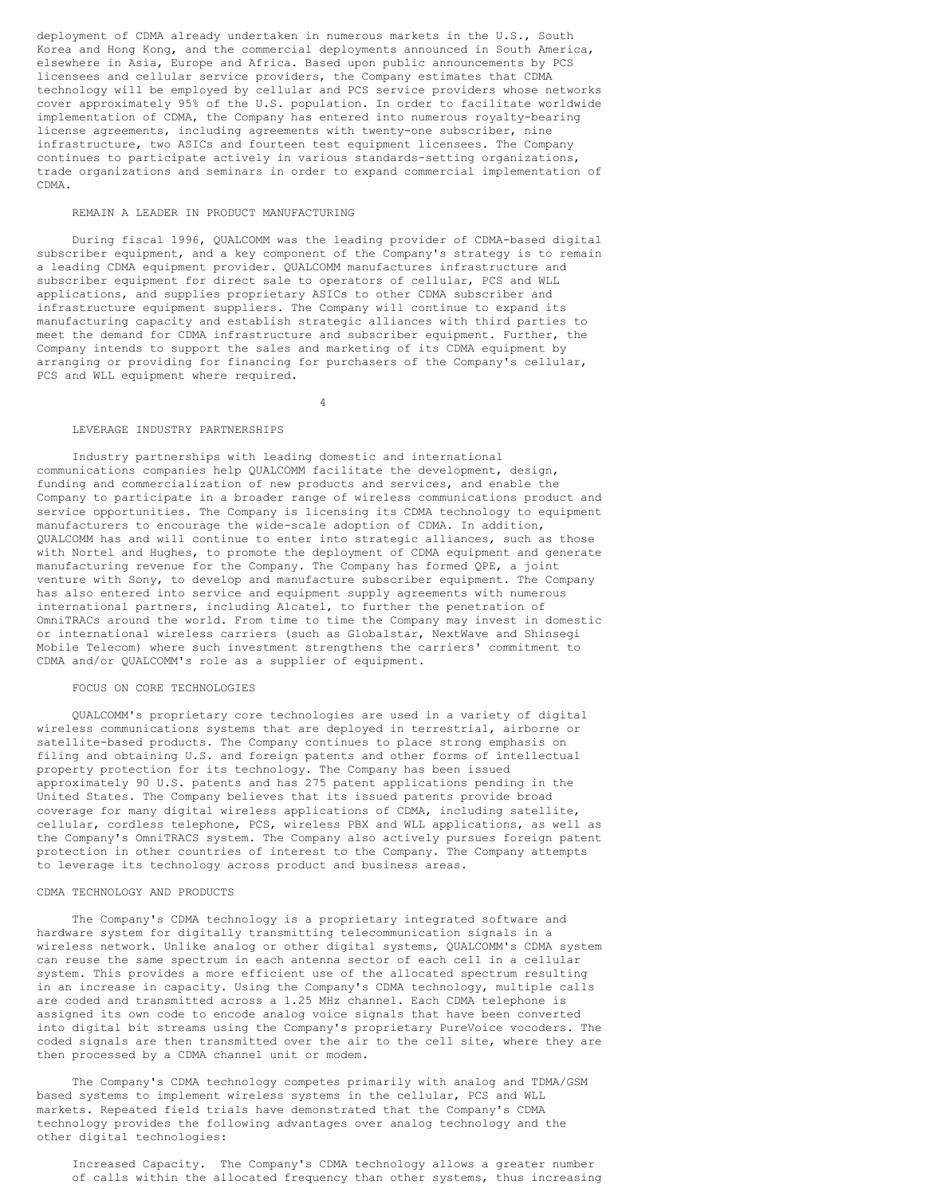deployment of CDMA already undertaken in numerous markets in the U.S., South Korea and Hong Kong, and the commercial deployments announced in South America, elsewhere in Asia, Europe and Africa. Based upon public announcements by PCS licensees and cellular service providers, the Company estimates that CDMA technology will be employed by cellular and PCS service providers whose networks cover approximately 95% of the U.S. population. In order to facilitate worldwide implementation of CDMA, the Company has entered into numerous royalty-bearing license agreements, including agreements with twenty-one subscriber, nine infrastructure, two ASICs and fourteen test equipment licensees. The Company continues to participate actively in various standards-setting organizations, trade organizations and seminars in order to expand commercial implementation of CDMA.

### REMAIN A LEADER IN PRODUCT MANUFACTURING

During fiscal 1996, QUALCOMM was the leading provider of CDMA-based digital subscriber equipment, and a key component of the Company's strategy is to remain a leading CDMA equipment provider. QUALCOMM manufactures infrastructure and subscriber equipment for direct sale to operators of cellular, PCS and WLL applications, and supplies proprietary ASICs to other CDMA subscriber and infrastructure equipment suppliers. The Company will continue to expand its manufacturing capacity and establish strategic alliances with third parties to meet the demand for CDMA infrastructure and subscriber equipment. Further, the Company intends to support the sales and marketing of its CDMA equipment by arranging or providing for financing for purchasers of the Company's cellular, PCS and WLL equipment where required.

### LEVERAGE INDUSTRY PARTNERSHIPS

Industry partnerships with leading domestic and international communications companies help QUALCOMM facilitate the development, design, funding and commercialization of new products and services, and enable the Company to participate in a broader range of wireless communications product and service opportunities. The Company is licensing its CDMA technology to equipment manufacturers to encourage the wide-scale adoption of CDMA. In addition, QUALCOMM has and will continue to enter into strategic alliances, such as those with Nortel and Hughes, to promote the deployment of CDMA equipment and generate manufacturing revenue for the Company. The Company has formed QPE, a joint venture with Sony, to develop and manufacture subscriber equipment. The Company has also entered into service and equipment supply agreements with numerous international partners, including Alcatel, to further the penetration of OmniTRACs around the world. From time to time the Company may invest in domestic or international wireless carriers (such as Globalstar, NextWave and Shinsegi Mobile Telecom) where such investment strengthens the carriers' commitment to CDMA and/or QUALCOMM's role as a supplier of equipment.

### FOCUS ON CORE TECHNOLOGIES

QUALCOMM's proprietary core technologies are used in a variety of digital wireless communications systems that are deployed in terrestrial, airborne or satellite-based products. The Company continues to place strong emphasis on filing and obtaining U.S. and foreign patents and other forms of intellectual property protection for its technology. The Company has been issued approximately 90 U.S. patents and has 275 patent applications pending in the United States. The Company believes that its issued patents provide broad coverage for many digital wireless applications of CDMA, including satellite, cellular, cordless telephone, PCS, wireless PBX and WLL applications, as well as the Company's OmniTRACS system. The Company also actively pursues foreign patent protection in other countries of interest to the Company. The Company attempts to leverage its technology across product and business areas.

## CDMA TECHNOLOGY AND PRODUCTS

The Company's CDMA technology is a proprietary integrated software and hardware system for digitally transmitting telecommunication signals in a wireless network. Unlike analog or other digital systems, QUALCOMM's CDMA system can reuse the same spectrum in each antenna sector of each cell in a cellular system. This provides a more efficient use of the allocated spectrum resulting in an increase in capacity. Using the Company's CDMA technology, multiple calls are coded and transmitted across a 1.25 MHz channel. Each CDMA telephone is assigned its own code to encode analog voice signals that have been converted into digital bit streams using the Company's proprietary PureVoice vocoders. The coded signals are then transmitted over the air to the cell site, where they are then processed by a CDMA channel unit or modem.

The Company's CDMA technology competes primarily with analog and TDMA/GSM based systems to implement wireless systems in the cellular, PCS and WLL markets. Repeated field trials have demonstrated that the Company's CDMA technology provides the following advantages over analog technology and the other digital technologies:

Increased Capacity. The Company's CDMA technology allows a greater number of calls within the allocated frequency than other systems, thus increasing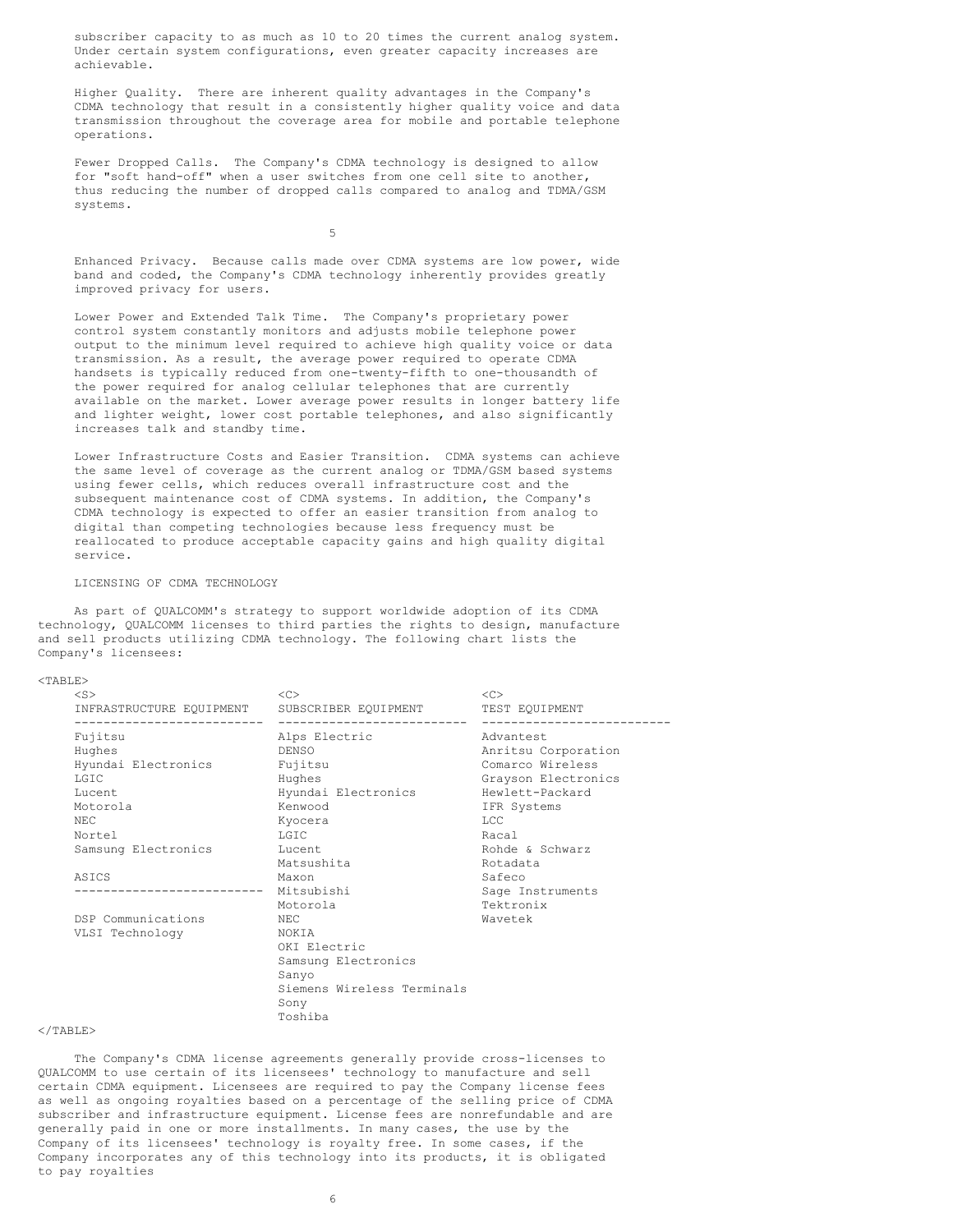subscriber capacity to as much as 10 to 20 times the current analog system. Under certain system configurations, even greater capacity increases are achievable.

Higher Quality. There are inherent quality advantages in the Company's CDMA technology that result in a consistently higher quality voice and data transmission throughout the coverage area for mobile and portable telephone operations.

Fewer Dropped Calls. The Company's CDMA technology is designed to allow for "soft hand-off" when a user switches from one cell site to another, thus reducing the number of dropped calls compared to analog and TDMA/GSM systems.

Enhanced Privacy. Because calls made over CDMA systems are low power, wide band and coded, the Company's CDMA technology inherently provides greatly improved privacy for users.

Lower Power and Extended Talk Time. The Company's proprietary power control system constantly monitors and adjusts mobile telephone power output to the minimum level required to achieve high quality voice or data transmission. As a result, the average power required to operate CDMA handsets is typically reduced from one-twenty-fifth to one-thousandth of the power required for analog cellular telephones that are currently available on the market. Lower average power results in longer battery life and lighter weight, lower cost portable telephones, and also significantly increases talk and standby time.

Lower Infrastructure Costs and Easier Transition. CDMA systems can achieve the same level of coverage as the current analog or TDMA/GSM based systems using fewer cells, which reduces overall infrastructure cost and the subsequent maintenance cost of CDMA systems. In addition, the Company's CDMA technology is expected to offer an easier transition from analog to digital than competing technologies because less frequency must be reallocated to produce acceptable capacity gains and high quality digital service.

LICENSING OF CDMA TECHNOLOGY

As part of QUALCOMM's strategy to support worldwide adoption of its CDMA technology, QUALCOMM licenses to third parties the rights to design, manufacture and sell products utilizing CDMA technology. The following chart lists the Company's licensees:

| INFRASTRUCTURE EQUIPMENT | SUBSCRIBER EQUIPMENT | TEST EQUIPMENT |
|---|---|---|
| Fujitsu | Alps Electric | Advantest |
| Hughes | DENSO | Anritsu Corporation |
| Hyundai Electronics | Fujitsu | Comarco Wireless |
| LGIC | Hughes | Grayson Electronics |
| Lucent | Hyundai Electronics | Hewlett-Packard |
| Motorola | Kenwood | IFR Systems |
| NEC | Kyocera | LCC |
| Nortel | LGIC | Racal |
| Samsung Electronics | Lucent | Rohde & Schwarz |
| | Matsushita | Rotadata |
| ASICS | Maxon | Safeco |
| | Mitsubishi | Sage Instruments |
| | Motorola | Tektronix |
| DSP Communications | NEC | Wavetek |
| VLSI Technology | NOKIA | |
| | OKI Electric | |
| | Samsung Electronics | |
| | Sanyo | |
| | Siemens Wireless Terminals | |
| | Sony | |
| | Toshiba | |

The Company's CDMA license agreements generally provide cross-licenses to QUALCOMM to use certain of its licensees' technology to manufacture and sell certain CDMA equipment. Licensees are required to pay the Company license fees as well as ongoing royalties based on a percentage of the selling price of CDMA subscriber and infrastructure equipment. License fees are nonrefundable and are generally paid in one or more installments. In many cases, the use by the Company of its licensees' technology is royalty free. In some cases, if the Company incorporates any of this technology into its products, it is obligated to pay royalties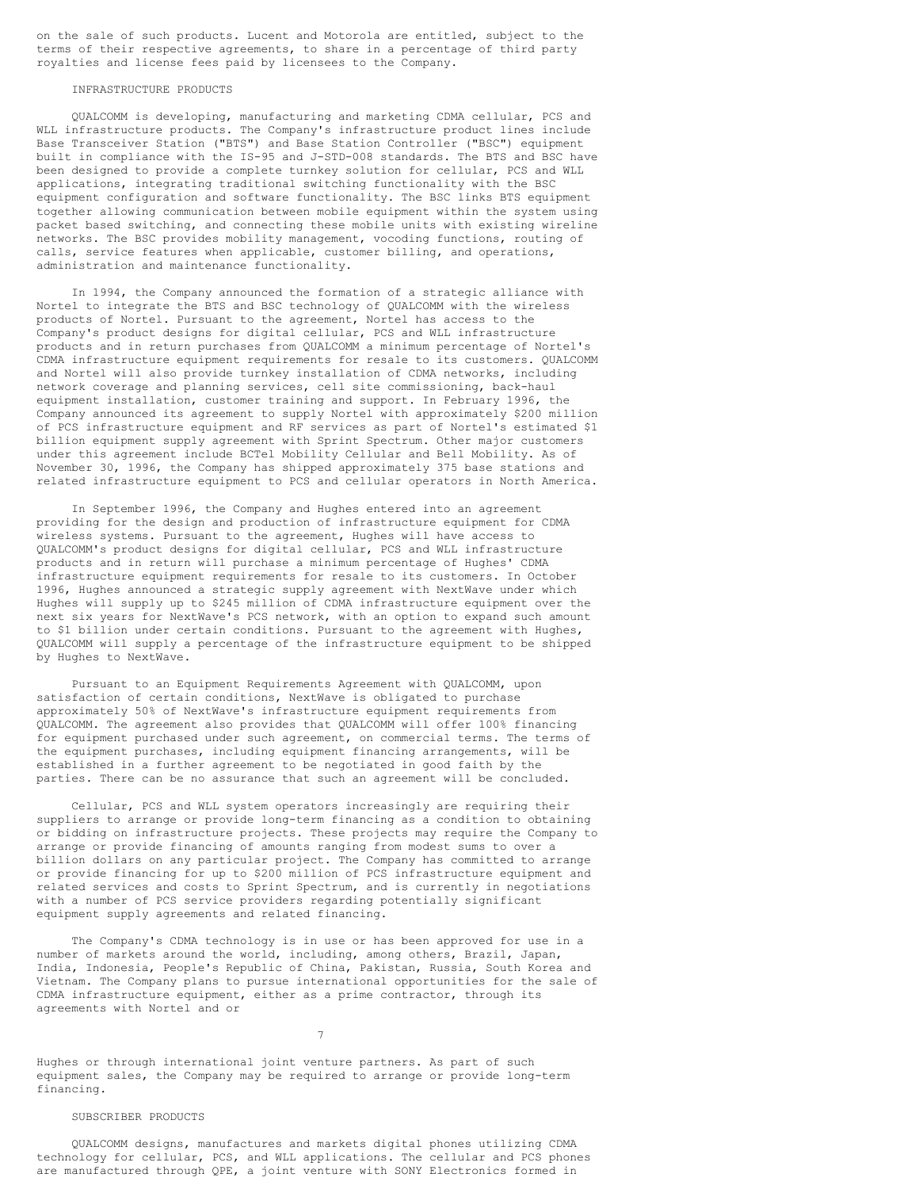on the sale of such products. Lucent and Motorola are entitled, subject to the terms of their respective agreements, to share in a percentage of third party royalties and license fees paid by licensees to the Company.

### INFRASTRUCTURE PRODUCTS

QUALCOMM is developing, manufacturing and marketing CDMA cellular, PCS and WLL infrastructure products. The Company's infrastructure product lines include Base Transceiver Station ("BTS") and Base Station Controller ("BSC") equipment built in compliance with the IS-95 and J-STD-008 standards. The BTS and BSC have been designed to provide a complete turnkey solution for cellular, PCS and WLL applications, integrating traditional switching functionality with the BSC equipment configuration and software functionality. The BSC links BTS equipment together allowing communication between mobile equipment within the system using packet based switching, and connecting these mobile units with existing wireline networks. The BSC provides mobility management, vocoding functions, routing of calls, service features when applicable, customer billing, and operations, administration and maintenance functionality.

In 1994, the Company announced the formation of a strategic alliance with Nortel to integrate the BTS and BSC technology of QUALCOMM with the wireless products of Nortel. Pursuant to the agreement, Nortel has access to the Company's product designs for digital cellular, PCS and WLL infrastructure products and in return purchases from QUALCOMM a minimum percentage of Nortel's CDMA infrastructure equipment requirements for resale to its customers. QUALCOMM and Nortel will also provide turnkey installation of CDMA networks, including network coverage and planning services, cell site commissioning, back-haul equipment installation, customer training and support. In February 1996, the Company announced its agreement to supply Nortel with approximately $200 million of PCS infrastructure equipment and RF services as part of Nortel's estimated $1 billion equipment supply agreement with Sprint Spectrum. Other major customers under this agreement include BCTel Mobility Cellular and Bell Mobility. As of November 30, 1996, the Company has shipped approximately 375 base stations and related infrastructure equipment to PCS and cellular operators in North America.

In September 1996, the Company and Hughes entered into an agreement providing for the design and production of infrastructure equipment for CDMA wireless systems. Pursuant to the agreement, Hughes will have access to QUALCOMM's product designs for digital cellular, PCS and WLL infrastructure products and in return will purchase a minimum percentage of Hughes' CDMA infrastructure equipment requirements for resale to its customers. In October 1996, Hughes announced a strategic supply agreement with NextWave under which Hughes will supply up to $245 million of CDMA infrastructure equipment over the next six years for NextWave's PCS network, with an option to expand such amount to $1 billion under certain conditions. Pursuant to the agreement with Hughes, QUALCOMM will supply a percentage of the infrastructure equipment to be shipped by Hughes to NextWave.

Pursuant to an Equipment Requirements Agreement with QUALCOMM, upon satisfaction of certain conditions, NextWave is obligated to purchase approximately 50% of NextWave's infrastructure equipment requirements from QUALCOMM. The agreement also provides that QUALCOMM will offer 100% financing for equipment purchased under such agreement, on commercial terms. The terms of the equipment purchases, including equipment financing arrangements, will be established in a further agreement to be negotiated in good faith by the parties. There can be no assurance that such an agreement will be concluded.

Cellular, PCS and WLL system operators increasingly are requiring their suppliers to arrange or provide long-term financing as a condition to obtaining or bidding on infrastructure projects. These projects may require the Company to arrange or provide financing of amounts ranging from modest sums to over a billion dollars on any particular project. The Company has committed to arrange or provide financing for up to $200 million of PCS infrastructure equipment and related services and costs to Sprint Spectrum, and is currently in negotiations with a number of PCS service providers regarding potentially significant equipment supply agreements and related financing.

The Company's CDMA technology is in use or has been approved for use in a number of markets around the world, including, among others, Brazil, Japan, India, Indonesia, People's Republic of China, Pakistan, Russia, South Korea and Vietnam. The Company plans to pursue international opportunities for the sale of CDMA infrastructure equipment, either as a prime contractor, through its agreements with Nortel and or Hughes or through international joint venture partners. As part of such equipment sales, the Company may be required to arrange or provide long-term financing.

### SUBSCRIBER PRODUCTS

QUALCOMM designs, manufactures and markets digital phones utilizing CDMA technology for cellular, PCS, and WLL applications. The cellular and PCS phones are manufactured through QPE, a joint venture with SONY Electronics formed in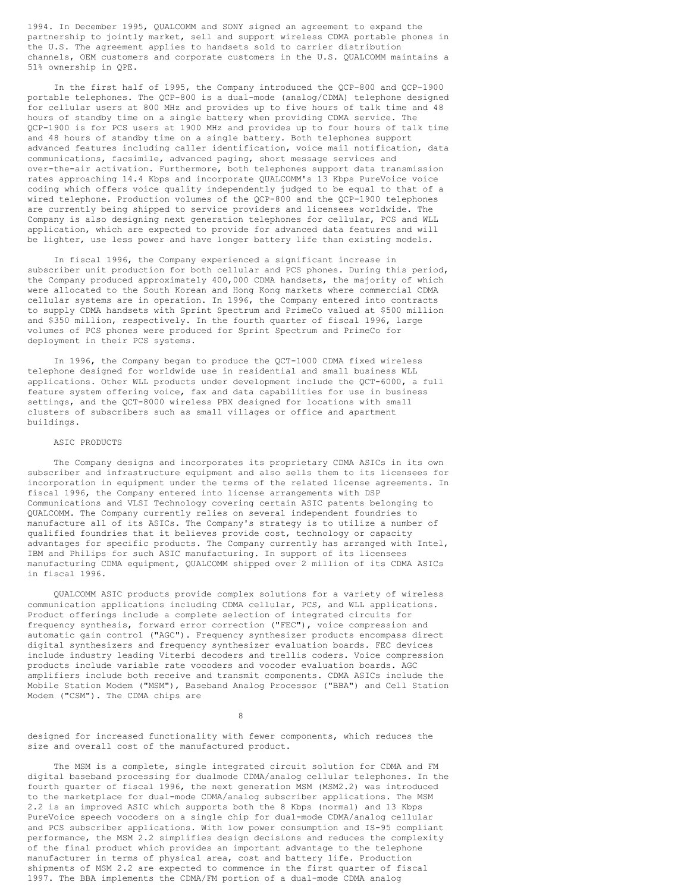1994. In December 1995, QUALCOMM and SONY signed an agreement to expand the partnership to jointly market, sell and support wireless CDMA portable phones in the U.S. The agreement applies to handsets sold to carrier distribution channels, OEM customers and corporate customers in the U.S. QUALCOMM maintains a 51% ownership in QPE.

In the first half of 1995, the Company introduced the QCP-800 and QCP-1900 portable telephones. The QCP-800 is a dual-mode (analog/CDMA) telephone designed for cellular users at 800 MHz and provides up to five hours of talk time and 48 hours of standby time on a single battery when providing CDMA service. The QCP-1900 is for PCS users at 1900 MHz and provides up to four hours of talk time and 48 hours of standby time on a single battery. Both telephones support advanced features including caller identification, voice mail notification, data communications, facsimile, advanced paging, short message services and over-the-air activation. Furthermore, both telephones support data transmission rates approaching 14.4 Kbps and incorporate QUALCOMM's 13 Kbps PureVoice voice coding which offers voice quality independently judged to be equal to that of a wired telephone. Production volumes of the QCP-800 and the QCP-1900 telephones are currently being shipped to service providers and licensees worldwide. The Company is also designing next generation telephones for cellular, PCS and WLL application, which are expected to provide for advanced data features and will be lighter, use less power and have longer battery life than existing models.

In fiscal 1996, the Company experienced a significant increase in subscriber unit production for both cellular and PCS phones. During this period, the Company produced approximately 400,000 CDMA handsets, the majority of which were allocated to the South Korean and Hong Kong markets where commercial CDMA cellular systems are in operation. In 1996, the Company entered into contracts to supply CDMA handsets with Sprint Spectrum and PrimeCo valued at $500 million and $350 million, respectively. In the fourth quarter of fiscal 1996, large volumes of PCS phones were produced for Sprint Spectrum and PrimeCo for deployment in their PCS systems.

In 1996, the Company began to produce the QCT-1000 CDMA fixed wireless telephone designed for worldwide use in residential and small business WLL applications. Other WLL products under development include the QCT-6000, a full feature system offering voice, fax and data capabilities for use in business settings, and the QCT-8000 wireless PBX designed for locations with small clusters of subscribers such as small villages or office and apartment buildings.

ASIC PRODUCTS

The Company designs and incorporates its proprietary CDMA ASICs in its own subscriber and infrastructure equipment and also sells them to its licensees for incorporation in equipment under the terms of the related license agreements. In fiscal 1996, the Company entered into license arrangements with DSP Communications and VLSI Technology covering certain ASIC patents belonging to QUALCOMM. The Company currently relies on several independent foundries to manufacture all of its ASICs. The Company's strategy is to utilize a number of qualified foundries that it believes provide cost, technology or capacity advantages for specific products. The Company currently has arranged with Intel, IBM and Philips for such ASIC manufacturing. In support of its licensees manufacturing CDMA equipment, QUALCOMM shipped over 2 million of its CDMA ASICs in fiscal 1996.

QUALCOMM ASIC products provide complex solutions for a variety of wireless communication applications including CDMA cellular, PCS, and WLL applications. Product offerings include a complete selection of integrated circuits for frequency synthesis, forward error correction ("FEC"), voice compression and automatic gain control ("AGC"). Frequency synthesizer products encompass direct digital synthesizers and frequency synthesizer evaluation boards. FEC devices include industry leading Viterbi decoders and trellis coders. Voice compression products include variable rate vocoders and vocoder evaluation boards. AGC amplifiers include both receive and transmit components. CDMA ASICs include the Mobile Station Modem ("MSM"), Baseband Analog Processor ("BBA") and Cell Station Modem ("CSM"). The CDMA chips are designed for increased functionality with fewer components, which reduces the size and overall cost of the manufactured product.

The MSM is a complete, single integrated circuit solution for CDMA and FM digital baseband processing for dualmode CDMA/analog cellular telephones. In the fourth quarter of fiscal 1996, the next generation MSM (MSM2.2) was introduced to the marketplace for dual-mode CDMA/analog subscriber applications. The MSM 2.2 is an improved ASIC which supports both the 8 Kbps (normal) and 13 Kbps PureVoice speech vocoders on a single chip for dual-mode CDMA/analog cellular and PCS subscriber applications. With low power consumption and IS-95 compliant performance, the MSM 2.2 simplifies design decisions and reduces the complexity of the final product which provides an important advantage to the telephone manufacturer in terms of physical area, cost and battery life. Production shipments of MSM 2.2 are expected to commence in the first quarter of fiscal 1997. The BBA implements the CDMA/FM portion of a dual-mode CDMA analog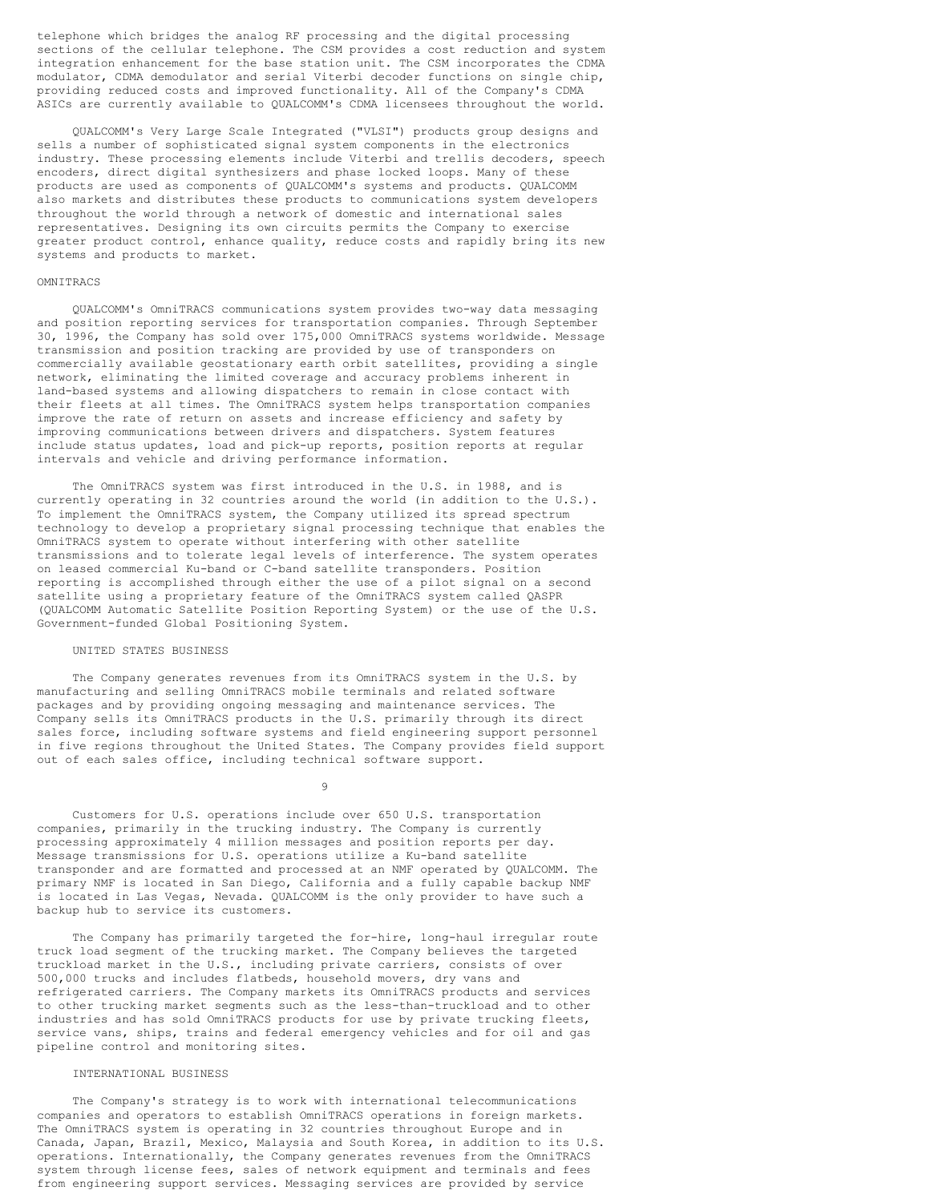telephone which bridges the analog RF processing and the digital processing sections of the cellular telephone. The CSM provides a cost reduction and system integration enhancement for the base station unit. The CSM incorporates the CDMA modulator, CDMA demodulator and serial Viterbi decoder functions on single chip, providing reduced costs and improved functionality. All of the Company's CDMA ASICs are currently available to QUALCOMM's CDMA licensees throughout the world.

QUALCOMM's Very Large Scale Integrated ("VLSI") products group designs and sells a number of sophisticated signal system components in the electronics industry. These processing elements include Viterbi and trellis decoders, speech encoders, direct digital synthesizers and phase locked loops. Many of these products are used as components of QUALCOMM's systems and products. QUALCOMM also markets and distributes these products to communications system developers throughout the world through a network of domestic and international sales representatives. Designing its own circuits permits the Company to exercise greater product control, enhance quality, reduce costs and rapidly bring its new systems and products to market.

## OMNITRACS

QUALCOMM's OmniTRACS communications system provides two-way data messaging and position reporting services for transportation companies. Through September 30, 1996, the Company has sold over 175,000 OmniTRACS systems worldwide. Message transmission and position tracking are provided by use of transponders on commercially available geostationary earth orbit satellites, providing a single network, eliminating the limited coverage and accuracy problems inherent in land-based systems and allowing dispatchers to remain in close contact with their fleets at all times. The OmniTRACS system helps transportation companies improve the rate of return on assets and increase efficiency and safety by improving communications between drivers and dispatchers. System features include status updates, load and pick-up reports, position reports at regular intervals and vehicle and driving performance information.

The OmniTRACS system was first introduced in the U.S. in 1988, and is currently operating in 32 countries around the world (in addition to the U.S.). To implement the OmniTRACS system, the Company utilized its spread spectrum technology to develop a proprietary signal processing technique that enables the OmniTRACS system to operate without interfering with other satellite transmissions and to tolerate legal levels of interference. The system operates on leased commercial Ku-band or C-band satellite transponders. Position reporting is accomplished through either the use of a pilot signal on a second satellite using a proprietary feature of the OmniTRACS system called QASPR (QUALCOMM Automatic Satellite Position Reporting System) or the use of the U.S. Government-funded Global Positioning System.

### UNITED STATES BUSINESS

The Company generates revenues from its OmniTRACS system in the U.S. by manufacturing and selling OmniTRACS mobile terminals and related software packages and by providing ongoing messaging and maintenance services. The Company sells its OmniTRACS products in the U.S. primarily through its direct sales force, including software systems and field engineering support personnel in five regions throughout the United States. The Company provides field support out of each sales office, including technical software support.

Customers for U.S. operations include over 650 U.S. transportation companies, primarily in the trucking industry. The Company is currently processing approximately 4 million messages and position reports per day. Message transmissions for U.S. operations utilize a Ku-band satellite transponder and are formatted and processed at an NMF operated by QUALCOMM. The primary NMF is located in San Diego, California and a fully capable backup NMF is located in Las Vegas, Nevada. QUALCOMM is the only provider to have such a backup hub to service its customers.

The Company has primarily targeted the for-hire, long-haul irregular route truck load segment of the trucking market. The Company believes the targeted truckload market in the U.S., including private carriers, consists of over 500,000 trucks and includes flatbeds, household movers, dry vans and refrigerated carriers. The Company markets its OmniTRACS products and services to other trucking market segments such as the less-than-truckload and to other industries and has sold OmniTRACS products for use by private trucking fleets, service vans, ships, trains and federal emergency vehicles and for oil and gas pipeline control and monitoring sites.

### INTERNATIONAL BUSINESS

The Company's strategy is to work with international telecommunications companies and operators to establish OmniTRACS operations in foreign markets. The OmniTRACS system is operating in 32 countries throughout Europe and in Canada, Japan, Brazil, Mexico, Malaysia and South Korea, in addition to its U.S. operations. Internationally, the Company generates revenues from the OmniTRACS system through license fees, sales of network equipment and terminals and fees from engineering support services. Messaging services are provided by service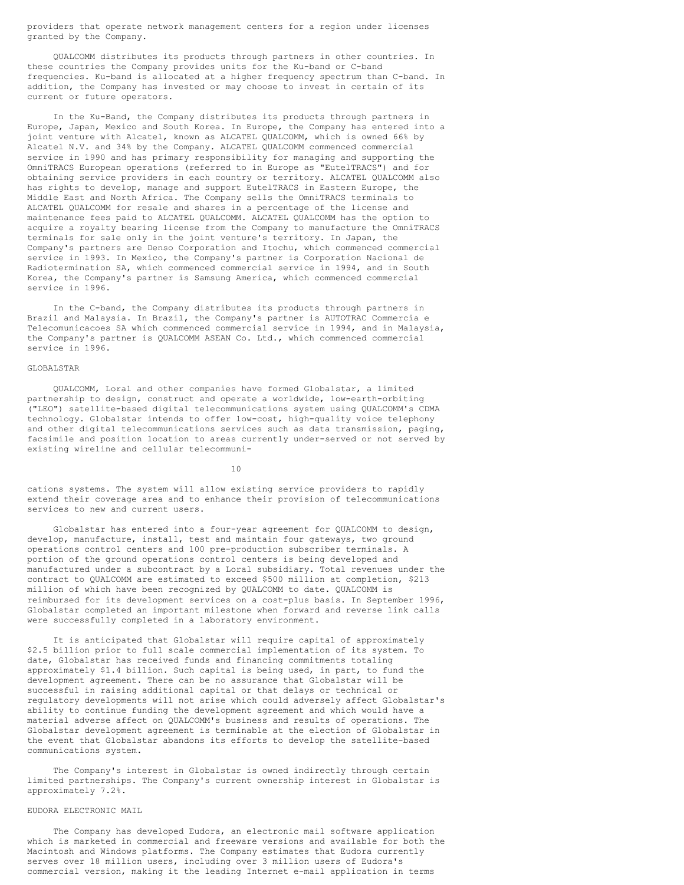providers that operate network management centers for a region under licenses granted by the Company.

QUALCOMM distributes its products through partners in other countries. In these countries the Company provides units for the Ku-band or C-band frequencies. Ku-band is allocated at a higher frequency spectrum than C-band. In addition, the Company has invested or may choose to invest in certain of its current or future operators.

In the Ku-Band, the Company distributes its products through partners in Europe, Japan, Mexico and South Korea. In Europe, the Company has entered into a joint venture with Alcatel, known as ALCATEL QUALCOMM, which is owned 66% by Alcatel N.V. and 34% by the Company. ALCATEL QUALCOMM commenced commercial service in 1990 and has primary responsibility for managing and supporting the OmniTRACS European operations (referred to in Europe as "EutelTRACS") and for obtaining service providers in each country or territory. ALCATEL QUALCOMM also has rights to develop, manage and support EutelTRACS in Eastern Europe, the Middle East and North Africa. The Company sells the OmniTRACS terminals to ALCATEL QUALCOMM for resale and shares in a percentage of the license and maintenance fees paid to ALCATEL QUALCOMM. ALCATEL QUALCOMM has the option to acquire a royalty bearing license from the Company to manufacture the OmniTRACS terminals for sale only in the joint venture's territory. In Japan, the Company's partners are Denso Corporation and Itochu, which commenced commercial service in 1993. In Mexico, the Company's partner is Corporation Nacional de Radiotermination SA, which commenced commercial service in 1994, and in South Korea, the Company's partner is Samsung America, which commenced commercial service in 1996.

In the C-band, the Company distributes its products through partners in Brazil and Malaysia. In Brazil, the Company's partner is AUTOTRAC Commercia e Telecomunicacoes SA which commenced commercial service in 1994, and in Malaysia, the Company's partner is QUALCOMM ASEAN Co. Ltd., which commenced commercial service in 1996.

GLOBALSTAR

QUALCOMM, Loral and other companies have formed Globalstar, a limited partnership to design, construct and operate a worldwide, low-earth-orbiting ("LEO") satellite-based digital telecommunications system using QUALCOMM's CDMA technology. Globalstar intends to offer low-cost, high-quality voice telephony and other digital telecommunications services such as data transmission, paging, facsimile and position location to areas currently under-served or not served by existing wireline and cellular telecommunications systems. The system will allow existing service providers to rapidly extend their coverage area and to enhance their provision of telecommunications services to new and current users.

Globalstar has entered into a four-year agreement for QUALCOMM to design, develop, manufacture, install, test and maintain four gateways, two ground operations control centers and 100 pre-production subscriber terminals. A portion of the ground operations control centers is being developed and manufactured under a subcontract by a Loral subsidiary. Total revenues under the contract to QUALCOMM are estimated to exceed $500 million at completion, $213 million of which have been recognized by QUALCOMM to date. QUALCOMM is reimbursed for its development services on a cost-plus basis. In September 1996, Globalstar completed an important milestone when forward and reverse link calls were successfully completed in a laboratory environment.

It is anticipated that Globalstar will require capital of approximately $2.5 billion prior to full scale commercial implementation of its system. To date, Globalstar has received funds and financing commitments totaling approximately $1.4 billion. Such capital is being used, in part, to fund the development agreement. There can be no assurance that Globalstar will be successful in raising additional capital or that delays or technical or regulatory developments will not arise which could adversely affect Globalstar's ability to continue funding the development agreement and which would have a material adverse affect on QUALCOMM's business and results of operations. The Globalstar development agreement is terminable at the election of Globalstar in the event that Globalstar abandons its efforts to develop the satellite-based communications system.

The Company's interest in Globalstar is owned indirectly through certain limited partnerships. The Company's current ownership interest in Globalstar is approximately 7.2%.

EUDORA ELECTRONIC MAIL

The Company has developed Eudora, an electronic mail software application which is marketed in commercial and freeware versions and available for both the Macintosh and Windows platforms. The Company estimates that Eudora currently serves over 18 million users, including over 3 million users of Eudora's commercial version, making it the leading Internet e-mail application in terms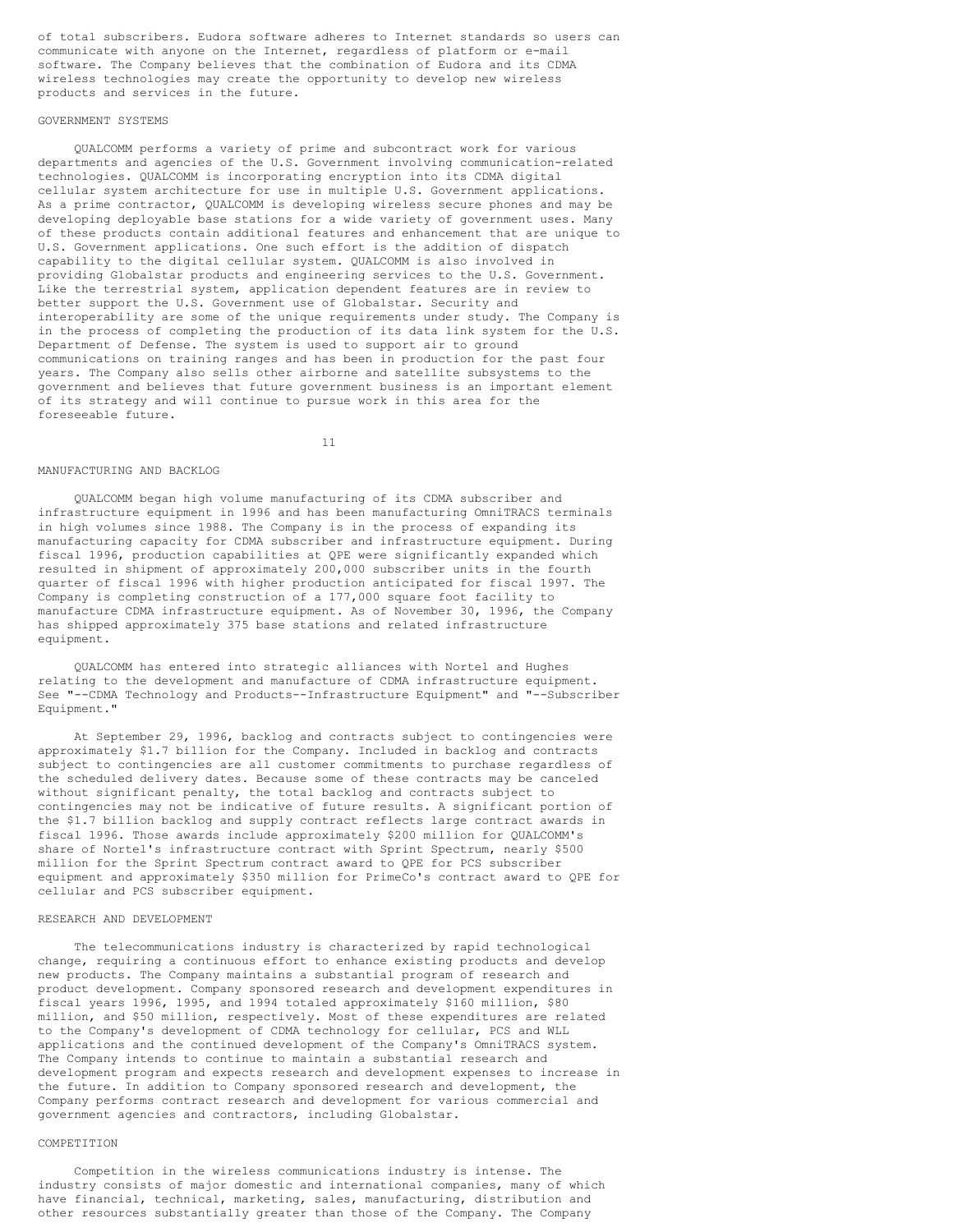of total subscribers. Eudora software adheres to Internet standards so users can communicate with anyone on the Internet, regardless of platform or e-mail software. The Company believes that the combination of Eudora and its CDMA wireless technologies may create the opportunity to develop new wireless products and services in the future.

## GOVERNMENT SYSTEMS

QUALCOMM performs a variety of prime and subcontract work for various departments and agencies of the U.S. Government involving communication-related technologies. QUALCOMM is incorporating encryption into its CDMA digital cellular system architecture for use in multiple U.S. Government applications. As a prime contractor, QUALCOMM is developing wireless secure phones and may be developing deployable base stations for a wide variety of government uses. Many of these products contain additional features and enhancement that are unique to U.S. Government applications. One such effort is the addition of dispatch capability to the digital cellular system. QUALCOMM is also involved in providing Globalstar products and engineering services to the U.S. Government. Like the terrestrial system, application dependent features are in review to better support the U.S. Government use of Globalstar. Security and interoperability are some of the unique requirements under study. The Company is in the process of completing the production of its data link system for the U.S. Department of Defense. The system is used to support air to ground communications on training ranges and has been in production for the past four years. The Company also sells other airborne and satellite subsystems to the government and believes that future government business is an important element of its strategy and will continue to pursue work in this area for the foreseeable future.

## MANUFACTURING AND BACKLOG

QUALCOMM began high volume manufacturing of its CDMA subscriber and infrastructure equipment in 1996 and has been manufacturing OmniTRACS terminals in high volumes since 1988. The Company is in the process of expanding its manufacturing capacity for CDMA subscriber and infrastructure equipment. During fiscal 1996, production capabilities at QPE were significantly expanded which resulted in shipment of approximately 200,000 subscriber units in the fourth quarter of fiscal 1996 with higher production anticipated for fiscal 1997. The Company is completing construction of a 177,000 square foot facility to manufacture CDMA infrastructure equipment. As of November 30, 1996, the Company has shipped approximately 375 base stations and related infrastructure equipment.

QUALCOMM has entered into strategic alliances with Nortel and Hughes relating to the development and manufacture of CDMA infrastructure equipment. See "--CDMA Technology and Products--Infrastructure Equipment" and "--Subscriber Equipment."

At September 29, 1996, backlog and contracts subject to contingencies were approximately $1.7 billion for the Company. Included in backlog and contracts subject to contingencies are all customer commitments to purchase regardless of the scheduled delivery dates. Because some of these contracts may be canceled without significant penalty, the total backlog and contracts subject to contingencies may not be indicative of future results. A significant portion of the $1.7 billion backlog and supply contract reflects large contract awards in fiscal 1996. Those awards include approximately $200 million for QUALCOMM's share of Nortel's infrastructure contract with Sprint Spectrum, nearly $500 million for the Sprint Spectrum contract award to QPE for PCS subscriber equipment and approximately $350 million for PrimeCo's contract award to QPE for cellular and PCS subscriber equipment.

## RESEARCH AND DEVELOPMENT

The telecommunications industry is characterized by rapid technological change, requiring a continuous effort to enhance existing products and develop new products. The Company maintains a substantial program of research and product development. Company sponsored research and development expenditures in fiscal years 1996, 1995, and 1994 totaled approximately $160 million, $80 million, and $50 million, respectively. Most of these expenditures are related to the Company's development of CDMA technology for cellular, PCS and WLL applications and the continued development of the Company's OmniTRACS system. The Company intends to continue to maintain a substantial research and development program and expects research and development expenses to increase in the future. In addition to Company sponsored research and development, the Company performs contract research and development for various commercial and government agencies and contractors, including Globalstar.

## COMPETITION

Competition in the wireless communications industry is intense. The industry consists of major domestic and international companies, many of which have financial, technical, marketing, sales, manufacturing, distribution and other resources substantially greater than those of the Company. The Company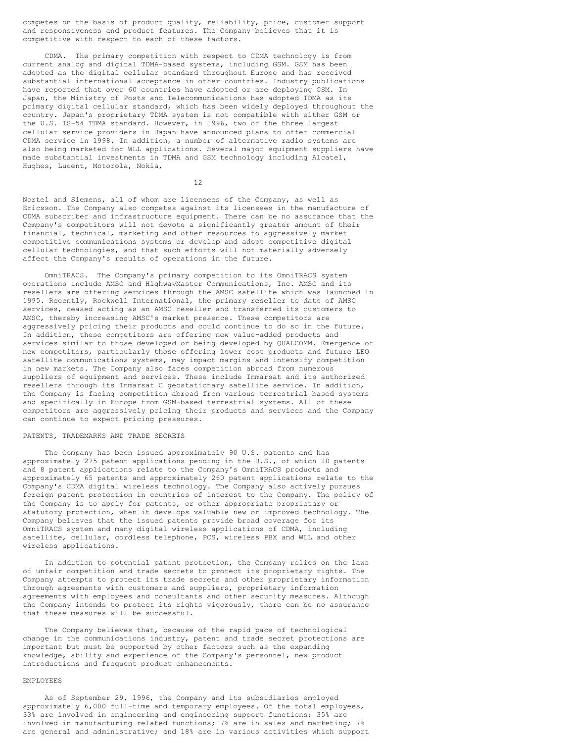competes on the basis of product quality, reliability, price, customer support and responsiveness and product features. The Company believes that it is competitive with respect to each of these factors.

CDMA. The primary competition with respect to CDMA technology is from current analog and digital TDMA-based systems, including GSM. GSM has been adopted as the digital cellular standard throughout Europe and has received substantial international acceptance in other countries. Industry publications have reported that over 60 countries have adopted or are deploying GSM. In Japan, the Ministry of Posts and Telecommunications has adopted TDMA as its primary digital cellular standard, which has been widely deployed throughout the country. Japan's proprietary TDMA system is not compatible with either GSM or the U.S. IS-54 TDMA standard. However, in 1996, two of the three largest cellular service providers in Japan have announced plans to offer commercial CDMA service in 1998. In addition, a number of alternative radio systems are also being marketed for WLL applications. Several major equipment suppliers have made substantial investments in TDMA and GSM technology including Alcatel, Hughes, Lucent, Motorola, Nokia, Nortel and Siemens, all of whom are licensees of the Company, as well as Ericsson. The Company also competes against its licensees in the manufacture of CDMA subscriber and infrastructure equipment. There can be no assurance that the Company's competitors will not devote a significantly greater amount of their financial, technical, marketing and other resources to aggressively market competitive communications systems or develop and adopt competitive digital cellular technologies, and that such efforts will not materially adversely affect the Company's results of operations in the future.

OmniTRACS. The Company's primary competition to its OmniTRACS system operations include AMSC and HighwayMaster Communications, Inc. AMSC and its resellers are offering services through the AMSC satellite which was launched in 1995. Recently, Rockwell International, the primary reseller to date of AMSC services, ceased acting as an AMSC reseller and transferred its customers to AMSC, thereby increasing AMSC's market presence. These competitors are aggressively pricing their products and could continue to do so in the future. In addition, these competitors are offering new value-added products and services similar to those developed or being developed by QUALCOMM. Emergence of new competitors, particularly those offering lower cost products and future LEO satellite communications systems, may impact margins and intensify competition in new markets. The Company also faces competition abroad from numerous suppliers of equipment and services. These include Inmarsat and its authorized resellers through its Inmarsat C geostationary satellite service. In addition, the Company is facing competition abroad from various terrestrial based systems and specifically in Europe from GSM-based terrestrial systems. All of these competitors are aggressively pricing their products and services and the Company can continue to expect pricing pressures.

## PATENTS, TRADEMARKS AND TRADE SECRETS

The Company has been issued approximately 90 U.S. patents and has approximately 275 patent applications pending in the U.S., of which 10 patents and 8 patent applications relate to the Company's OmniTRACS products and approximately 65 patents and approximately 260 patent applications relate to the Company's CDMA digital wireless technology. The Company also actively pursues foreign patent protection in countries of interest to the Company. The policy of the Company is to apply for patents, or other appropriate proprietary or statutory protection, when it develops valuable new or improved technology. The Company believes that the issued patents provide broad coverage for its OmniTRACS system and many digital wireless applications of CDMA, including satellite, cellular, cordless telephone, PCS, wireless PBX and WLL and other wireless applications.

In addition to potential patent protection, the Company relies on the laws of unfair competition and trade secrets to protect its proprietary rights. The Company attempts to protect its trade secrets and other proprietary information through agreements with customers and suppliers, proprietary information agreements with employees and consultants and other security measures. Although the Company intends to protect its rights vigorously, there can be no assurance that these measures will be successful.

The Company believes that, because of the rapid pace of technological change in the communications industry, patent and trade secret protections are important but must be supported by other factors such as the expanding knowledge, ability and experience of the Company's personnel, new product introductions and frequent product enhancements.

## EMPLOYEES

As of September 29, 1996, the Company and its subsidiaries employed approximately 6,000 full-time and temporary employees. Of the total employees, 33% are involved in engineering and engineering support functions; 35% are involved in manufacturing related functions; 7% are in sales and marketing; 7% are general and administrative; and 18% are in various activities which support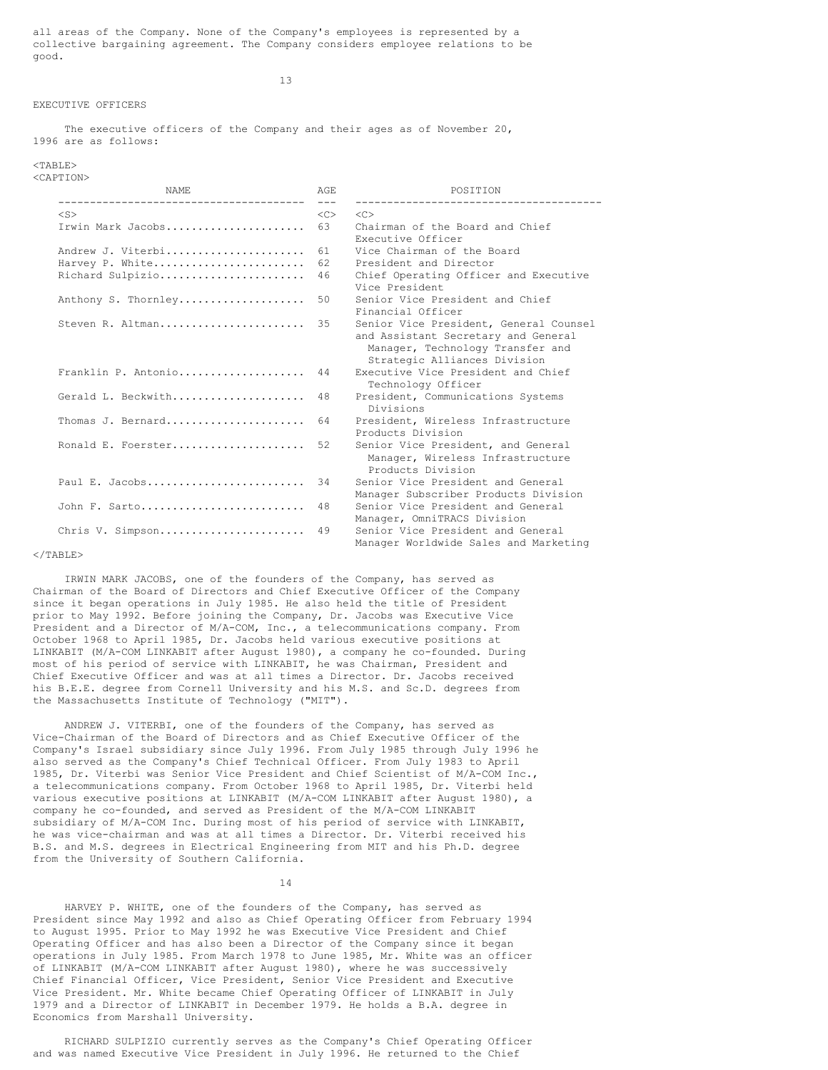all areas of the Company. None of the Company's employees is represented by a collective bargaining agreement. The Company considers employee relations to be good.

## EXECUTIVE OFFICERS

The executive officers of the Company and their ages as of November 20, 1996 are as follows:

| NAME | AGE | POSITION |
|---|---|---|
| Irwin Mark Jacobs | 63 | Chairman of the Board and Chief Executive Officer |
| Andrew J. Viterbi | 61 | Vice Chairman of the Board |
| Harvey P. White | 62 | President and Director |
| Richard Sulpizio | 46 | Chief Operating Officer and Executive Vice President |
| Anthony S. Thornley | 50 | Senior Vice President and Chief Financial Officer |
| Steven R. Altman | 35 | Senior Vice President, General Counsel and Assistant Secretary and General Manager, Technology Transfer and Strategic Alliances Division |
| Franklin P. Antonio | 44 | Executive Vice President and Chief Technology Officer |
| Gerald L. Beckwith | 48 | President, Communications Systems Divisions |
| Thomas J. Bernard | 64 | President, Wireless Infrastructure Products Division |
| Ronald E. Foerster | 52 | Senior Vice President, and General Manager, Wireless Infrastructure Products Division |
| Paul E. Jacobs | 34 | Senior Vice President and General Manager Subscriber Products Division |
| John F. Sarto | 48 | Senior Vice President and General Manager, OmniTRACS Division |
| Chris V. Simpson | 49 | Senior Vice President and General Manager Worldwide Sales and Marketing |

IRWIN MARK JACOBS, one of the founders of the Company, has served as Chairman of the Board of Directors and Chief Executive Officer of the Company since it began operations in July 1985. He also held the title of President prior to May 1992. Before joining the Company, Dr. Jacobs was Executive Vice President and a Director of M/A-COM, Inc., a telecommunications company. From October 1968 to April 1985, Dr. Jacobs held various executive positions at LINKABIT (M/A-COM LINKABIT after August 1980), a company he co-founded. During most of his period of service with LINKABIT, he was Chairman, President and Chief Executive Officer and was at all times a Director. Dr. Jacobs received his B.E.E. degree from Cornell University and his M.S. and Sc.D. degrees from the Massachusetts Institute of Technology ("MIT").

ANDREW J. VITERBI, one of the founders of the Company, has served as Vice-Chairman of the Board of Directors and as Chief Executive Officer of the Company's Israel subsidiary since July 1996. From July 1985 through July 1996 he also served as the Company's Chief Technical Officer. From July 1983 to April 1985, Dr. Viterbi was Senior Vice President and Chief Scientist of M/A-COM Inc., a telecommunications company. From October 1968 to April 1985, Dr. Viterbi held various executive positions at LINKABIT (M/A-COM LINKABIT after August 1980), a company he co-founded, and served as President of the M/A-COM LINKABIT subsidiary of M/A-COM Inc. During most of his period of service with LINKABIT, he was vice-chairman and was at all times a Director. Dr. Viterbi received his B.S. and M.S. degrees in Electrical Engineering from MIT and his Ph.D. degree from the University of Southern California.

HARVEY P. WHITE, one of the founders of the Company, has served as President since May 1992 and also as Chief Operating Officer from February 1994 to August 1995. Prior to May 1992 he was Executive Vice President and Chief Operating Officer and has also been a Director of the Company since it began operations in July 1985. From March 1978 to June 1985, Mr. White was an officer of LINKABIT (M/A-COM LINKABIT after August 1980), where he was successively Chief Financial Officer, Vice President, Senior Vice President and Executive Vice President. Mr. White became Chief Operating Officer of LINKABIT in July 1979 and a Director of LINKABIT in December 1979. He holds a B.A. degree in Economics from Marshall University.

RICHARD SULPIZIO currently serves as the Company's Chief Operating Officer and was named Executive Vice President in July 1996. He returned to the Chief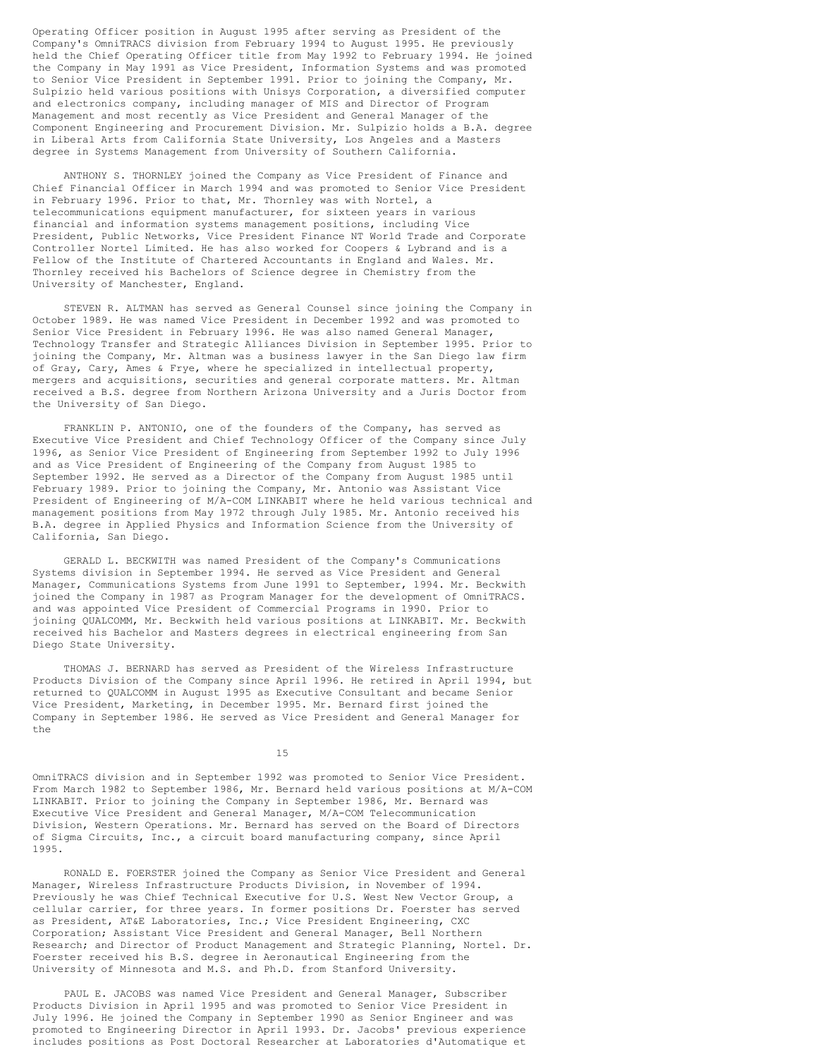Operating Officer position in August 1995 after serving as President of the Company's OmniTRACS division from February 1994 to August 1995. He previously held the Chief Operating Officer title from May 1992 to February 1994. He joined the Company in May 1991 as Vice President, Information Systems and was promoted to Senior Vice President in September 1991. Prior to joining the Company, Mr. Sulpizio held various positions with Unisys Corporation, a diversified computer and electronics company, including manager of MIS and Director of Program Management and most recently as Vice President and General Manager of the Component Engineering and Procurement Division. Mr. Sulpizio holds a B.A. degree in Liberal Arts from California State University, Los Angeles and a Masters degree in Systems Management from University of Southern California.

ANTHONY S. THORNLEY joined the Company as Vice President of Finance and Chief Financial Officer in March 1994 and was promoted to Senior Vice President in February 1996. Prior to that, Mr. Thornley was with Nortel, a telecommunications equipment manufacturer, for sixteen years in various financial and information systems management positions, including Vice President, Public Networks, Vice President Finance NT World Trade and Corporate Controller Nortel Limited. He has also worked for Coopers & Lybrand and is a Fellow of the Institute of Chartered Accountants in England and Wales. Mr. Thornley received his Bachelors of Science degree in Chemistry from the University of Manchester, England.

STEVEN R. ALTMAN has served as General Counsel since joining the Company in October 1989. He was named Vice President in December 1992 and was promoted to Senior Vice President in February 1996. He was also named General Manager, Technology Transfer and Strategic Alliances Division in September 1995. Prior to joining the Company, Mr. Altman was a business lawyer in the San Diego law firm of Gray, Cary, Ames & Frye, where he specialized in intellectual property, mergers and acquisitions, securities and general corporate matters. Mr. Altman received a B.S. degree from Northern Arizona University and a Juris Doctor from the University of San Diego.

FRANKLIN P. ANTONIO, one of the founders of the Company, has served as Executive Vice President and Chief Technology Officer of the Company since July 1996, as Senior Vice President of Engineering from September 1992 to July 1996 and as Vice President of Engineering of the Company from August 1985 to September 1992. He served as a Director of the Company from August 1985 until February 1989. Prior to joining the Company, Mr. Antonio was Assistant Vice President of Engineering of M/A-COM LINKABIT where he held various technical and management positions from May 1972 through July 1985. Mr. Antonio received his B.A. degree in Applied Physics and Information Science from the University of California, San Diego.

GERALD L. BECKWITH was named President of the Company's Communications Systems division in September 1994. He served as Vice President and General Manager, Communications Systems from June 1991 to September, 1994. Mr. Beckwith joined the Company in 1987 as Program Manager for the development of OmniTRACS. and was appointed Vice President of Commercial Programs in 1990. Prior to joining QUALCOMM, Mr. Beckwith held various positions at LINKABIT. Mr. Beckwith received his Bachelor and Masters degrees in electrical engineering from San Diego State University.

THOMAS J. BERNARD has served as President of the Wireless Infrastructure Products Division of the Company since April 1996. He retired in April 1994, but returned to QUALCOMM in August 1995 as Executive Consultant and became Senior Vice President, Marketing, in December 1995. Mr. Bernard first joined the Company in September 1986. He served as Vice President and General Manager for the OmniTRACS division and in September 1992 was promoted to Senior Vice President. From March 1982 to September 1986, Mr. Bernard held various positions at M/A-COM LINKABIT. Prior to joining the Company in September 1986, Mr. Bernard was Executive Vice President and General Manager, M/A-COM Telecommunication Division, Western Operations. Mr. Bernard has served on the Board of Directors of Sigma Circuits, Inc., a circuit board manufacturing company, since April 1995.

RONALD E. FOERSTER joined the Company as Senior Vice President and General Manager, Wireless Infrastructure Products Division, in November of 1994. Previously he was Chief Technical Executive for U.S. West New Vector Group, a cellular carrier, for three years. In former positions Dr. Foerster has served as President, AT&E Laboratories, Inc.; Vice President Engineering, CXC Corporation; Assistant Vice President and General Manager, Bell Northern Research; and Director of Product Management and Strategic Planning, Nortel. Dr. Foerster received his B.S. degree in Aeronautical Engineering from the University of Minnesota and M.S. and Ph.D. from Stanford University.

PAUL E. JACOBS was named Vice President and General Manager, Subscriber Products Division in April 1995 and was promoted to Senior Vice President in July 1996. He joined the Company in September 1990 as Senior Engineer and was promoted to Engineering Director in April 1993. Dr. Jacobs' previous experience includes positions as Post Doctoral Researcher at Laboratories d'Automatique et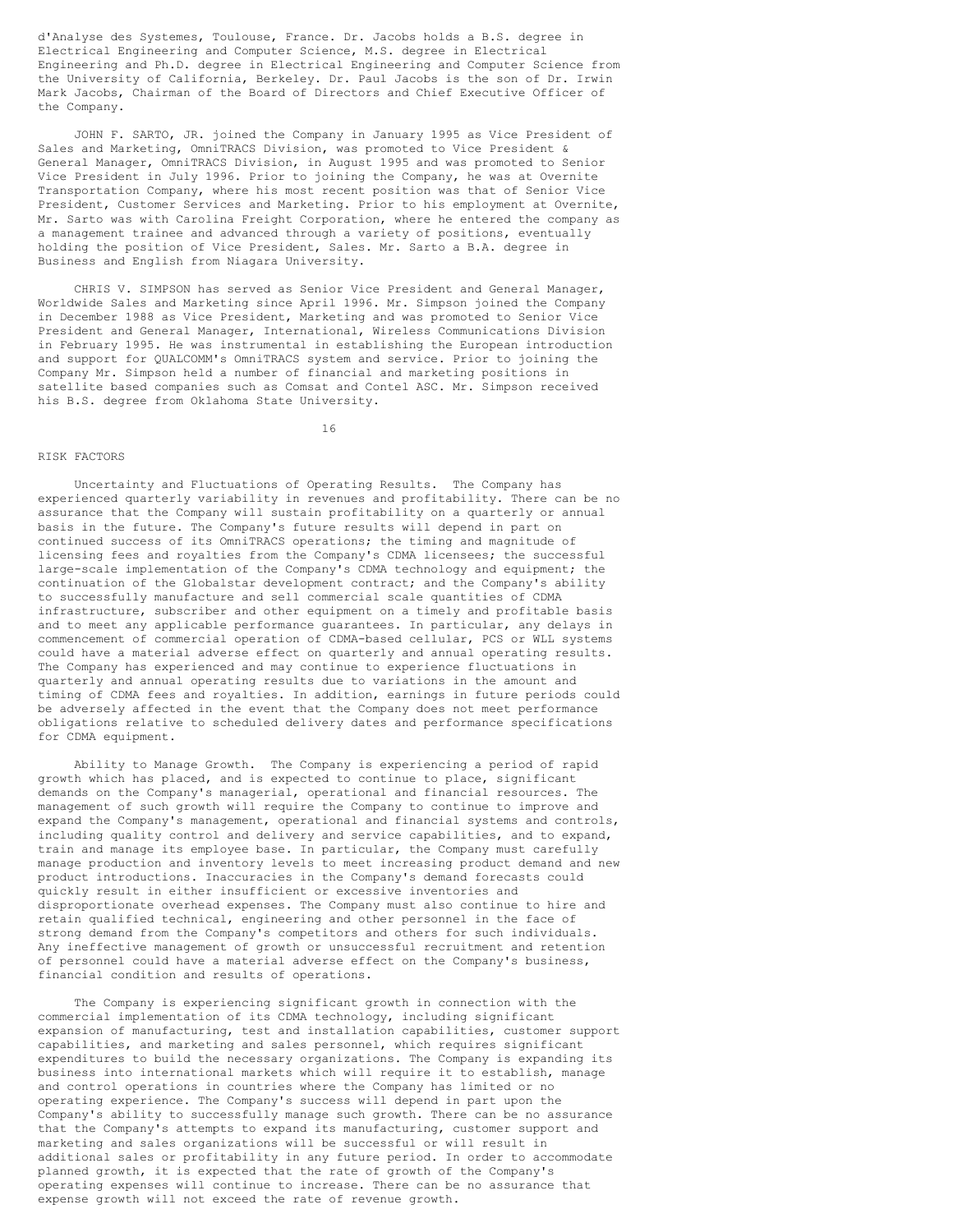d'Analyse des Systemes, Toulouse, France. Dr. Jacobs holds a B.S. degree in Electrical Engineering and Computer Science, M.S. degree in Electrical Engineering and Ph.D. degree in Electrical Engineering and Computer Science from the University of California, Berkeley. Dr. Paul Jacobs is the son of Dr. Irwin Mark Jacobs, Chairman of the Board of Directors and Chief Executive Officer of the Company.

JOHN F. SARTO, JR. joined the Company in January 1995 as Vice President of Sales and Marketing, OmniTRACS Division, was promoted to Vice President & General Manager, OmniTRACS Division, in August 1995 and was promoted to Senior Vice President in July 1996. Prior to joining the Company, he was at Overnite Transportation Company, where his most recent position was that of Senior Vice President, Customer Services and Marketing. Prior to his employment at Overnite, Mr. Sarto was with Carolina Freight Corporation, where he entered the company as a management trainee and advanced through a variety of positions, eventually holding the position of Vice President, Sales. Mr. Sarto a B.A. degree in Business and English from Niagara University.

CHRIS V. SIMPSON has served as Senior Vice President and General Manager, Worldwide Sales and Marketing since April 1996. Mr. Simpson joined the Company in December 1988 as Vice President, Marketing and was promoted to Senior Vice President and General Manager, International, Wireless Communications Division in February 1995. He was instrumental in establishing the European introduction and support for QUALCOMM's OmniTRACS system and service. Prior to joining the Company Mr. Simpson held a number of financial and marketing positions in satellite based companies such as Comsat and Contel ASC. Mr. Simpson received his B.S. degree from Oklahoma State University.

## RISK FACTORS

Uncertainty and Fluctuations of Operating Results. The Company has experienced quarterly variability in revenues and profitability. There can be no assurance that the Company will sustain profitability on a quarterly or annual basis in the future. The Company's future results will depend in part on continued success of its OmniTRACS operations; the timing and magnitude of licensing fees and royalties from the Company's CDMA licensees; the successful large-scale implementation of the Company's CDMA technology and equipment; the continuation of the Globalstar development contract; and the Company's ability to successfully manufacture and sell commercial scale quantities of CDMA infrastructure, subscriber and other equipment on a timely and profitable basis and to meet any applicable performance guarantees. In particular, any delays in commencement of commercial operation of CDMA-based cellular, PCS or WLL systems could have a material adverse effect on quarterly and annual operating results. The Company has experienced and may continue to experience fluctuations in quarterly and annual operating results due to variations in the amount and timing of CDMA fees and royalties. In addition, earnings in future periods could be adversely affected in the event that the Company does not meet performance obligations relative to scheduled delivery dates and performance specifications for CDMA equipment.

Ability to Manage Growth. The Company is experiencing a period of rapid growth which has placed, and is expected to continue to place, significant demands on the Company's managerial, operational and financial resources. The management of such growth will require the Company to continue to improve and expand the Company's management, operational and financial systems and controls, including quality control and delivery and service capabilities, and to expand, train and manage its employee base. In particular, the Company must carefully manage production and inventory levels to meet increasing product demand and new product introductions. Inaccuracies in the Company's demand forecasts could quickly result in either insufficient or excessive inventories and disproportionate overhead expenses. The Company must also continue to hire and retain qualified technical, engineering and other personnel in the face of strong demand from the Company's competitors and others for such individuals. Any ineffective management of growth or unsuccessful recruitment and retention of personnel could have a material adverse effect on the Company's business, financial condition and results of operations.

The Company is experiencing significant growth in connection with the commercial implementation of its CDMA technology, including significant expansion of manufacturing, test and installation capabilities, customer support capabilities, and marketing and sales personnel, which requires significant expenditures to build the necessary organizations. The Company is expanding its business into international markets which will require it to establish, manage and control operations in countries where the Company has limited or no operating experience. The Company's success will depend in part upon the Company's ability to successfully manage such growth. There can be no assurance that the Company's attempts to expand its manufacturing, customer support and marketing and sales organizations will be successful or will result in additional sales or profitability in any future period. In order to accommodate planned growth, it is expected that the rate of growth of the Company's operating expenses will continue to increase. There can be no assurance that expense growth will not exceed the rate of revenue growth.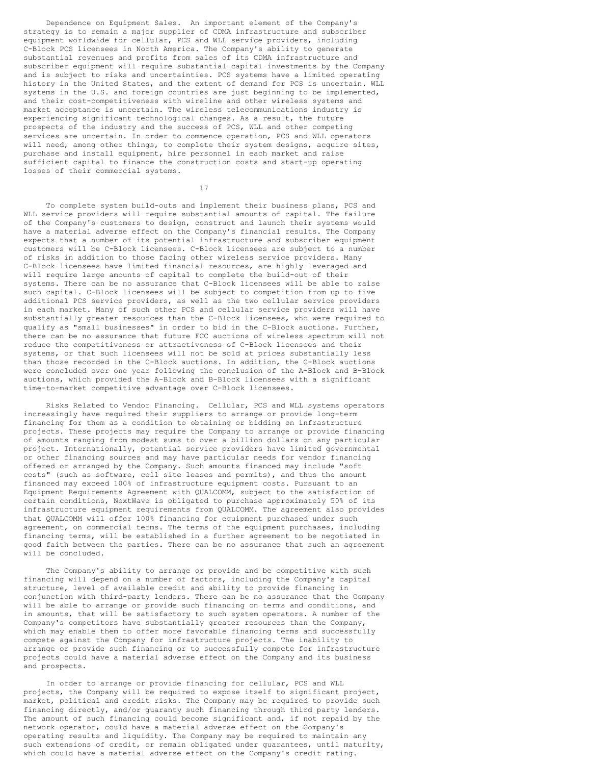Dependence on Equipment Sales. An important element of the Company's strategy is to remain a major supplier of CDMA infrastructure and subscriber equipment worldwide for cellular, PCS and WLL service providers, including C-Block PCS licensees in North America. The Company's ability to generate substantial revenues and profits from sales of its CDMA infrastructure and subscriber equipment will require substantial capital investments by the Company and is subject to risks and uncertainties. PCS systems have a limited operating history in the United States, and the extent of demand for PCS is uncertain. WLL systems in the U.S. and foreign countries are just beginning to be implemented, and their cost-competitiveness with wireline and other wireless systems and market acceptance is uncertain. The wireless telecommunications industry is experiencing significant technological changes. As a result, the future prospects of the industry and the success of PCS, WLL and other competing services are uncertain. In order to commence operation, PCS and WLL operators will need, among other things, to complete their system designs, acquire sites, purchase and install equipment, hire personnel in each market and raise sufficient capital to finance the construction costs and start-up operating losses of their commercial systems.

To complete system build-outs and implement their business plans, PCS and WLL service providers will require substantial amounts of capital. The failure of the Company's customers to design, construct and launch their systems would have a material adverse effect on the Company's financial results. The Company expects that a number of its potential infrastructure and subscriber equipment customers will be C-Block licensees. C-Block licensees are subject to a number of risks in addition to those facing other wireless service providers. Many C-Block licensees have limited financial resources, are highly leveraged and will require large amounts of capital to complete the build-out of their systems. There can be no assurance that C-Block licensees will be able to raise such capital. C-Block licensees will be subject to competition from up to five additional PCS service providers, as well as the two cellular service providers in each market. Many of such other PCS and cellular service providers will have substantially greater resources than the C-Block licensees, who were required to qualify as "small businesses" in order to bid in the C-Block auctions. Further, there can be no assurance that future FCC auctions of wireless spectrum will not reduce the competitiveness or attractiveness of C-Block licensees and their systems, or that such licensees will not be sold at prices substantially less than those recorded in the C-Block auctions. In addition, the C-Block auctions were concluded over one year following the conclusion of the A-Block and B-Block auctions, which provided the A-Block and B-Block licensees with a significant time-to-market competitive advantage over C-Block licensees.

Risks Related to Vendor Financing. Cellular, PCS and WLL systems operators increasingly have required their suppliers to arrange or provide long-term financing for them as a condition to obtaining or bidding on infrastructure projects. These projects may require the Company to arrange or provide financing of amounts ranging from modest sums to over a billion dollars on any particular project. Internationally, potential service providers have limited governmental or other financing sources and may have particular needs for vendor financing offered or arranged by the Company. Such amounts financed may include "soft costs" (such as software, cell site leases and permits), and thus the amount financed may exceed 100% of infrastructure equipment costs. Pursuant to an Equipment Requirements Agreement with QUALCOMM, subject to the satisfaction of certain conditions, NextWave is obligated to purchase approximately 50% of its infrastructure equipment requirements from QUALCOMM. The agreement also provides that QUALCOMM will offer 100% financing for equipment purchased under such agreement, on commercial terms. The terms of the equipment purchases, including financing terms, will be established in a further agreement to be negotiated in good faith between the parties. There can be no assurance that such an agreement will be concluded.

The Company's ability to arrange or provide and be competitive with such financing will depend on a number of factors, including the Company's capital structure, level of available credit and ability to provide financing in conjunction with third-party lenders. There can be no assurance that the Company will be able to arrange or provide such financing on terms and conditions, and in amounts, that will be satisfactory to such system operators. A number of the Company's competitors have substantially greater resources than the Company, which may enable them to offer more favorable financing terms and successfully compete against the Company for infrastructure projects. The inability to arrange or provide such financing or to successfully compete for infrastructure projects could have a material adverse effect on the Company and its business and prospects.

In order to arrange or provide financing for cellular, PCS and WLL projects, the Company will be required to expose itself to significant project, market, political and credit risks. The Company may be required to provide such financing directly, and/or guaranty such financing through third party lenders. The amount of such financing could become significant and, if not repaid by the network operator, could have a material adverse effect on the Company's operating results and liquidity. The Company may be required to maintain any such extensions of credit, or remain obligated under guarantees, until maturity, which could have a material adverse effect on the Company's credit rating.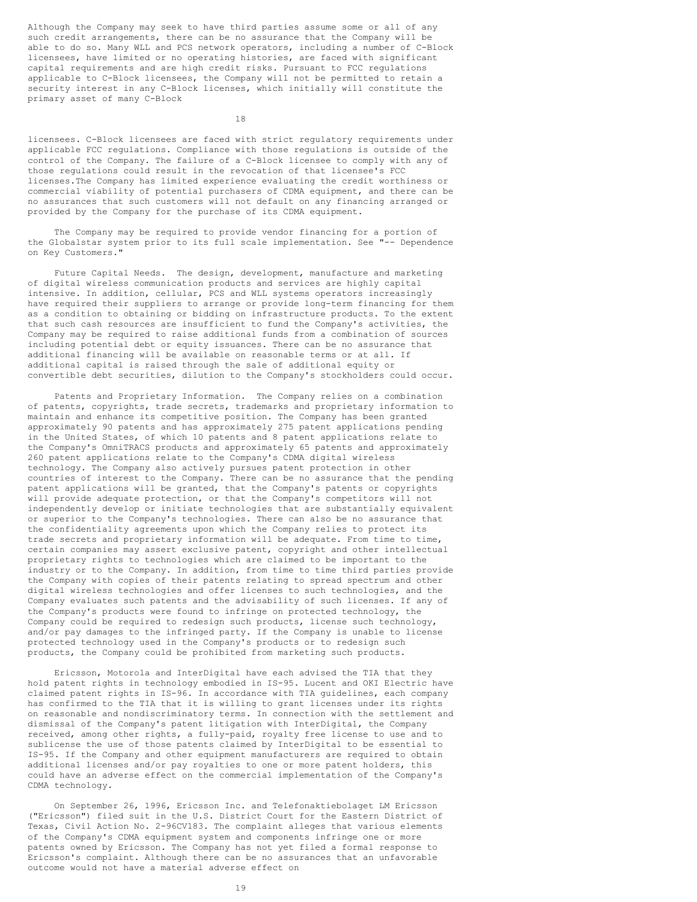Although the Company may seek to have third parties assume some or all of any such credit arrangements, there can be no assurance that the Company will be able to do so. Many WLL and PCS network operators, including a number of C-Block licensees, have limited or no operating histories, are faced with significant capital requirements and are high credit risks. Pursuant to FCC regulations applicable to C-Block licensees, the Company will not be permitted to retain a security interest in any C-Block licenses, which initially will constitute the primary asset of many C-Block licensees. C-Block licensees are faced with strict regulatory requirements under applicable FCC regulations. Compliance with those regulations is outside of the control of the Company. The failure of a C-Block licensee to comply with any of those regulations could result in the revocation of that licensee's FCC licenses.The Company has limited experience evaluating the credit worthiness or commercial viability of potential purchasers of CDMA equipment, and there can be no assurances that such customers will not default on any financing arranged or provided by the Company for the purchase of its CDMA equipment.

The Company may be required to provide vendor financing for a portion of the Globalstar system prior to its full scale implementation. See "-- Dependence on Key Customers."

Future Capital Needs. The design, development, manufacture and marketing of digital wireless communication products and services are highly capital intensive. In addition, cellular, PCS and WLL systems operators increasingly have required their suppliers to arrange or provide long-term financing for them as a condition to obtaining or bidding on infrastructure products. To the extent that such cash resources are insufficient to fund the Company's activities, the Company may be required to raise additional funds from a combination of sources including potential debt or equity issuances. There can be no assurance that additional financing will be available on reasonable terms or at all. If additional capital is raised through the sale of additional equity or convertible debt securities, dilution to the Company's stockholders could occur.

Patents and Proprietary Information. The Company relies on a combination of patents, copyrights, trade secrets, trademarks and proprietary information to maintain and enhance its competitive position. The Company has been granted approximately 90 patents and has approximately 275 patent applications pending in the United States, of which 10 patents and 8 patent applications relate to the Company's OmniTRACS products and approximately 65 patents and approximately 260 patent applications relate to the Company's CDMA digital wireless technology. The Company also actively pursues patent protection in other countries of interest to the Company. There can be no assurance that the pending patent applications will be granted, that the Company's patents or copyrights will provide adequate protection, or that the Company's competitors will not independently develop or initiate technologies that are substantially equivalent or superior to the Company's technologies. There can also be no assurance that the confidentiality agreements upon which the Company relies to protect its trade secrets and proprietary information will be adequate. From time to time, certain companies may assert exclusive patent, copyright and other intellectual proprietary rights to technologies which are claimed to be important to the industry or to the Company. In addition, from time to time third parties provide the Company with copies of their patents relating to spread spectrum and other digital wireless technologies and offer licenses to such technologies, and the Company evaluates such patents and the advisability of such licenses. If any of the Company's products were found to infringe on protected technology, the Company could be required to redesign such products, license such technology, and/or pay damages to the infringed party. If the Company is unable to license protected technology used in the Company's products or to redesign such products, the Company could be prohibited from marketing such products.

Ericsson, Motorola and InterDigital have each advised the TIA that they hold patent rights in technology embodied in IS-95. Lucent and OKI Electric have claimed patent rights in IS-96. In accordance with TIA guidelines, each company has confirmed to the TIA that it is willing to grant licenses under its rights on reasonable and nondiscriminatory terms. In connection with the settlement and dismissal of the Company's patent litigation with InterDigital, the Company received, among other rights, a fully-paid, royalty free license to use and to sublicense the use of those patents claimed by InterDigital to be essential to IS-95. If the Company and other equipment manufacturers are required to obtain additional licenses and/or pay royalties to one or more patent holders, this could have an adverse effect on the commercial implementation of the Company's CDMA technology.

On September 26, 1996, Ericsson Inc. and Telefonaktiebolaget LM Ericsson ("Ericsson") filed suit in the U.S. District Court for the Eastern District of Texas, Civil Action No. 2-96CV183. The complaint alleges that various elements of the Company's CDMA equipment system and components infringe one or more patents owned by Ericsson. The Company has not yet filed a formal response to Ericsson's complaint. Although there can be no assurances that an unfavorable outcome would not have a material adverse effect on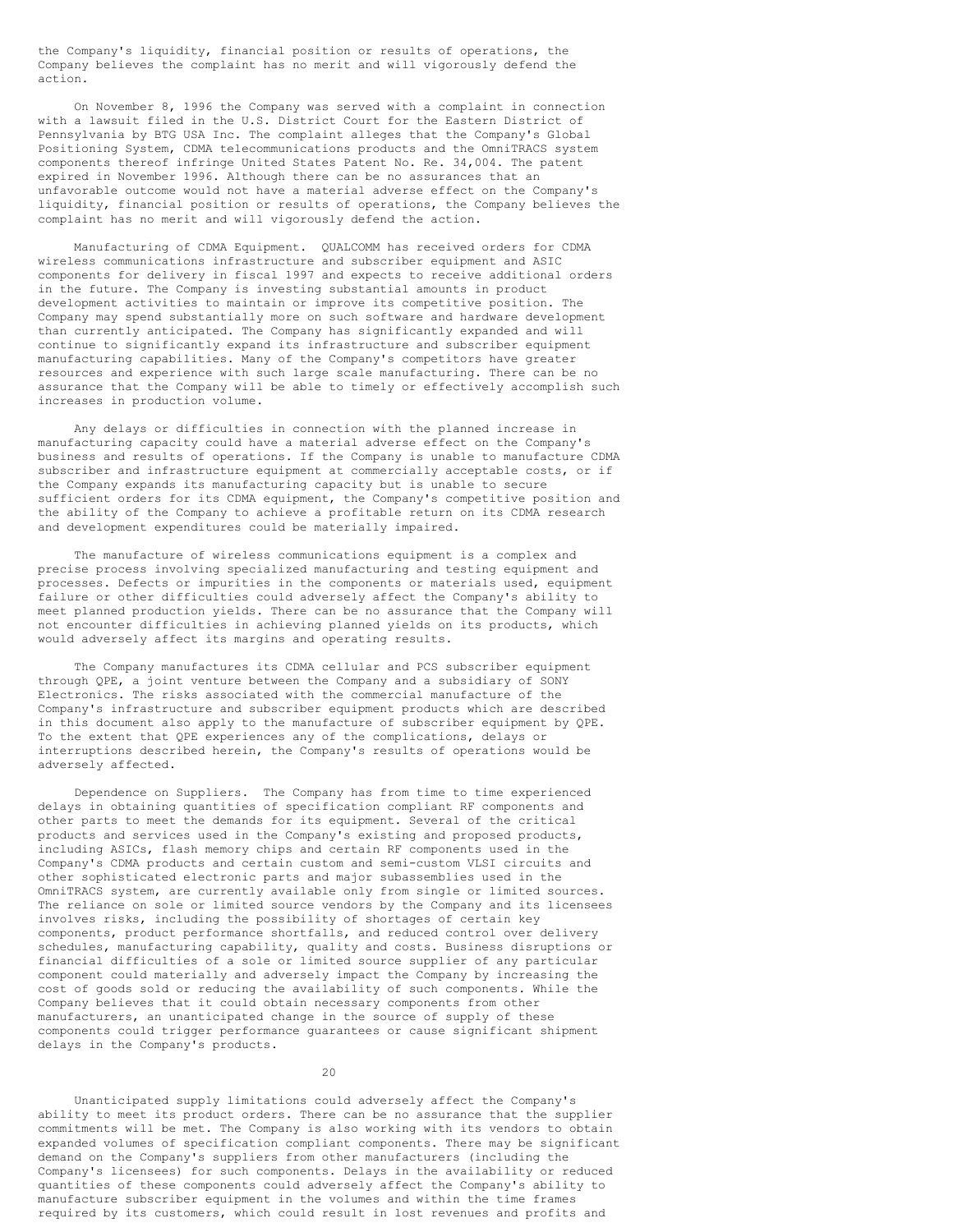the Company's liquidity, financial position or results of operations, the Company believes the complaint has no merit and will vigorously defend the action.

On November 8, 1996 the Company was served with a complaint in connection with a lawsuit filed in the U.S. District Court for the Eastern District of Pennsylvania by BTG USA Inc. The complaint alleges that the Company's Global Positioning System, CDMA telecommunications products and the OmniTRACS system components thereof infringe United States Patent No. Re. 34,004. The patent expired in November 1996. Although there can be no assurances that an unfavorable outcome would not have a material adverse effect on the Company's liquidity, financial position or results of operations, the Company believes the complaint has no merit and will vigorously defend the action.

Manufacturing of CDMA Equipment. QUALCOMM has received orders for CDMA wireless communications infrastructure and subscriber equipment and ASIC components for delivery in fiscal 1997 and expects to receive additional orders in the future. The Company is investing substantial amounts in product development activities to maintain or improve its competitive position. The Company may spend substantially more on such software and hardware development than currently anticipated. The Company has significantly expanded and will continue to significantly expand its infrastructure and subscriber equipment manufacturing capabilities. Many of the Company's competitors have greater resources and experience with such large scale manufacturing. There can be no assurance that the Company will be able to timely or effectively accomplish such increases in production volume.

Any delays or difficulties in connection with the planned increase in manufacturing capacity could have a material adverse effect on the Company's business and results of operations. If the Company is unable to manufacture CDMA subscriber and infrastructure equipment at commercially acceptable costs, or if the Company expands its manufacturing capacity but is unable to secure sufficient orders for its CDMA equipment, the Company's competitive position and the ability of the Company to achieve a profitable return on its CDMA research and development expenditures could be materially impaired.

The manufacture of wireless communications equipment is a complex and precise process involving specialized manufacturing and testing equipment and processes. Defects or impurities in the components or materials used, equipment failure or other difficulties could adversely affect the Company's ability to meet planned production yields. There can be no assurance that the Company will not encounter difficulties in achieving planned yields on its products, which would adversely affect its margins and operating results.

The Company manufactures its CDMA cellular and PCS subscriber equipment through QPE, a joint venture between the Company and a subsidiary of SONY Electronics. The risks associated with the commercial manufacture of the Company's infrastructure and subscriber equipment products which are described in this document also apply to the manufacture of subscriber equipment by QPE. To the extent that QPE experiences any of the complications, delays or interruptions described herein, the Company's results of operations would be adversely affected.

Dependence on Suppliers. The Company has from time to time experienced delays in obtaining quantities of specification compliant RF components and other parts to meet the demands for its equipment. Several of the critical products and services used in the Company's existing and proposed products, including ASICs, flash memory chips and certain RF components used in the Company's CDMA products and certain custom and semi-custom VLSI circuits and other sophisticated electronic parts and major subassemblies used in the OmniTRACS system, are currently available only from single or limited sources. The reliance on sole or limited source vendors by the Company and its licensees involves risks, including the possibility of shortages of certain key components, product performance shortfalls, and reduced control over delivery schedules, manufacturing capability, quality and costs. Business disruptions or financial difficulties of a sole or limited source supplier of any particular component could materially and adversely impact the Company by increasing the cost of goods sold or reducing the availability of such components. While the Company believes that it could obtain necessary components from other manufacturers, an unanticipated change in the source of supply of these components could trigger performance guarantees or cause significant shipment delays in the Company's products.

Unanticipated supply limitations could adversely affect the Company's ability to meet its product orders. There can be no assurance that the supplier commitments will be met. The Company is also working with its vendors to obtain expanded volumes of specification compliant components. There may be significant demand on the Company's suppliers from other manufacturers (including the Company's licensees) for such components. Delays in the availability or reduced quantities of these components could adversely affect the Company's ability to manufacture subscriber equipment in the volumes and within the time frames required by its customers, which could result in lost revenues and profits and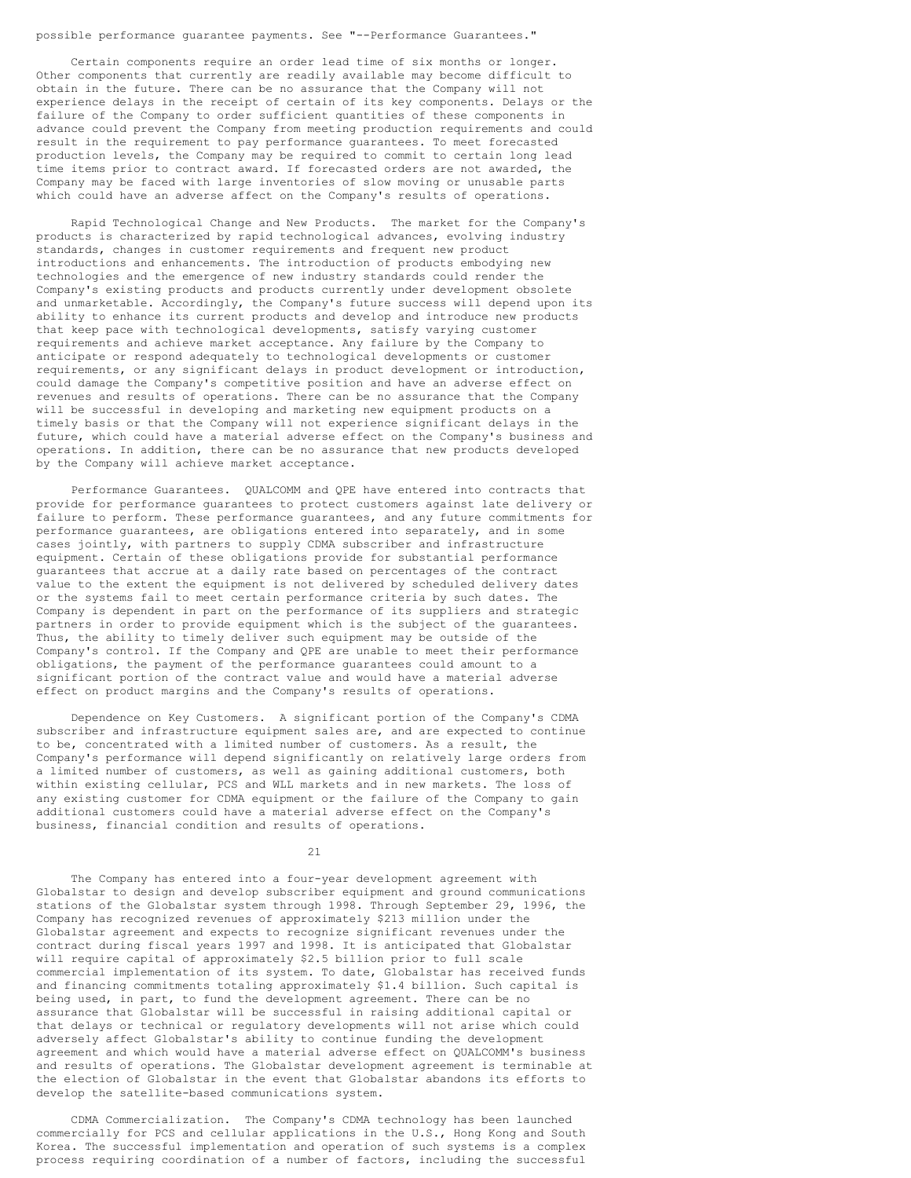possible performance guarantee payments. See "--Performance Guarantees."

Certain components require an order lead time of six months or longer. Other components that currently are readily available may become difficult to obtain in the future. There can be no assurance that the Company will not experience delays in the receipt of certain of its key components. Delays or the failure of the Company to order sufficient quantities of these components in advance could prevent the Company from meeting production requirements and could result in the requirement to pay performance guarantees. To meet forecasted production levels, the Company may be required to commit to certain long lead time items prior to contract award. If forecasted orders are not awarded, the Company may be faced with large inventories of slow moving or unusable parts which could have an adverse affect on the Company's results of operations.

Rapid Technological Change and New Products. The market for the Company's products is characterized by rapid technological advances, evolving industry standards, changes in customer requirements and frequent new product introductions and enhancements. The introduction of products embodying new technologies and the emergence of new industry standards could render the Company's existing products and products currently under development obsolete and unmarketable. Accordingly, the Company's future success will depend upon its ability to enhance its current products and develop and introduce new products that keep pace with technological developments, satisfy varying customer requirements and achieve market acceptance. Any failure by the Company to anticipate or respond adequately to technological developments or customer requirements, or any significant delays in product development or introduction, could damage the Company's competitive position and have an adverse effect on revenues and results of operations. There can be no assurance that the Company will be successful in developing and marketing new equipment products on a timely basis or that the Company will not experience significant delays in the future, which could have a material adverse effect on the Company's business and operations. In addition, there can be no assurance that new products developed by the Company will achieve market acceptance.

Performance Guarantees. QUALCOMM and QPE have entered into contracts that provide for performance guarantees to protect customers against late delivery or failure to perform. These performance guarantees, and any future commitments for performance guarantees, are obligations entered into separately, and in some cases jointly, with partners to supply CDMA subscriber and infrastructure equipment. Certain of these obligations provide for substantial performance guarantees that accrue at a daily rate based on percentages of the contract value to the extent the equipment is not delivered by scheduled delivery dates or the systems fail to meet certain performance criteria by such dates. The Company is dependent in part on the performance of its suppliers and strategic partners in order to provide equipment which is the subject of the guarantees. Thus, the ability to timely deliver such equipment may be outside of the Company's control. If the Company and QPE are unable to meet their performance obligations, the payment of the performance guarantees could amount to a significant portion of the contract value and would have a material adverse effect on product margins and the Company's results of operations.

Dependence on Key Customers. A significant portion of the Company's CDMA subscriber and infrastructure equipment sales are, and are expected to continue to be, concentrated with a limited number of customers. As a result, the Company's performance will depend significantly on relatively large orders from a limited number of customers, as well as gaining additional customers, both within existing cellular, PCS and WLL markets and in new markets. The loss of any existing customer for CDMA equipment or the failure of the Company to gain additional customers could have a material adverse effect on the Company's business, financial condition and results of operations.

The Company has entered into a four-year development agreement with Globalstar to design and develop subscriber equipment and ground communications stations of the Globalstar system through 1998. Through September 29, 1996, the Company has recognized revenues of approximately $213 million under the Globalstar agreement and expects to recognize significant revenues under the contract during fiscal years 1997 and 1998. It is anticipated that Globalstar will require capital of approximately $2.5 billion prior to full scale commercial implementation of its system. To date, Globalstar has received funds and financing commitments totaling approximately $1.4 billion. Such capital is being used, in part, to fund the development agreement. There can be no assurance that Globalstar will be successful in raising additional capital or that delays or technical or regulatory developments will not arise which could adversely affect Globalstar's ability to continue funding the development agreement and which would have a material adverse effect on QUALCOMM's business and results of operations. The Globalstar development agreement is terminable at the election of Globalstar in the event that Globalstar abandons its efforts to develop the satellite-based communications system.

CDMA Commercialization. The Company's CDMA technology has been launched commercially for PCS and cellular applications in the U.S., Hong Kong and South Korea. The successful implementation and operation of such systems is a complex process requiring coordination of a number of factors, including the successful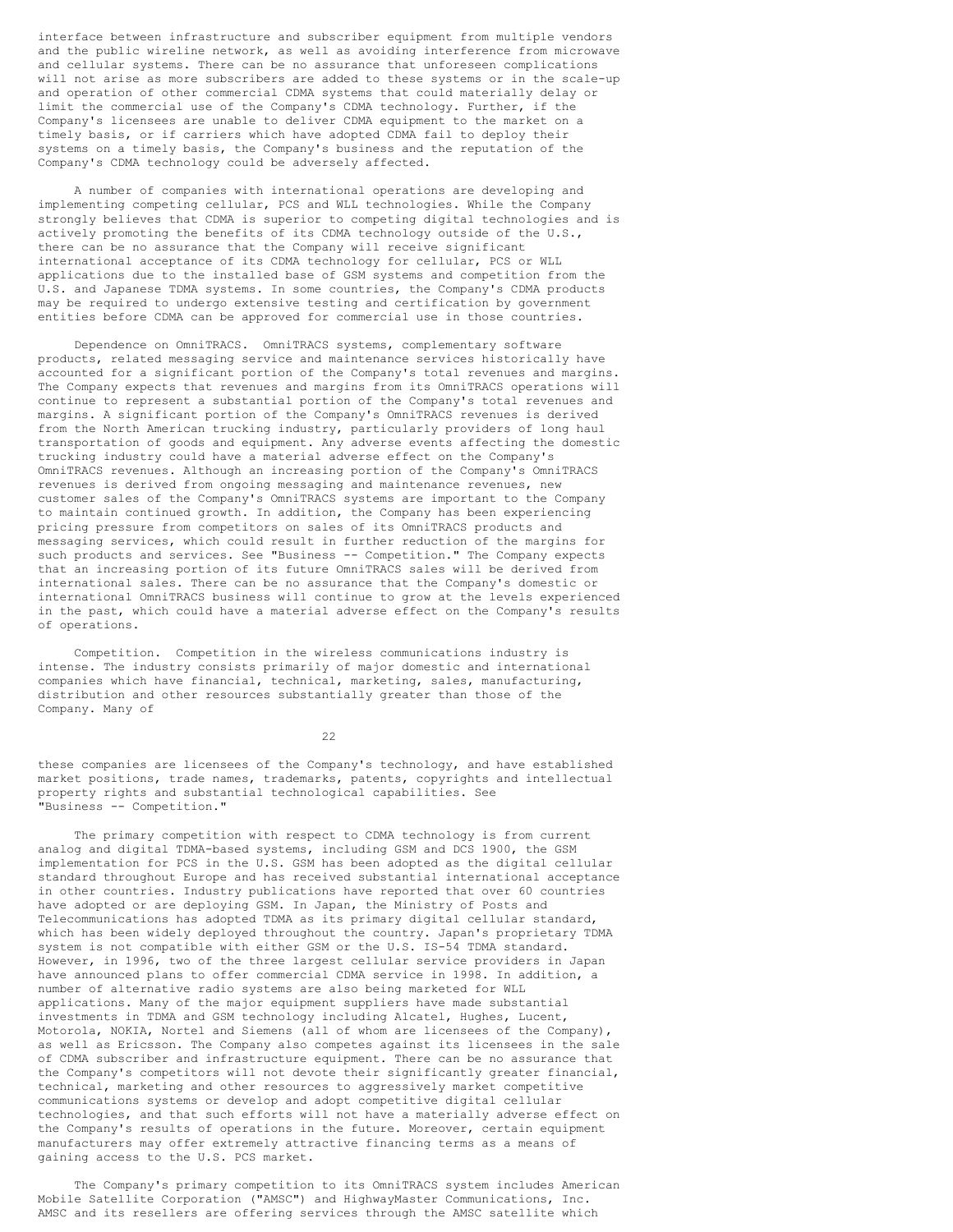interface between infrastructure and subscriber equipment from multiple vendors and the public wireline network, as well as avoiding interference from microwave and cellular systems. There can be no assurance that unforeseen complications will not arise as more subscribers are added to these systems or in the scale-up and operation of other commercial CDMA systems that could materially delay or limit the commercial use of the Company's CDMA technology. Further, if the Company's licensees are unable to deliver CDMA equipment to the market on a timely basis, or if carriers which have adopted CDMA fail to deploy their systems on a timely basis, the Company's business and the reputation of the Company's CDMA technology could be adversely affected.

A number of companies with international operations are developing and implementing competing cellular, PCS and WLL technologies. While the Company strongly believes that CDMA is superior to competing digital technologies and is actively promoting the benefits of its CDMA technology outside of the U.S., there can be no assurance that the Company will receive significant international acceptance of its CDMA technology for cellular, PCS or WLL applications due to the installed base of GSM systems and competition from the U.S. and Japanese TDMA systems. In some countries, the Company's CDMA products may be required to undergo extensive testing and certification by government entities before CDMA can be approved for commercial use in those countries.

Dependence on OmniTRACS. OmniTRACS systems, complementary software products, related messaging service and maintenance services historically have accounted for a significant portion of the Company's total revenues and margins. The Company expects that revenues and margins from its OmniTRACS operations will continue to represent a substantial portion of the Company's total revenues and margins. A significant portion of the Company's OmniTRACS revenues is derived from the North American trucking industry, particularly providers of long haul transportation of goods and equipment. Any adverse events affecting the domestic trucking industry could have a material adverse effect on the Company's OmniTRACS revenues. Although an increasing portion of the Company's OmniTRACS revenues is derived from ongoing messaging and maintenance revenues, new customer sales of the Company's OmniTRACS systems are important to the Company to maintain continued growth. In addition, the Company has been experiencing pricing pressure from competitors on sales of its OmniTRACS products and messaging services, which could result in further reduction of the margins for such products and services. See "Business -- Competition." The Company expects that an increasing portion of its future OmniTRACS sales will be derived from international sales. There can be no assurance that the Company's domestic or international OmniTRACS business will continue to grow at the levels experienced in the past, which could have a material adverse effect on the Company's results of operations.

Competition. Competition in the wireless communications industry is intense. The industry consists primarily of major domestic and international companies which have financial, technical, marketing, sales, manufacturing, distribution and other resources substantially greater than those of the Company. Many of these companies are licensees of the Company's technology, and have established market positions, trade names, trademarks, patents, copyrights and intellectual property rights and substantial technological capabilities. See "Business -- Competition."

The primary competition with respect to CDMA technology is from current analog and digital TDMA-based systems, including GSM and DCS 1900, the GSM implementation for PCS in the U.S. GSM has been adopted as the digital cellular standard throughout Europe and has received substantial international acceptance in other countries. Industry publications have reported that over 60 countries have adopted or are deploying GSM. In Japan, the Ministry of Posts and Telecommunications has adopted TDMA as its primary digital cellular standard, which has been widely deployed throughout the country. Japan's proprietary TDMA system is not compatible with either GSM or the U.S. IS-54 TDMA standard. However, in 1996, two of the three largest cellular service providers in Japan have announced plans to offer commercial CDMA service in 1998. In addition, a number of alternative radio systems are also being marketed for WLL applications. Many of the major equipment suppliers have made substantial investments in TDMA and GSM technology including Alcatel, Hughes, Lucent, Motorola, NOKIA, Nortel and Siemens (all of whom are licensees of the Company), as well as Ericsson. The Company also competes against its licensees in the sale of CDMA subscriber and infrastructure equipment. There can be no assurance that the Company's competitors will not devote their significantly greater financial, technical, marketing and other resources to aggressively market competitive communications systems or develop and adopt competitive digital cellular technologies, and that such efforts will not have a materially adverse effect on the Company's results of operations in the future. Moreover, certain equipment manufacturers may offer extremely attractive financing terms as a means of gaining access to the U.S. PCS market.

The Company's primary competition to its OmniTRACS system includes American Mobile Satellite Corporation ("AMSC") and HighwayMaster Communications, Inc. AMSC and its resellers are offering services through the AMSC satellite which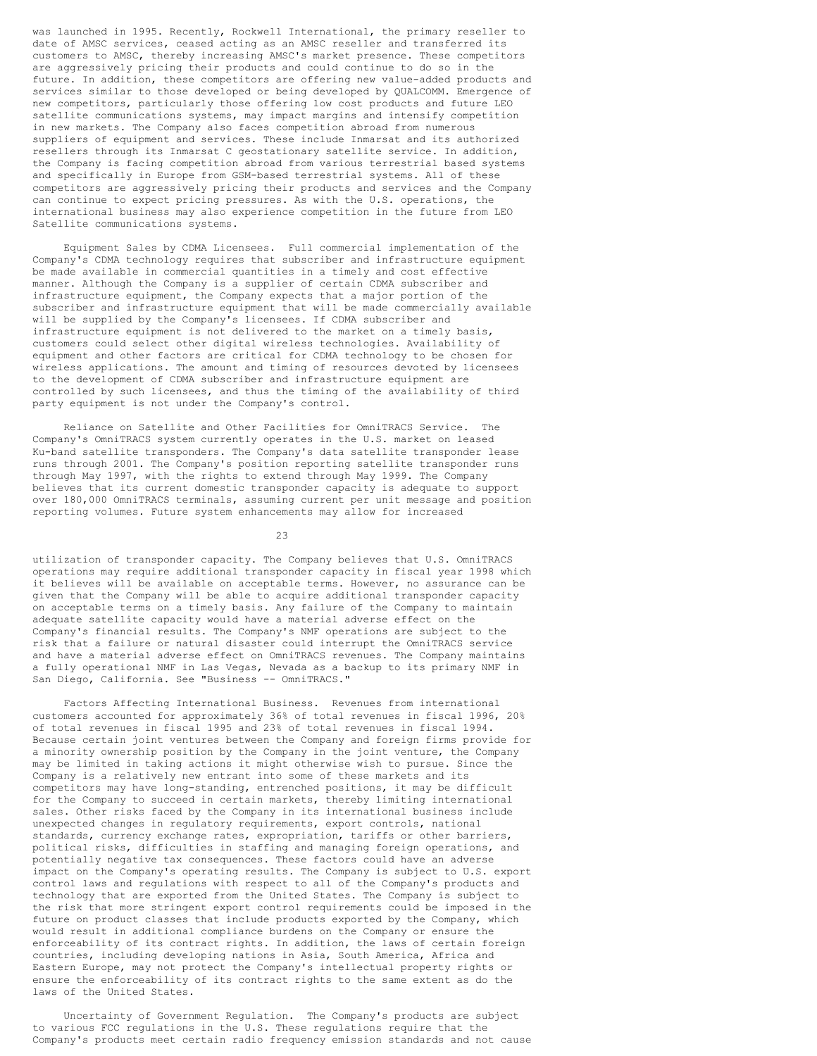was launched in 1995. Recently, Rockwell International, the primary reseller to date of AMSC services, ceased acting as an AMSC reseller and transferred its customers to AMSC, thereby increasing AMSC's market presence. These competitors are aggressively pricing their products and could continue to do so in the future. In addition, these competitors are offering new value-added products and services similar to those developed or being developed by QUALCOMM. Emergence of new competitors, particularly those offering low cost products and future LEO satellite communications systems, may impact margins and intensify competition in new markets. The Company also faces competition abroad from numerous suppliers of equipment and services. These include Inmarsat and its authorized resellers through its Inmarsat C geostationary satellite service. In addition, the Company is facing competition abroad from various terrestrial based systems and specifically in Europe from GSM-based terrestrial systems. All of these competitors are aggressively pricing their products and services and the Company can continue to expect pricing pressures. As with the U.S. operations, the international business may also experience competition in the future from LEO Satellite communications systems.

Equipment Sales by CDMA Licensees. Full commercial implementation of the Company's CDMA technology requires that subscriber and infrastructure equipment be made available in commercial quantities in a timely and cost effective manner. Although the Company is a supplier of certain CDMA subscriber and infrastructure equipment, the Company expects that a major portion of the subscriber and infrastructure equipment that will be made commercially available will be supplied by the Company's licensees. If CDMA subscriber and infrastructure equipment is not delivered to the market on a timely basis, customers could select other digital wireless technologies. Availability of equipment and other factors are critical for CDMA technology to be chosen for wireless applications. The amount and timing of resources devoted by licensees to the development of CDMA subscriber and infrastructure equipment are controlled by such licensees, and thus the timing of the availability of third party equipment is not under the Company's control.

Reliance on Satellite and Other Facilities for OmniTRACS Service. The Company's OmniTRACS system currently operates in the U.S. market on leased Ku-band satellite transponders. The Company's data satellite transponder lease runs through 2001. The Company's position reporting satellite transponder runs through May 1997, with the rights to extend through May 1999. The Company believes that its current domestic transponder capacity is adequate to support over 180,000 OmniTRACS terminals, assuming current per unit message and position reporting volumes. Future system enhancements may allow for increased utilization of transponder capacity. The Company believes that U.S. OmniTRACS operations may require additional transponder capacity in fiscal year 1998 which it believes will be available on acceptable terms. However, no assurance can be given that the Company will be able to acquire additional transponder capacity on acceptable terms on a timely basis. Any failure of the Company to maintain adequate satellite capacity would have a material adverse effect on the Company's financial results. The Company's NMF operations are subject to the risk that a failure or natural disaster could interrupt the OmniTRACS service and have a material adverse effect on OmniTRACS revenues. The Company maintains a fully operational NMF in Las Vegas, Nevada as a backup to its primary NMF in San Diego, California. See "Business -- OmniTRACS."

Factors Affecting International Business. Revenues from international customers accounted for approximately 36% of total revenues in fiscal 1996, 20% of total revenues in fiscal 1995 and 23% of total revenues in fiscal 1994. Because certain joint ventures between the Company and foreign firms provide for a minority ownership position by the Company in the joint venture, the Company may be limited in taking actions it might otherwise wish to pursue. Since the Company is a relatively new entrant into some of these markets and its competitors may have long-standing, entrenched positions, it may be difficult for the Company to succeed in certain markets, thereby limiting international sales. Other risks faced by the Company in its international business include unexpected changes in regulatory requirements, export controls, national standards, currency exchange rates, expropriation, tariffs or other barriers, political risks, difficulties in staffing and managing foreign operations, and potentially negative tax consequences. These factors could have an adverse impact on the Company's operating results. The Company is subject to U.S. export control laws and regulations with respect to all of the Company's products and technology that are exported from the United States. The Company is subject to the risk that more stringent export control requirements could be imposed in the future on product classes that include products exported by the Company, which would result in additional compliance burdens on the Company or ensure the enforceability of its contract rights. In addition, the laws of certain foreign countries, including developing nations in Asia, South America, Africa and Eastern Europe, may not protect the Company's intellectual property rights or ensure the enforceability of its contract rights to the same extent as do the laws of the United States.

Uncertainty of Government Regulation. The Company's products are subject to various FCC regulations in the U.S. These regulations require that the Company's products meet certain radio frequency emission standards and not cause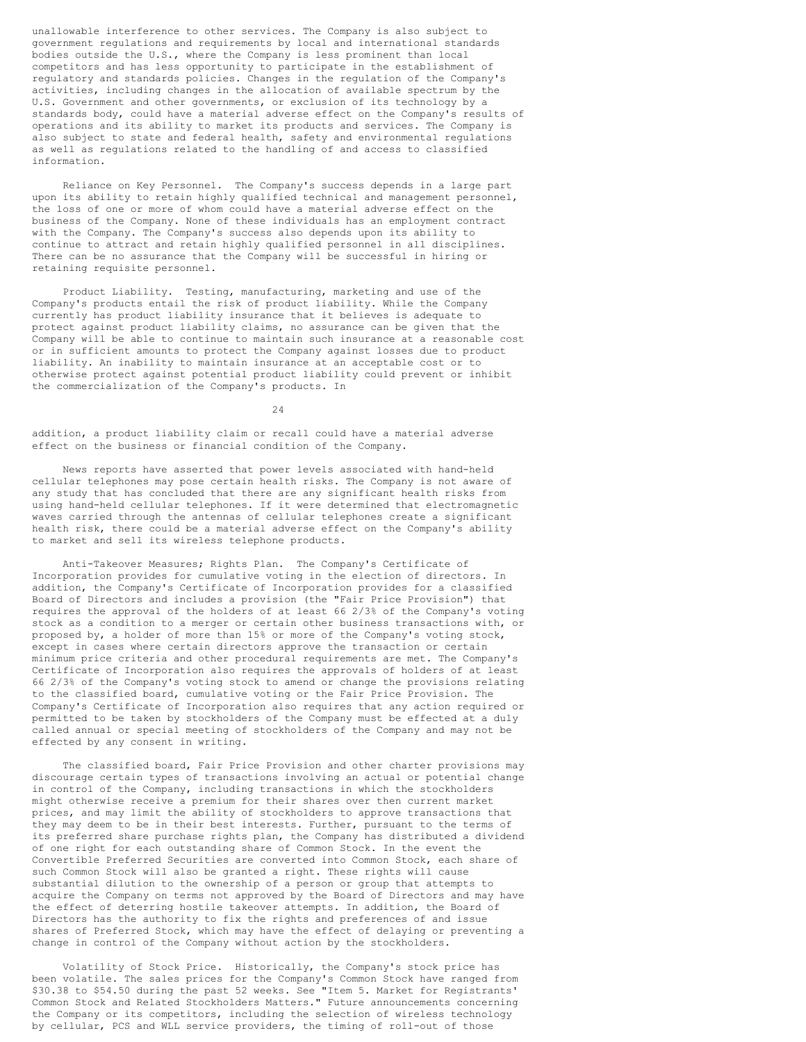unallowable interference to other services. The Company is also subject to government regulations and requirements by local and international standards bodies outside the U.S., where the Company is less prominent than local competitors and has less opportunity to participate in the establishment of regulatory and standards policies. Changes in the regulation of the Company's activities, including changes in the allocation of available spectrum by the U.S. Government and other governments, or exclusion of its technology by a standards body, could have a material adverse effect on the Company's results of operations and its ability to market its products and services. The Company is also subject to state and federal health, safety and environmental regulations as well as regulations related to the handling of and access to classified information.

Reliance on Key Personnel. The Company's success depends in a large part upon its ability to retain highly qualified technical and management personnel, the loss of one or more of whom could have a material adverse effect on the business of the Company. None of these individuals has an employment contract with the Company. The Company's success also depends upon its ability to continue to attract and retain highly qualified personnel in all disciplines. There can be no assurance that the Company will be successful in hiring or retaining requisite personnel.

Product Liability. Testing, manufacturing, marketing and use of the Company's products entail the risk of product liability. While the Company currently has product liability insurance that it believes is adequate to protect against product liability claims, no assurance can be given that the Company will be able to continue to maintain such insurance at a reasonable cost or in sufficient amounts to protect the Company against losses due to product liability. An inability to maintain insurance at an acceptable cost or to otherwise protect against potential product liability could prevent or inhibit the commercialization of the Company's products. In addition, a product liability claim or recall could have a material adverse effect on the business or financial condition of the Company.

News reports have asserted that power levels associated with hand-held cellular telephones may pose certain health risks. The Company is not aware of any study that has concluded that there are any significant health risks from using hand-held cellular telephones. If it were determined that electromagnetic waves carried through the antennas of cellular telephones create a significant health risk, there could be a material adverse effect on the Company's ability to market and sell its wireless telephone products.

Anti-Takeover Measures; Rights Plan. The Company's Certificate of Incorporation provides for cumulative voting in the election of directors. In addition, the Company's Certificate of Incorporation provides for a classified Board of Directors and includes a provision (the "Fair Price Provision") that requires the approval of the holders of at least 66 2/3% of the Company's voting stock as a condition to a merger or certain other business transactions with, or proposed by, a holder of more than 15% or more of the Company's voting stock, except in cases where certain directors approve the transaction or certain minimum price criteria and other procedural requirements are met. The Company's Certificate of Incorporation also requires the approvals of holders of at least 66 2/3% of the Company's voting stock to amend or change the provisions relating to the classified board, cumulative voting or the Fair Price Provision. The Company's Certificate of Incorporation also requires that any action required or permitted to be taken by stockholders of the Company must be effected at a duly called annual or special meeting of stockholders of the Company and may not be effected by any consent in writing.

The classified board, Fair Price Provision and other charter provisions may discourage certain types of transactions involving an actual or potential change in control of the Company, including transactions in which the stockholders might otherwise receive a premium for their shares over then current market prices, and may limit the ability of stockholders to approve transactions that they may deem to be in their best interests. Further, pursuant to the terms of its preferred share purchase rights plan, the Company has distributed a dividend of one right for each outstanding share of Common Stock. In the event the Convertible Preferred Securities are converted into Common Stock, each share of such Common Stock will also be granted a right. These rights will cause substantial dilution to the ownership of a person or group that attempts to acquire the Company on terms not approved by the Board of Directors and may have the effect of deterring hostile takeover attempts. In addition, the Board of Directors has the authority to fix the rights and preferences of and issue shares of Preferred Stock, which may have the effect of delaying or preventing a change in control of the Company without action by the stockholders.

Volatility of Stock Price. Historically, the Company's stock price has been volatile. The sales prices for the Company's Common Stock have ranged from $30.38 to $54.50 during the past 52 weeks. See "Item 5. Market for Registrants' Common Stock and Related Stockholders Matters." Future announcements concerning the Company or its competitors, including the selection of wireless technology by cellular, PCS and WLL service providers, the timing of roll-out of those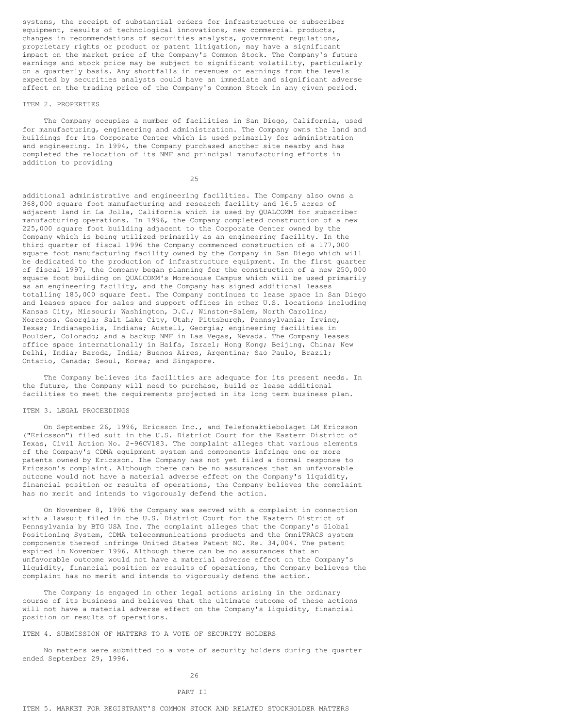systems, the receipt of substantial orders for infrastructure or subscriber equipment, results of technological innovations, new commercial products, changes in recommendations of securities analysts, government regulations, proprietary rights or product or patent litigation, may have a significant impact on the market price of the Company's Common Stock. The Company's future earnings and stock price may be subject to significant volatility, particularly on a quarterly basis. Any shortfalls in revenues or earnings from the levels expected by securities analysts could have an immediate and significant adverse effect on the trading price of the Company's Common Stock in any given period.

## ITEM 2. PROPERTIES

The Company occupies a number of facilities in San Diego, California, used for manufacturing, engineering and administration. The Company owns the land and buildings for its Corporate Center which is used primarily for administration and engineering. In 1994, the Company purchased another site nearby and has completed the relocation of its NMF and principal manufacturing efforts in addition to providing additional administrative and engineering facilities. The Company also owns a 368,000 square foot manufacturing and research facility and 16.5 acres of adjacent land in La Jolla, California which is used by QUALCOMM for subscriber manufacturing operations. In 1996, the Company completed construction of a new 225,000 square foot building adjacent to the Corporate Center owned by the Company which is being utilized primarily as an engineering facility. In the third quarter of fiscal 1996 the Company commenced construction of a 177,000 square foot manufacturing facility owned by the Company in San Diego which will be dedicated to the production of infrastructure equipment. In the first quarter of fiscal 1997, the Company began planning for the construction of a new 250,000 square foot building on QUALCOMM's Morehouse Campus which will be used primarily as an engineering facility, and the Company has signed additional leases totalling 185,000 square feet. The Company continues to lease space in San Diego and leases space for sales and support offices in other U.S. locations including Kansas City, Missouri; Washington, D.C.; Winston-Salem, North Carolina; Norcross, Georgia; Salt Lake City, Utah; Pittsburgh, Pennsylvania; Irving, Texas; Indianapolis, Indiana; Austell, Georgia; engineering facilities in Boulder, Colorado; and a backup NMF in Las Vegas, Nevada. The Company leases office space internationally in Haifa, Israel; Hong Kong; Beijing, China; New Delhi, India; Baroda, India; Buenos Aires, Argentina; Sao Paulo, Brazil; Ontario, Canada; Seoul, Korea; and Singapore.

The Company believes its facilities are adequate for its present needs. In the future, the Company will need to purchase, build or lease additional facilities to meet the requirements projected in its long term business plan.

## ITEM 3. LEGAL PROCEEDINGS

On September 26, 1996, Ericsson Inc., and Telefonaktiebolaget LM Ericsson ("Ericsson") filed suit in the U.S. District Court for the Eastern District of Texas, Civil Action No. 2-96CV183. The complaint alleges that various elements of the Company's CDMA equipment system and components infringe one or more patents owned by Ericsson. The Company has not yet filed a formal response to Ericsson's complaint. Although there can be no assurances that an unfavorable outcome would not have a material adverse effect on the Company's liquidity, financial position or results of operations, the Company believes the complaint has no merit and intends to vigorously defend the action.

On November 8, 1996 the Company was served with a complaint in connection with a lawsuit filed in the U.S. District Court for the Eastern District of Pennsylvania by BTG USA Inc. The complaint alleges that the Company's Global Positioning System, CDMA telecommunications products and the OmniTRACS system components thereof infringe United States Patent NO. Re. 34,004. The patent expired in November 1996. Although there can be no assurances that an unfavorable outcome would not have a material adverse effect on the Company's liquidity, financial position or results of operations, the Company believes the complaint has no merit and intends to vigorously defend the action.

The Company is engaged in other legal actions arising in the ordinary course of its business and believes that the ultimate outcome of these actions will not have a material adverse effect on the Company's liquidity, financial position or results of operations.

## ITEM 4. SUBMISSION OF MATTERS TO A VOTE OF SECURITY HOLDERS

No matters were submitted to a vote of security holders during the quarter ended September 29, 1996.

# PART II

## ITEM 5. MARKET FOR REGISTRANT'S COMMON STOCK AND RELATED STOCKHOLDER MATTERS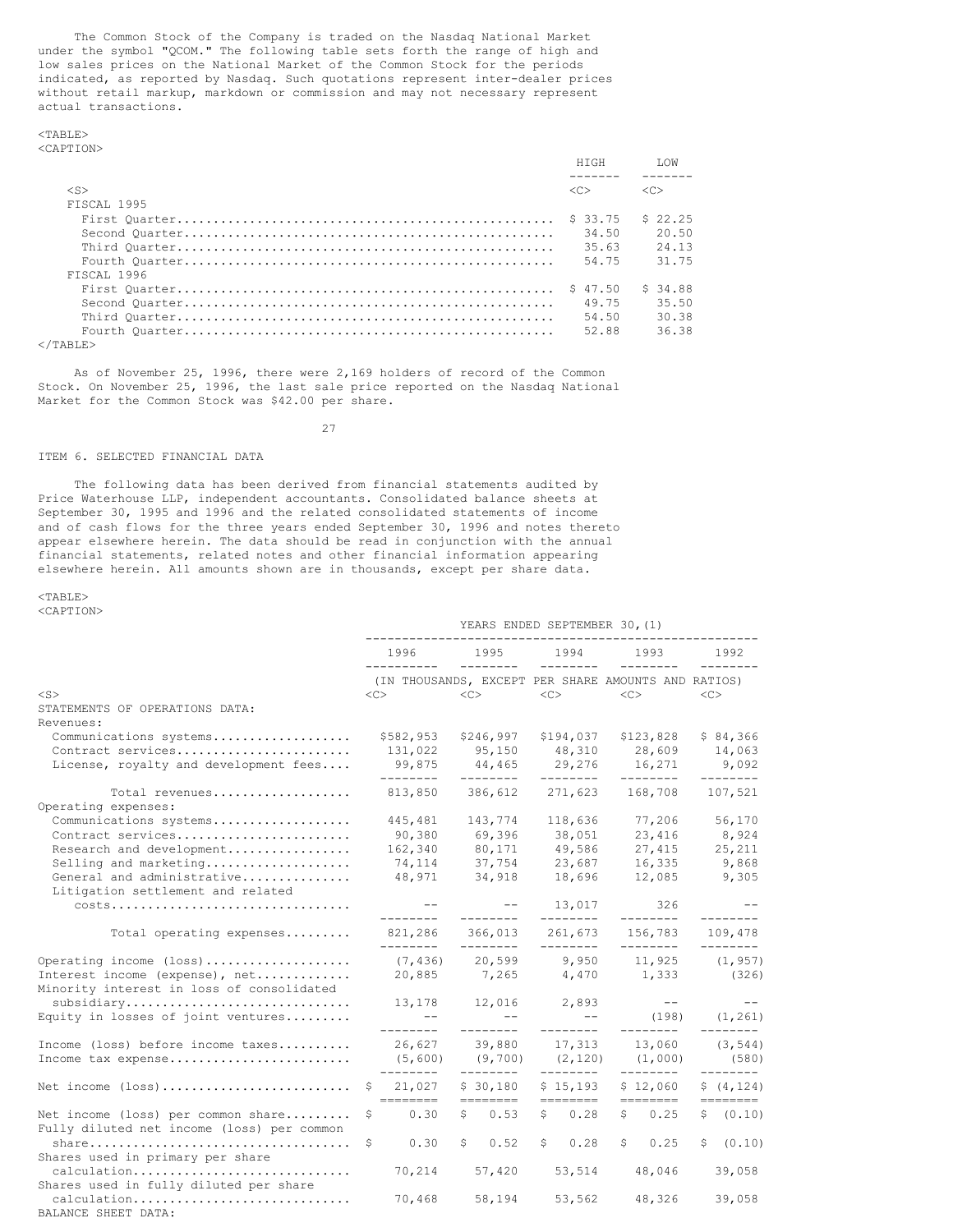The Common Stock of the Company is traded on the Nasdaq National Market under the symbol "QCOM." The following table sets forth the range of high and low sales prices on the National Market of the Common Stock for the periods indicated, as reported by Nasdaq. Such quotations represent inter-dealer prices without retail markup, markdown or commission and may not necessary represent actual transactions.

| | HIGH | LOW |
|---|---|---|
| FISCAL 1995 | | |
| First Quarter | $ 33.75 | $ 22.25 |
| Second Quarter | 34.50 | 20.50 |
| Third Quarter | 35.63 | 24.13 |
| Fourth Quarter | 54.75 | 31.75 |
| FISCAL 1996 | | |
| First Quarter | $ 47.50 | $ 34.88 |
| Second Quarter | 49.75 | 35.50 |
| Third Quarter | 54.50 | 30.38 |
| Fourth Quarter | 52.88 | 36.38 |

As of November 25, 1996, there were 2,169 holders of record of the Common Stock. On November 25, 1996, the last sale price reported on the Nasdaq National Market for the Common Stock was $42.00 per share.

ITEM 6. SELECTED FINANCIAL DATA

The following data has been derived from financial statements audited by Price Waterhouse LLP, independent accountants. Consolidated balance sheets at September 30, 1995 and 1996 and the related consolidated statements of income and of cash flows for the three years ended September 30, 1996 and notes thereto appear elsewhere herein. The data should be read in conjunction with the annual financial statements, related notes and other financial information appearing elsewhere herein. All amounts shown are in thousands, except per share data.

| | YEARS ENDED SEPTEMBER 30,(1) | | | | |
|---|---|---|---|---|---|
| | 1996 | 1995 | 1994 | 1993 | 1992 |
| | (IN THOUSANDS, EXCEPT PER SHARE AMOUNTS AND RATIOS) | | | | |
| STATEMENTS OF OPERATIONS DATA: | | | | | |
| Revenues: | | | | | |
| Communications systems | $582,953 | $246,997 | $194,037 | $123,828 | $ 84,366 |
| Contract services | 131,022 | 95,150 | 48,310 | 28,609 | 14,063 |
| License, royalty and development fees | 99,875 | 44,465 | 29,276 | 16,271 | 9,092 |
| Total revenues | 813,850 | 386,612 | 271,623 | 168,708 | 107,521 |
| Operating expenses: | | | | | |
| Communications systems | 445,481 | 143,774 | 118,636 | 77,206 | 56,170 |
| Contract services | 90,380 | 69,396 | 38,051 | 23,416 | 8,924 |
| Research and development | 162,340 | 80,171 | 49,586 | 27,415 | 25,211 |
| Selling and marketing | 74,114 | 37,754 | 23,687 | 16,335 | 9,868 |
| General and administrative | 48,971 | 34,918 | 18,696 | 12,085 | 9,305 |
| Litigation settlement and related costs | -- | -- | 13,017 | 326 | -- |
| Total operating expenses | 821,286 | 366,013 | 261,673 | 156,783 | 109,478 |
| Operating income (loss) | (7,436) | 20,599 | 9,950 | 11,925 | (1,957) |
| Interest income (expense), net | 20,885 | 7,265 | 4,470 | 1,333 | (326) |
| Minority interest in loss of consolidated subsidiary | 13,178 | 12,016 | 2,893 | -- | -- |
| Equity in losses of joint ventures | -- | -- | -- | (198) | (1,261) |
| Income (loss) before income taxes | 26,627 | 39,880 | 17,313 | 13,060 | (3,544) |
| Income tax expense | (5,600) | (9,700) | (2,120) | (1,000) | (580) |
| Net income (loss) | $ 21,027 | $ 30,180 | $ 15,193 | $ 12,060 | $ (4,124) |
| Net income (loss) per common share | $ 0.30 | $ 0.53 | $ 0.28 | $ 0.25 | $ (0.10) |
| Fully diluted net income (loss) per common share | $ 0.30 | $ 0.52 | $ 0.28 | $ 0.25 | $ (0.10) |
| Shares used in primary per share calculation | 70,214 | 57,420 | 53,514 | 48,046 | 39,058 |
| Shares used in fully diluted per share calculation | 70,468 | 58,194 | 53,562 | 48,326 | 39,058 |
| BALANCE SHEET DATA: | | | | | |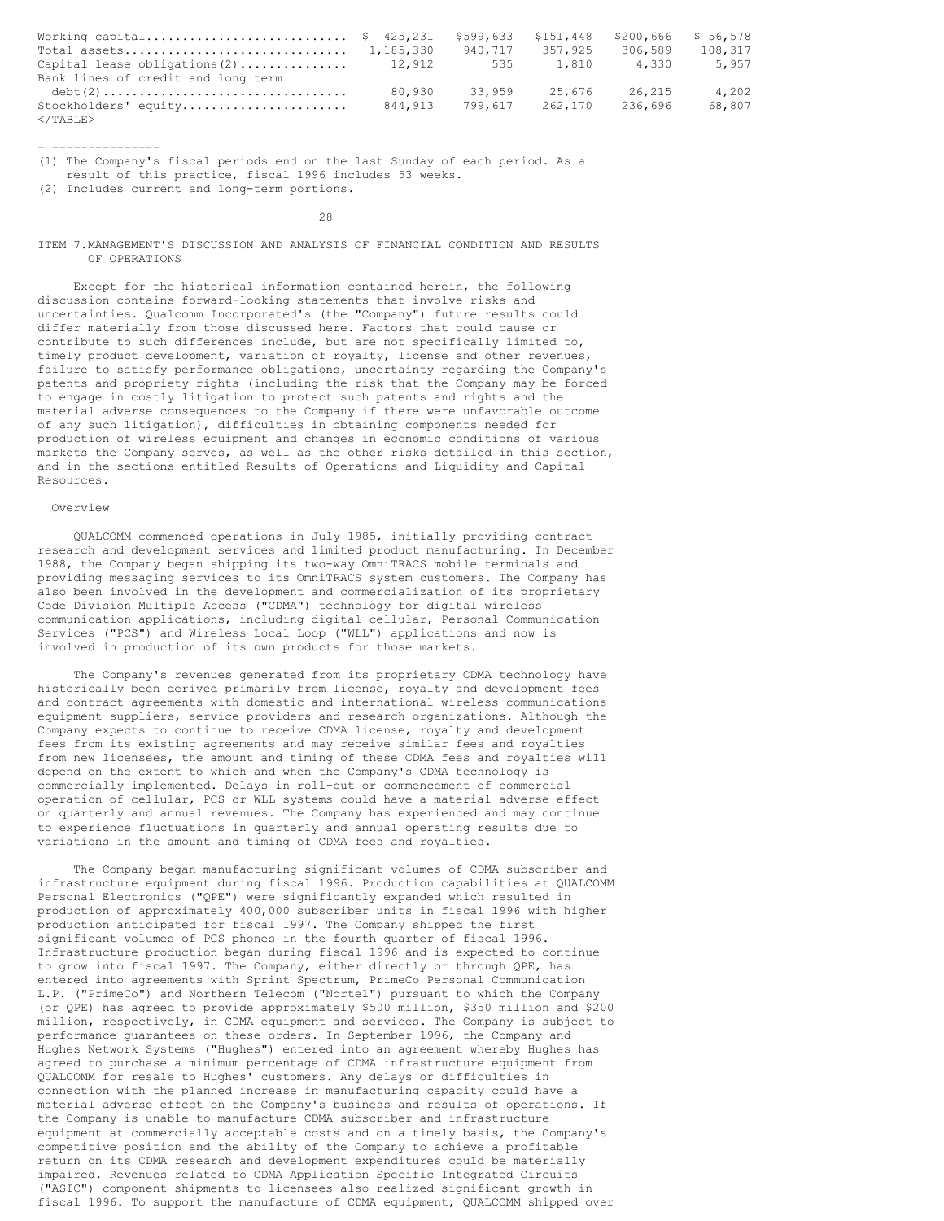| | | | | | |
|---|---|---|---|---|---|
| Working capital | $ 425,231 | $599,633 | $151,448 | $200,666 | $ 56,578 |
| Total assets | 1,185,330 | 940,717 | 357,925 | 306,589 | 108,317 |
| Capital lease obligations(2) | 12,912 | 535 | 1,810 | 4,330 | 5,957 |
| Bank lines of credit and long term debt(2) | 80,930 | 33,959 | 25,676 | 26,215 | 4,202 |
| Stockholders' equity | 844,913 | 799,617 | 262,170 | 236,696 | 68,807 |

---------------

(1) The Company's fiscal periods end on the last Sunday of each period. As a result of this practice, fiscal 1996 includes 53 weeks.

(2) Includes current and long-term portions.

## ITEM 7. MANAGEMENT'S DISCUSSION AND ANALYSIS OF FINANCIAL CONDITION AND RESULTS OF OPERATIONS

Except for the historical information contained herein, the following discussion contains forward-looking statements that involve risks and uncertainties. Qualcomm Incorporated's (the "Company") future results could differ materially from those discussed here. Factors that could cause or contribute to such differences include, but are not specifically limited to, timely product development, variation of royalty, license and other revenues, failure to satisfy performance obligations, uncertainty regarding the Company's patents and propriety rights (including the risk that the Company may be forced to engage in costly litigation to protect such patents and rights and the material adverse consequences to the Company if there were unfavorable outcome of any such litigation), difficulties in obtaining components needed for production of wireless equipment and changes in economic conditions of various markets the Company serves, as well as the other risks detailed in this section, and in the sections entitled Results of Operations and Liquidity and Capital Resources.

### Overview

QUALCOMM commenced operations in July 1985, initially providing contract research and development services and limited product manufacturing. In December 1988, the Company began shipping its two-way OmniTRACS mobile terminals and providing messaging services to its OmniTRACS system customers. The Company has also been involved in the development and commercialization of its proprietary Code Division Multiple Access ("CDMA") technology for digital wireless communication applications, including digital cellular, Personal Communication Services ("PCS") and Wireless Local Loop ("WLL") applications and now is involved in production of its own products for those markets.

The Company's revenues generated from its proprietary CDMA technology have historically been derived primarily from license, royalty and development fees and contract agreements with domestic and international wireless communications equipment suppliers, service providers and research organizations. Although the Company expects to continue to receive CDMA license, royalty and development fees from its existing agreements and may receive similar fees and royalties from new licensees, the amount and timing of these CDMA fees and royalties will depend on the extent to which and when the Company's CDMA technology is commercially implemented. Delays in roll-out or commencement of commercial operation of cellular, PCS or WLL systems could have a material adverse effect on quarterly and annual revenues. The Company has experienced and may continue to experience fluctuations in quarterly and annual operating results due to variations in the amount and timing of CDMA fees and royalties.

The Company began manufacturing significant volumes of CDMA subscriber and infrastructure equipment during fiscal 1996. Production capabilities at QUALCOMM Personal Electronics ("QPE") were significantly expanded which resulted in production of approximately 400,000 subscriber units in fiscal 1996 with higher production anticipated for fiscal 1997. The Company shipped the first significant volumes of PCS phones in the fourth quarter of fiscal 1996. Infrastructure production began during fiscal 1996 and is expected to continue to grow into fiscal 1997. The Company, either directly or through QPE, has entered into agreements with Sprint Spectrum, PrimeCo Personal Communication L.P. ("PrimeCo") and Northern Telecom ("Nortel") pursuant to which the Company (or QPE) has agreed to provide approximately $500 million, $350 million and $200 million, respectively, in CDMA equipment and services. The Company is subject to performance guarantees on these orders. In September 1996, the Company and Hughes Network Systems ("Hughes") entered into an agreement whereby Hughes has agreed to purchase a minimum percentage of CDMA infrastructure equipment from QUALCOMM for resale to Hughes' customers. Any delays or difficulties in connection with the planned increase in manufacturing capacity could have a material adverse effect on the Company's business and results of operations. If the Company is unable to manufacture CDMA subscriber and infrastructure equipment at commercially acceptable costs and on a timely basis, the Company's competitive position and the ability of the Company to achieve a profitable return on its CDMA research and development expenditures could be materially impaired. Revenues related to CDMA Application Specific Integrated Circuits ("ASIC") component shipments to licensees also realized significant growth in fiscal 1996. To support the manufacture of CDMA equipment, QUALCOMM shipped over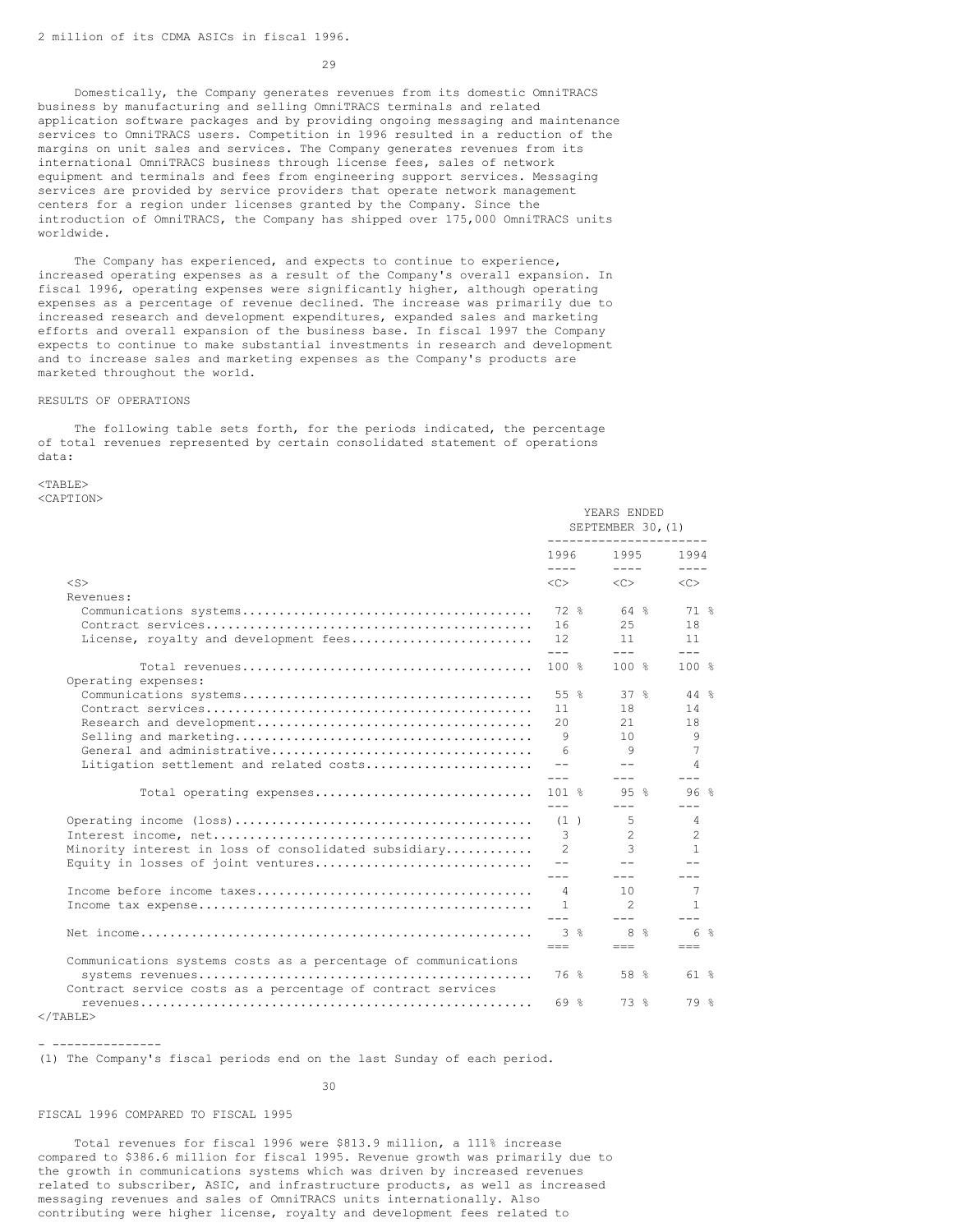2 million of its CDMA ASICs in fiscal 1996.

Domestically, the Company generates revenues from its domestic OmniTRACS business by manufacturing and selling OmniTRACS terminals and related application software packages and by providing ongoing messaging and maintenance services to OmniTRACS users. Competition in 1996 resulted in a reduction of the margins on unit sales and services. The Company generates revenues from its international OmniTRACS business through license fees, sales of network equipment and terminals and fees from engineering support services. Messaging services are provided by service providers that operate network management centers for a region under licenses granted by the Company. Since the introduction of OmniTRACS, the Company has shipped over 175,000 OmniTRACS units worldwide.

The Company has experienced, and expects to continue to experience, increased operating expenses as a result of the Company's overall expansion. In fiscal 1996, operating expenses were significantly higher, although operating expenses as a percentage of revenue declined. The increase was primarily due to increased research and development expenditures, expanded sales and marketing efforts and overall expansion of the business base. In fiscal 1997 the Company expects to continue to make substantial investments in research and development and to increase sales and marketing expenses as the Company's products are marketed throughout the world.

RESULTS OF OPERATIONS

The following table sets forth, for the periods indicated, the percentage of total revenues represented by certain consolidated statement of operations data:

| | YEARS ENDED SEPTEMBER 30,(1) | | |
|---|---|---|---|
| | 1996 | 1995 | 1994 |
| Revenues: | | | |
| Communications systems | 72 % | 64 % | 71 % |
| Contract services | 16 | 25 | 18 |
| License, royalty and development fees | 12 | 11 | 11 |
| Total revenues | 100 % | 100 % | 100 % |
| Operating expenses: | | | |
| Communications systems | 55 % | 37 % | 44 % |
| Contract services | 11 | 18 | 14 |
| Research and development | 20 | 21 | 18 |
| Selling and marketing | 9 | 10 | 9 |
| General and administrative | 6 | 9 | 7 |
| Litigation settlement and related costs | -- | -- | 4 |
| Total operating expenses | 101 % | 95 % | 96 % |
| Operating income (loss) | (1 ) | 5 | 4 |
| Interest income, net | 3 | 2 | 2 |
| Minority interest in loss of consolidated subsidiary | 2 | 3 | 1 |
| Equity in losses of joint ventures | -- | -- | -- |
| Income before income taxes | 4 | 10 | 7 |
| Income tax expense | 1 | 2 | 1 |
| Net income | 3 % | 8 % | 6 % |
| Communications systems costs as a percentage of communications systems revenues | 76 % | 58 % | 61 % |
| Contract service costs as a percentage of contract services revenues | 69 % | 73 % | 79 % |

(1) The Company's fiscal periods end on the last Sunday of each period.

FISCAL 1996 COMPARED TO FISCAL 1995

Total revenues for fiscal 1996 were $813.9 million, a 111% increase compared to $386.6 million for fiscal 1995. Revenue growth was primarily due to the growth in communications systems which was driven by increased revenues related to subscriber, ASIC, and infrastructure products, as well as increased messaging revenues and sales of OmniTRACS units internationally. Also contributing were higher license, royalty and development fees related to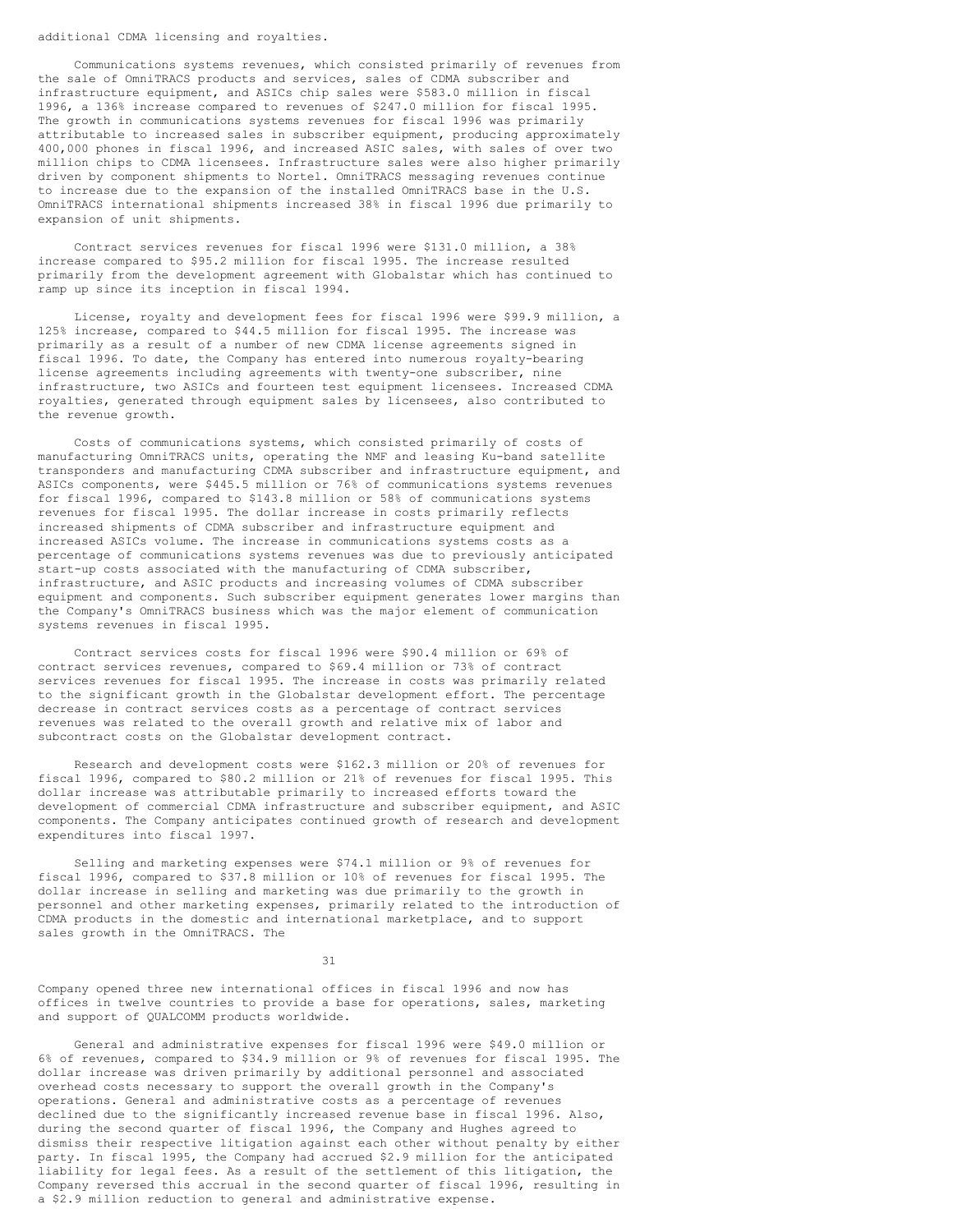additional CDMA licensing and royalties.

Communications systems revenues, which consisted primarily of revenues from the sale of OmniTRACS products and services, sales of CDMA subscriber and infrastructure equipment, and ASICs chip sales were $583.0 million in fiscal 1996, a 136% increase compared to revenues of $247.0 million for fiscal 1995. The growth in communications systems revenues for fiscal 1996 was primarily attributable to increased sales in subscriber equipment, producing approximately 400,000 phones in fiscal 1996, and increased ASIC sales, with sales of over two million chips to CDMA licensees. Infrastructure sales were also higher primarily driven by component shipments to Nortel. OmniTRACS messaging revenues continue to increase due to the expansion of the installed OmniTRACS base in the U.S. OmniTRACS international shipments increased 38% in fiscal 1996 due primarily to expansion of unit shipments.

Contract services revenues for fiscal 1996 were $131.0 million, a 38% increase compared to $95.2 million for fiscal 1995. The increase resulted primarily from the development agreement with Globalstar which has continued to ramp up since its inception in fiscal 1994.

License, royalty and development fees for fiscal 1996 were $99.9 million, a 125% increase, compared to $44.5 million for fiscal 1995. The increase was primarily as a result of a number of new CDMA license agreements signed in fiscal 1996. To date, the Company has entered into numerous royalty-bearing license agreements including agreements with twenty-one subscriber, nine infrastructure, two ASICs and fourteen test equipment licensees. Increased CDMA royalties, generated through equipment sales by licensees, also contributed to the revenue growth.

Costs of communications systems, which consisted primarily of costs of manufacturing OmniTRACS units, operating the NMF and leasing Ku-band satellite transponders and manufacturing CDMA subscriber and infrastructure equipment, and ASICs components, were $445.5 million or 76% of communications systems revenues for fiscal 1996, compared to $143.8 million or 58% of communications systems revenues for fiscal 1995. The dollar increase in costs primarily reflects increased shipments of CDMA subscriber and infrastructure equipment and increased ASICs volume. The increase in communications systems costs as a percentage of communications systems revenues was due to previously anticipated start-up costs associated with the manufacturing of CDMA subscriber, infrastructure, and ASIC products and increasing volumes of CDMA subscriber equipment and components. Such subscriber equipment generates lower margins than the Company's OmniTRACS business which was the major element of communication systems revenues in fiscal 1995.

Contract services costs for fiscal 1996 were $90.4 million or 69% of contract services revenues, compared to $69.4 million or 73% of contract services revenues for fiscal 1995. The increase in costs was primarily related to the significant growth in the Globalstar development effort. The percentage decrease in contract services costs as a percentage of contract services revenues was related to the overall growth and relative mix of labor and subcontract costs on the Globalstar development contract.

Research and development costs were $162.3 million or 20% of revenues for fiscal 1996, compared to $80.2 million or 21% of revenues for fiscal 1995. This dollar increase was attributable primarily to increased efforts toward the development of commercial CDMA infrastructure and subscriber equipment, and ASIC components. The Company anticipates continued growth of research and development expenditures into fiscal 1997.

Selling and marketing expenses were $74.1 million or 9% of revenues for fiscal 1996, compared to $37.8 million or 10% of revenues for fiscal 1995. The dollar increase in selling and marketing was due primarily to the growth in personnel and other marketing expenses, primarily related to the introduction of CDMA products in the domestic and international marketplace, and to support sales growth in the OmniTRACS. The Company opened three new international offices in fiscal 1996 and now has offices in twelve countries to provide a base for operations, sales, marketing and support of QUALCOMM products worldwide.

General and administrative expenses for fiscal 1996 were $49.0 million or 6% of revenues, compared to $34.9 million or 9% of revenues for fiscal 1995. The dollar increase was driven primarily by additional personnel and associated overhead costs necessary to support the overall growth in the Company's operations. General and administrative costs as a percentage of revenues declined due to the significantly increased revenue base in fiscal 1996. Also, during the second quarter of fiscal 1996, the Company and Hughes agreed to dismiss their respective litigation against each other without penalty by either party. In fiscal 1995, the Company had accrued $2.9 million for the anticipated liability for legal fees. As a result of the settlement of this litigation, the Company reversed this accrual in the second quarter of fiscal 1996, resulting in a $2.9 million reduction to general and administrative expense.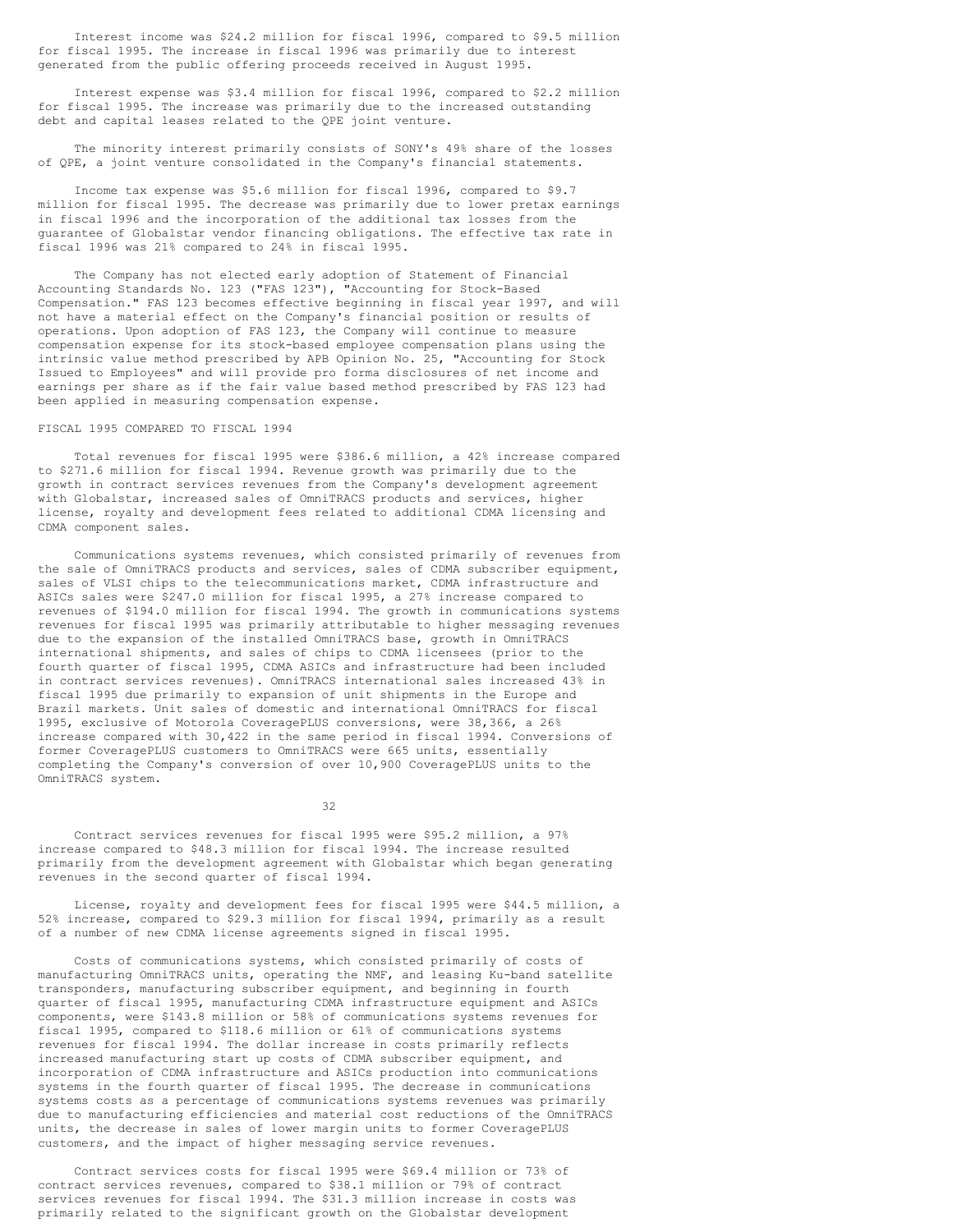Interest income was $24.2 million for fiscal 1996, compared to $9.5 million for fiscal 1995. The increase in fiscal 1996 was primarily due to interest generated from the public offering proceeds received in August 1995.

Interest expense was $3.4 million for fiscal 1996, compared to $2.2 million for fiscal 1995. The increase was primarily due to the increased outstanding debt and capital leases related to the QPE joint venture.

The minority interest primarily consists of SONY's 49% share of the losses of QPE, a joint venture consolidated in the Company's financial statements.

Income tax expense was $5.6 million for fiscal 1996, compared to $9.7 million for fiscal 1995. The decrease was primarily due to lower pretax earnings in fiscal 1996 and the incorporation of the additional tax losses from the guarantee of Globalstar vendor financing obligations. The effective tax rate in fiscal 1996 was 21% compared to 24% in fiscal 1995.

The Company has not elected early adoption of Statement of Financial Accounting Standards No. 123 ("FAS 123"), "Accounting for Stock-Based Compensation." FAS 123 becomes effective beginning in fiscal year 1997, and will not have a material effect on the Company's financial position or results of operations. Upon adoption of FAS 123, the Company will continue to measure compensation expense for its stock-based employee compensation plans using the intrinsic value method prescribed by APB Opinion No. 25, "Accounting for Stock Issued to Employees" and will provide pro forma disclosures of net income and earnings per share as if the fair value based method prescribed by FAS 123 had been applied in measuring compensation expense.

FISCAL 1995 COMPARED TO FISCAL 1994

Total revenues for fiscal 1995 were $386.6 million, a 42% increase compared to $271.6 million for fiscal 1994. Revenue growth was primarily due to the growth in contract services revenues from the Company's development agreement with Globalstar, increased sales of OmniTRACS products and services, higher license, royalty and development fees related to additional CDMA licensing and CDMA component sales.

Communications systems revenues, which consisted primarily of revenues from the sale of OmniTRACS products and services, sales of CDMA subscriber equipment, sales of VLSI chips to the telecommunications market, CDMA infrastructure and ASICs sales were $247.0 million for fiscal 1995, a 27% increase compared to revenues of $194.0 million for fiscal 1994. The growth in communications systems revenues for fiscal 1995 was primarily attributable to higher messaging revenues due to the expansion of the installed OmniTRACS base, growth in OmniTRACS international shipments, and sales of chips to CDMA licensees (prior to the fourth quarter of fiscal 1995, CDMA ASICs and infrastructure had been included in contract services revenues). OmniTRACS international sales increased 43% in fiscal 1995 due primarily to expansion of unit shipments in the Europe and Brazil markets. Unit sales of domestic and international OmniTRACS for fiscal 1995, exclusive of Motorola CoveragePLUS conversions, were 38,366, a 26% increase compared with 30,422 in the same period in fiscal 1994. Conversions of former CoveragePLUS customers to OmniTRACS were 665 units, essentially completing the Company's conversion of over 10,900 CoveragePLUS units to the OmniTRACS system.

Contract services revenues for fiscal 1995 were $95.2 million, a 97% increase compared to $48.3 million for fiscal 1994. The increase resulted primarily from the development agreement with Globalstar which began generating revenues in the second quarter of fiscal 1994.

License, royalty and development fees for fiscal 1995 were $44.5 million, a 52% increase, compared to $29.3 million for fiscal 1994, primarily as a result of a number of new CDMA license agreements signed in fiscal 1995.

Costs of communications systems, which consisted primarily of costs of manufacturing OmniTRACS units, operating the NMF, and leasing Ku-band satellite transponders, manufacturing subscriber equipment, and beginning in fourth quarter of fiscal 1995, manufacturing CDMA infrastructure equipment and ASICs components, were $143.8 million or 58% of communications systems revenues for fiscal 1995, compared to $118.6 million or 61% of communications systems revenues for fiscal 1994. The dollar increase in costs primarily reflects increased manufacturing start up costs of CDMA subscriber equipment, and incorporation of CDMA infrastructure and ASICs production into communications systems in the fourth quarter of fiscal 1995. The decrease in communications systems costs as a percentage of communications systems revenues was primarily due to manufacturing efficiencies and material cost reductions of the OmniTRACS units, the decrease in sales of lower margin units to former CoveragePLUS customers, and the impact of higher messaging service revenues.

Contract services costs for fiscal 1995 were $69.4 million or 73% of contract services revenues, compared to $38.1 million or 79% of contract services revenues for fiscal 1994. The $31.3 million increase in costs was primarily related to the significant growth on the Globalstar development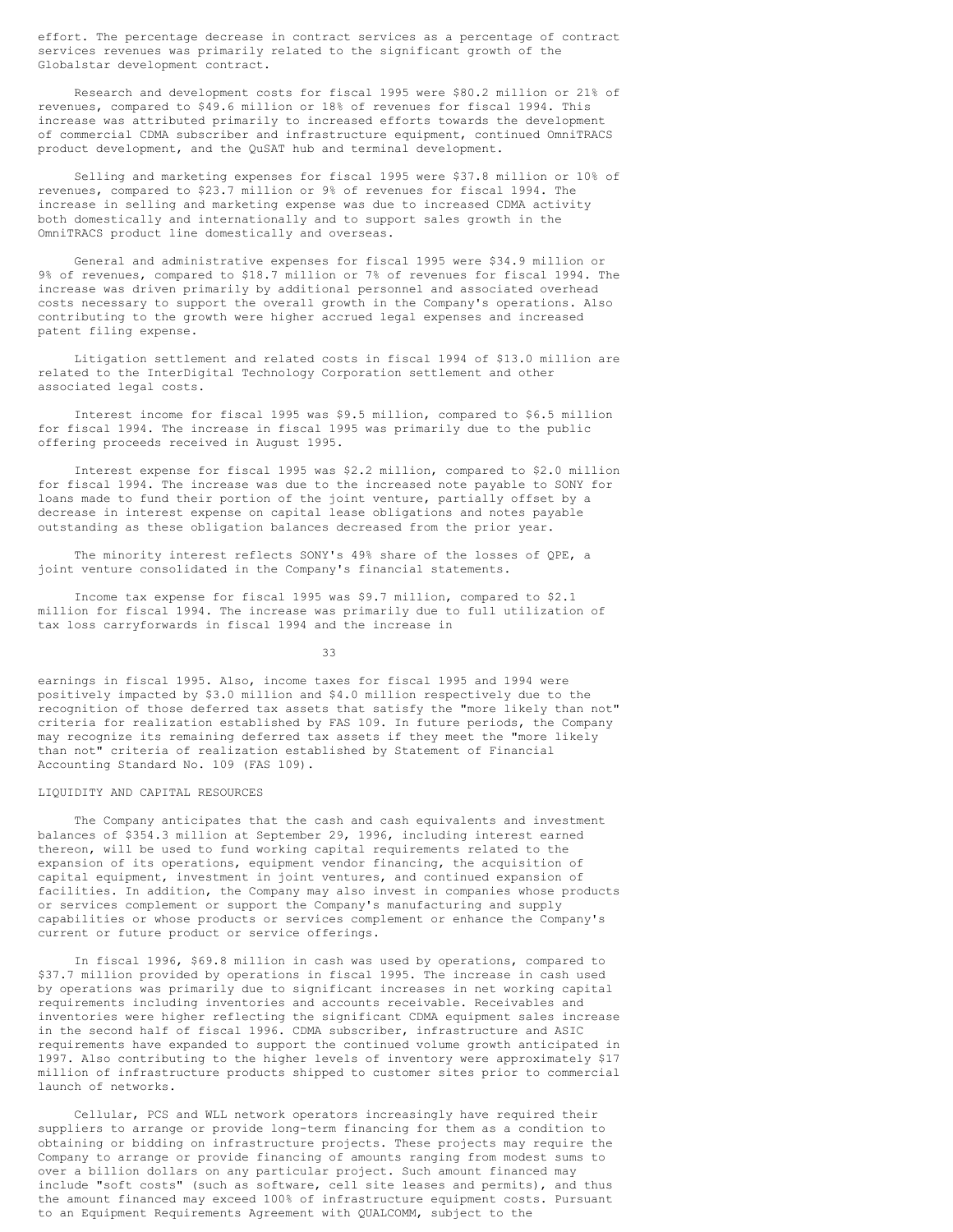effort. The percentage decrease in contract services as a percentage of contract services revenues was primarily related to the significant growth of the Globalstar development contract.

Research and development costs for fiscal 1995 were $80.2 million or 21% of revenues, compared to $49.6 million or 18% of revenues for fiscal 1994. This increase was attributed primarily to increased efforts towards the development of commercial CDMA subscriber and infrastructure equipment, continued OmniTRACS product development, and the QuSAT hub and terminal development.

Selling and marketing expenses for fiscal 1995 were $37.8 million or 10% of revenues, compared to $23.7 million or 9% of revenues for fiscal 1994. The increase in selling and marketing expense was due to increased CDMA activity both domestically and internationally and to support sales growth in the OmniTRACS product line domestically and overseas.

General and administrative expenses for fiscal 1995 were $34.9 million or 9% of revenues, compared to $18.7 million or 7% of revenues for fiscal 1994. The increase was driven primarily by additional personnel and associated overhead costs necessary to support the overall growth in the Company's operations. Also contributing to the growth were higher accrued legal expenses and increased patent filing expense.

Litigation settlement and related costs in fiscal 1994 of $13.0 million are related to the InterDigital Technology Corporation settlement and other associated legal costs.

Interest income for fiscal 1995 was $9.5 million, compared to $6.5 million for fiscal 1994. The increase in fiscal 1995 was primarily due to the public offering proceeds received in August 1995.

Interest expense for fiscal 1995 was $2.2 million, compared to $2.0 million for fiscal 1994. The increase was due to the increased note payable to SONY for loans made to fund their portion of the joint venture, partially offset by a decrease in interest expense on capital lease obligations and notes payable outstanding as these obligation balances decreased from the prior year.

The minority interest reflects SONY's 49% share of the losses of QPE, a joint venture consolidated in the Company's financial statements.

Income tax expense for fiscal 1995 was $9.7 million, compared to $2.1 million for fiscal 1994. The increase was primarily due to full utilization of tax loss carryforwards in fiscal 1994 and the increase in earnings in fiscal 1995. Also, income taxes for fiscal 1995 and 1994 were positively impacted by $3.0 million and $4.0 million respectively due to the recognition of those deferred tax assets that satisfy the "more likely than not" criteria for realization established by FAS 109. In future periods, the Company may recognize its remaining deferred tax assets if they meet the "more likely than not" criteria of realization established by Statement of Financial Accounting Standard No. 109 (FAS 109).

## LIQUIDITY AND CAPITAL RESOURCES

The Company anticipates that the cash and cash equivalents and investment balances of $354.3 million at September 29, 1996, including interest earned thereon, will be used to fund working capital requirements related to the expansion of its operations, equipment vendor financing, the acquisition of capital equipment, investment in joint ventures, and continued expansion of facilities. In addition, the Company may also invest in companies whose products or services complement or support the Company's manufacturing and supply capabilities or whose products or services complement or enhance the Company's current or future product or service offerings.

In fiscal 1996, $69.8 million in cash was used by operations, compared to $37.7 million provided by operations in fiscal 1995. The increase in cash used by operations was primarily due to significant increases in net working capital requirements including inventories and accounts receivable. Receivables and inventories were higher reflecting the significant CDMA equipment sales increase in the second half of fiscal 1996. CDMA subscriber, infrastructure and ASIC requirements have expanded to support the continued volume growth anticipated in 1997. Also contributing to the higher levels of inventory were approximately $17 million of infrastructure products shipped to customer sites prior to commercial launch of networks.

Cellular, PCS and WLL network operators increasingly have required their suppliers to arrange or provide long-term financing for them as a condition to obtaining or bidding on infrastructure projects. These projects may require the Company to arrange or provide financing of amounts ranging from modest sums to over a billion dollars on any particular project. Such amount financed may include "soft costs" (such as software, cell site leases and permits), and thus the amount financed may exceed 100% of infrastructure equipment costs. Pursuant to an Equipment Requirements Agreement with QUALCOMM, subject to the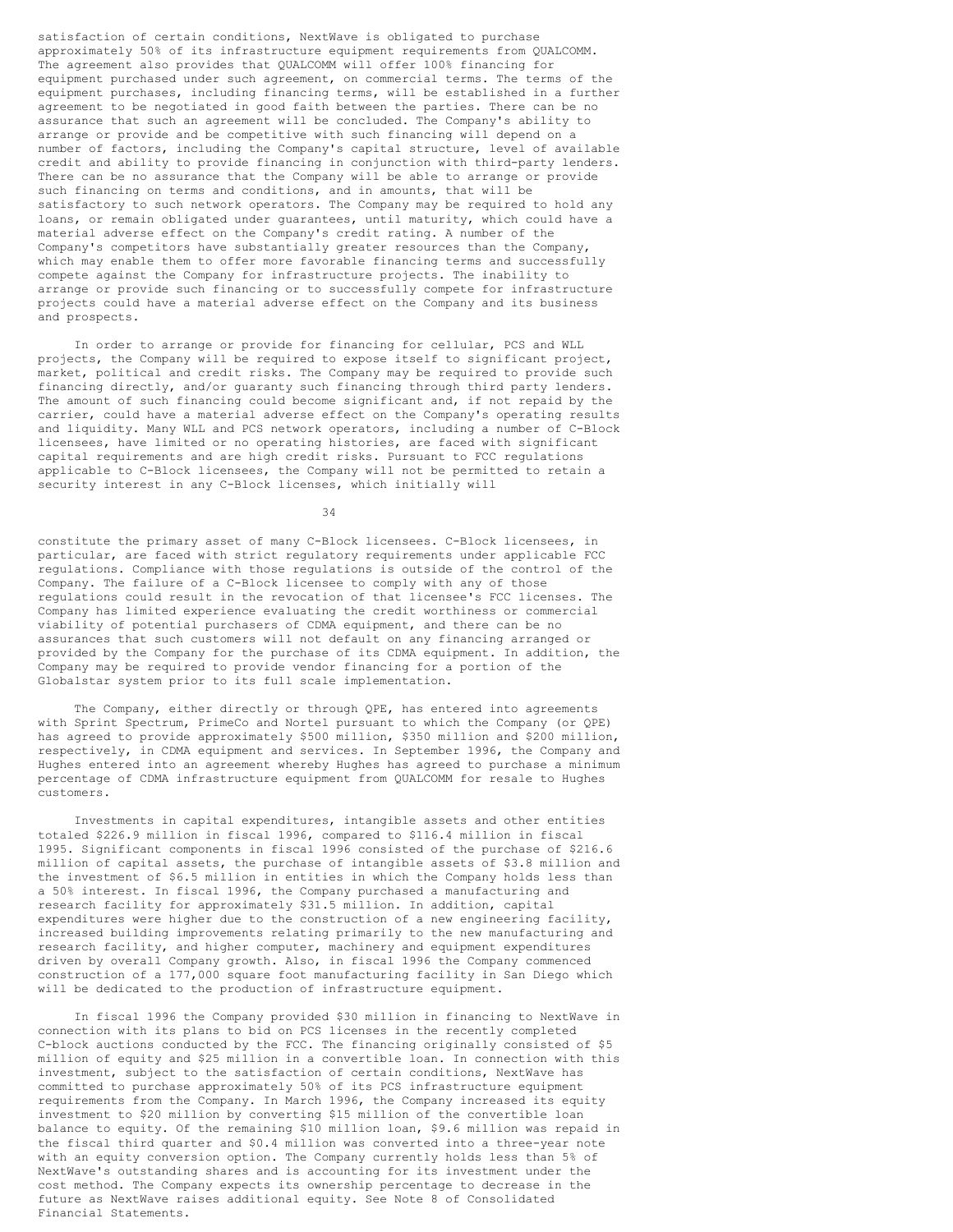satisfaction of certain conditions, NextWave is obligated to purchase approximately 50% of its infrastructure equipment requirements from QUALCOMM. The agreement also provides that QUALCOMM will offer 100% financing for equipment purchased under such agreement, on commercial terms. The terms of the equipment purchases, including financing terms, will be established in a further agreement to be negotiated in good faith between the parties. There can be no assurance that such an agreement will be concluded. The Company's ability to arrange or provide and be competitive with such financing will depend on a number of factors, including the Company's capital structure, level of available credit and ability to provide financing in conjunction with third-party lenders. There can be no assurance that the Company will be able to arrange or provide such financing on terms and conditions, and in amounts, that will be satisfactory to such network operators. The Company may be required to hold any loans, or remain obligated under guarantees, until maturity, which could have a material adverse effect on the Company's credit rating. A number of the Company's competitors have substantially greater resources than the Company, which may enable them to offer more favorable financing terms and successfully compete against the Company for infrastructure projects. The inability to arrange or provide such financing or to successfully compete for infrastructure projects could have a material adverse effect on the Company and its business and prospects.

In order to arrange or provide for financing for cellular, PCS and WLL projects, the Company will be required to expose itself to significant project, market, political and credit risks. The Company may be required to provide such financing directly, and/or guaranty such financing through third party lenders. The amount of such financing could become significant and, if not repaid by the carrier, could have a material adverse effect on the Company's operating results and liquidity. Many WLL and PCS network operators, including a number of C-Block licensees, have limited or no operating histories, are faced with significant capital requirements and are high credit risks. Pursuant to FCC regulations applicable to C-Block licensees, the Company will not be permitted to retain a security interest in any C-Block licenses, which initially will constitute the primary asset of many C-Block licensees. C-Block licensees, in particular, are faced with strict regulatory requirements under applicable FCC regulations. Compliance with those regulations is outside of the control of the Company. The failure of a C-Block licensee to comply with any of those regulations could result in the revocation of that licensee's FCC licenses. The Company has limited experience evaluating the credit worthiness or commercial viability of potential purchasers of CDMA equipment, and there can be no assurances that such customers will not default on any financing arranged or provided by the Company for the purchase of its CDMA equipment. In addition, the Company may be required to provide vendor financing for a portion of the Globalstar system prior to its full scale implementation.

The Company, either directly or through QPE, has entered into agreements with Sprint Spectrum, PrimeCo and Nortel pursuant to which the Company (or QPE) has agreed to provide approximately $500 million, $350 million and $200 million, respectively, in CDMA equipment and services. In September 1996, the Company and Hughes entered into an agreement whereby Hughes has agreed to purchase a minimum percentage of CDMA infrastructure equipment from QUALCOMM for resale to Hughes customers.

Investments in capital expenditures, intangible assets and other entities totaled $226.9 million in fiscal 1996, compared to $116.4 million in fiscal 1995. Significant components in fiscal 1996 consisted of the purchase of $216.6 million of capital assets, the purchase of intangible assets of $3.8 million and the investment of $6.5 million in entities in which the Company holds less than a 50% interest. In fiscal 1996, the Company purchased a manufacturing and research facility for approximately $31.5 million. In addition, capital expenditures were higher due to the construction of a new engineering facility, increased building improvements relating primarily to the new manufacturing and research facility, and higher computer, machinery and equipment expenditures driven by overall Company growth. Also, in fiscal 1996 the Company commenced construction of a 177,000 square foot manufacturing facility in San Diego which will be dedicated to the production of infrastructure equipment.

In fiscal 1996 the Company provided $30 million in financing to NextWave in connection with its plans to bid on PCS licenses in the recently completed C-block auctions conducted by the FCC. The financing originally consisted of $5 million of equity and $25 million in a convertible loan. In connection with this investment, subject to the satisfaction of certain conditions, NextWave has committed to purchase approximately 50% of its PCS infrastructure equipment requirements from the Company. In March 1996, the Company increased its equity investment to $20 million by converting $15 million of the convertible loan balance to equity. Of the remaining $10 million loan, $9.6 million was repaid in the fiscal third quarter and $0.4 million was converted into a three-year note with an equity conversion option. The Company currently holds less than 5% of NextWave's outstanding shares and is accounting for its investment under the cost method. The Company expects its ownership percentage to decrease in the future as NextWave raises additional equity. See Note 8 of Consolidated Financial Statements.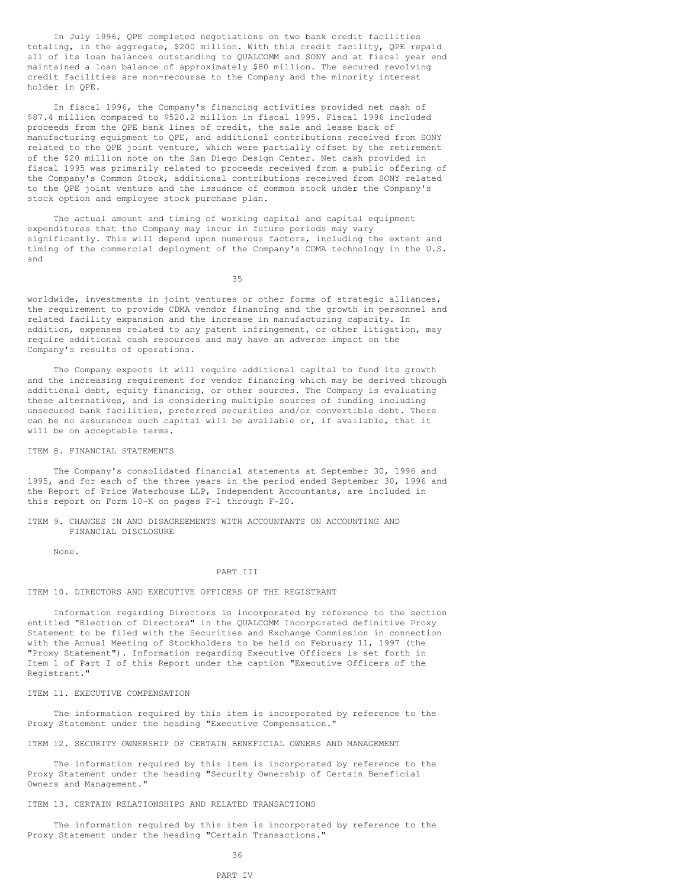In July 1996, QPE completed negotiations on two bank credit facilities totaling, in the aggregate, $200 million. With this credit facility, QPE repaid all of its loan balances outstanding to QUALCOMM and SONY and at fiscal year end maintained a loan balance of approximately $80 million. The secured revolving credit facilities are non-recourse to the Company and the minority interest holder in QPE.

In fiscal 1996, the Company's financing activities provided net cash of $87.4 million compared to $520.2 million in fiscal 1995. Fiscal 1996 included proceeds from the QPE bank lines of credit, the sale and lease back of manufacturing equipment to QPE, and additional contributions received from SONY related to the QPE joint venture, which were partially offset by the retirement of the $20 million note on the San Diego Design Center. Net cash provided in fiscal 1995 was primarily related to proceeds received from a public offering of the Company's Common Stock, additional contributions received from SONY related to the QPE joint venture and the issuance of common stock under the Company's stock option and employee stock purchase plan.

The actual amount and timing of working capital and capital equipment expenditures that the Company may incur in future periods may vary significantly. This will depend upon numerous factors, including the extent and timing of the commercial deployment of the Company's CDMA technology in the U.S. and worldwide, investments in joint ventures or other forms of strategic alliances, the requirement to provide CDMA vendor financing and the growth in personnel and related facility expansion and the increase in manufacturing capacity. In addition, expenses related to any patent infringement, or other litigation, may require additional cash resources and may have an adverse impact on the Company's results of operations.

The Company expects it will require additional capital to fund its growth and the increasing requirement for vendor financing which may be derived through additional debt, equity financing, or other sources. The Company is evaluating these alternatives, and is considering multiple sources of funding including unsecured bank facilities, preferred securities and/or convertible debt. There can be no assurances such capital will be available or, if available, that it will be on acceptable terms.

## ITEM 8. FINANCIAL STATEMENTS

The Company's consolidated financial statements at September 30, 1996 and 1995, and for each of the three years in the period ended September 30, 1996 and the Report of Price Waterhouse LLP, Independent Accountants, are included in this report on Form 10-K on pages F-1 through F-20.

## ITEM 9. CHANGES IN AND DISAGREEMENTS WITH ACCOUNTANTS ON ACCOUNTING AND FINANCIAL DISCLOSURE

None.

# PART III

## ITEM 10. DIRECTORS AND EXECUTIVE OFFICERS OF THE REGISTRANT

Information regarding Directors is incorporated by reference to the section entitled "Election of Directors" in the QUALCOMM Incorporated definitive Proxy Statement to be filed with the Securities and Exchange Commission in connection with the Annual Meeting of Stockholders to be held on February 11, 1997 (the "Proxy Statement"). Information regarding Executive Officers is set forth in Item 1 of Part I of this Report under the caption "Executive Officers of the Registrant."

## ITEM 11. EXECUTIVE COMPENSATION

The information required by this item is incorporated by reference to the Proxy Statement under the heading "Executive Compensation."

## ITEM 12. SECURITY OWNERSHIP OF CERTAIN BENEFICIAL OWNERS AND MANAGEMENT

The information required by this item is incorporated by reference to the Proxy Statement under the heading "Security Ownership of Certain Beneficial Owners and Management."

## ITEM 13. CERTAIN RELATIONSHIPS AND RELATED TRANSACTIONS

The information required by this item is incorporated by reference to the Proxy Statement under the heading "Certain Transactions."

# PART IV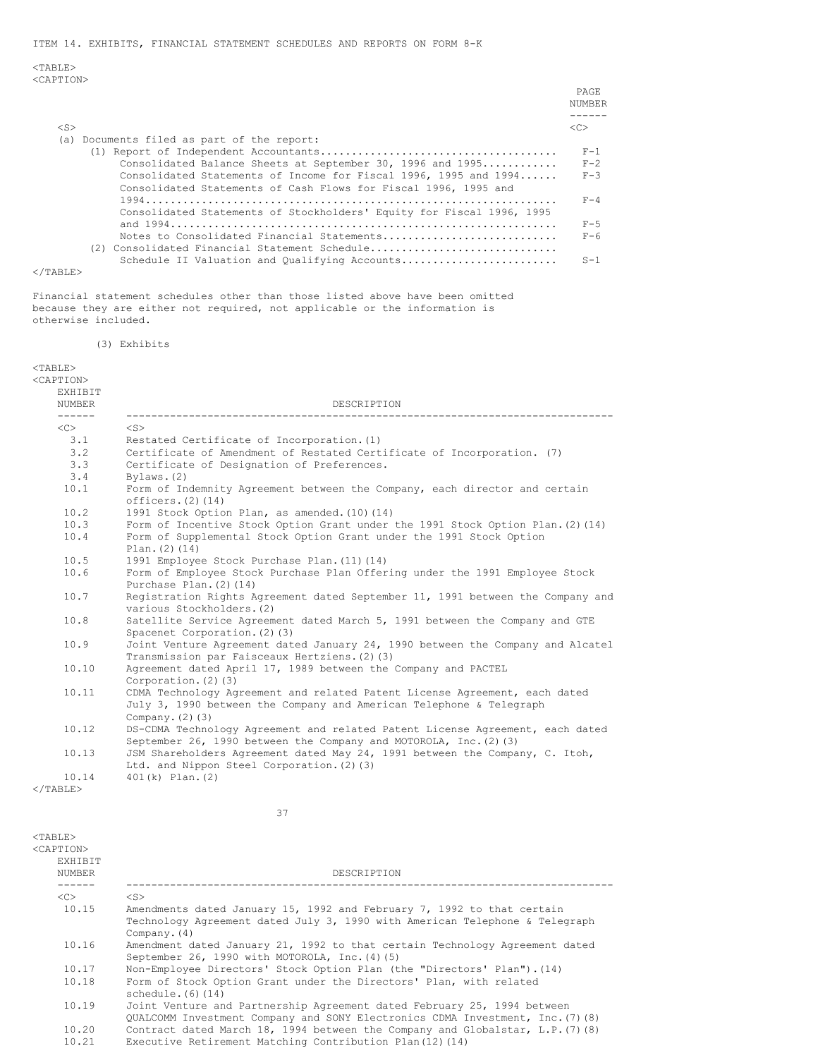ITEM 14. EXHIBITS, FINANCIAL STATEMENT SCHEDULES AND REPORTS ON FORM 8-K

| | PAGE NUMBER |
|---|---|
| (a) Documents filed as part of the report: | |
| (1) Report of Independent Accountants | F-1 |
| Consolidated Balance Sheets at September 30, 1996 and 1995 | F-2 |
| Consolidated Statements of Income for Fiscal 1996, 1995 and 1994 | F-3 |
| Consolidated Statements of Cash Flows for Fiscal 1996, 1995 and 1994 | F-4 |
| Consolidated Statements of Stockholders' Equity for Fiscal 1996, 1995 and 1994 | F-5 |
| Notes to Consolidated Financial Statements | F-6 |
| (2) Consolidated Financial Statement Schedule | |
| Schedule II Valuation and Qualifying Accounts | S-1 |

Financial statement schedules other than those listed above have been omitted because they are either not required, not applicable or the information is otherwise included.

(3) Exhibits

| EXHIBIT NUMBER | DESCRIPTION |
|---|---|
| 3.1 | Restated Certificate of Incorporation.(1) |
| 3.2 | Certificate of Amendment of Restated Certificate of Incorporation. (7) |
| 3.3 | Certificate of Designation of Preferences. |
| 3.4 | Bylaws.(2) |
| 10.1 | Form of Indemnity Agreement between the Company, each director and certain officers.(2)(14) |
| 10.2 | 1991 Stock Option Plan, as amended.(10)(14) |
| 10.3 | Form of Incentive Stock Option Grant under the 1991 Stock Option Plan.(2)(14) |
| 10.4 | Form of Supplemental Stock Option Grant under the 1991 Stock Option Plan.(2)(14) |
| 10.5 | 1991 Employee Stock Purchase Plan.(11)(14) |
| 10.6 | Form of Employee Stock Purchase Plan Offering under the 1991 Employee Stock Purchase Plan.(2)(14) |
| 10.7 | Registration Rights Agreement dated September 11, 1991 between the Company and various Stockholders.(2) |
| 10.8 | Satellite Service Agreement dated March 5, 1991 between the Company and GTE Spacenet Corporation.(2)(3) |
| 10.9 | Joint Venture Agreement dated January 24, 1990 between the Company and Alcatel Transmission par Faisceaux Hertziens.(2)(3) |
| 10.10 | Agreement dated April 17, 1989 between the Company and PACTEL Corporation.(2)(3) |
| 10.11 | CDMA Technology Agreement and related Patent License Agreement, each dated July 3, 1990 between the Company and American Telephone & Telegraph Company.(2)(3) |
| 10.12 | DS-CDMA Technology Agreement and related Patent License Agreement, each dated September 26, 1990 between the Company and MOTOROLA, Inc.(2)(3) |
| 10.13 | JSM Shareholders Agreement dated May 24, 1991 between the Company, C. Itoh, Ltd. and Nippon Steel Corporation.(2)(3) |
| 10.14 | 401(k) Plan.(2) |
| 10.15 | Amendments dated January 15, 1992 and February 7, 1992 to that certain Technology Agreement dated July 3, 1990 with American Telephone & Telegraph Company.(4) |
| 10.16 | Amendment dated January 21, 1992 to that certain Technology Agreement dated September 26, 1990 with MOTOROLA, Inc.(4)(5) |
| 10.17 | Non-Employee Directors' Stock Option Plan (the "Directors' Plan").(14) |
| 10.18 | Form of Stock Option Grant under the Directors' Plan, with related schedule.(6)(14) |
| 10.19 | Joint Venture and Partnership Agreement dated February 25, 1994 between QUALCOMM Investment Company and SONY Electronics CDMA Investment, Inc.(7)(8) |
| 10.20 | Contract dated March 18, 1994 between the Company and Globalstar, L.P.(7)(8) |
| 10.21 | Executive Retirement Matching Contribution Plan(12)(14) |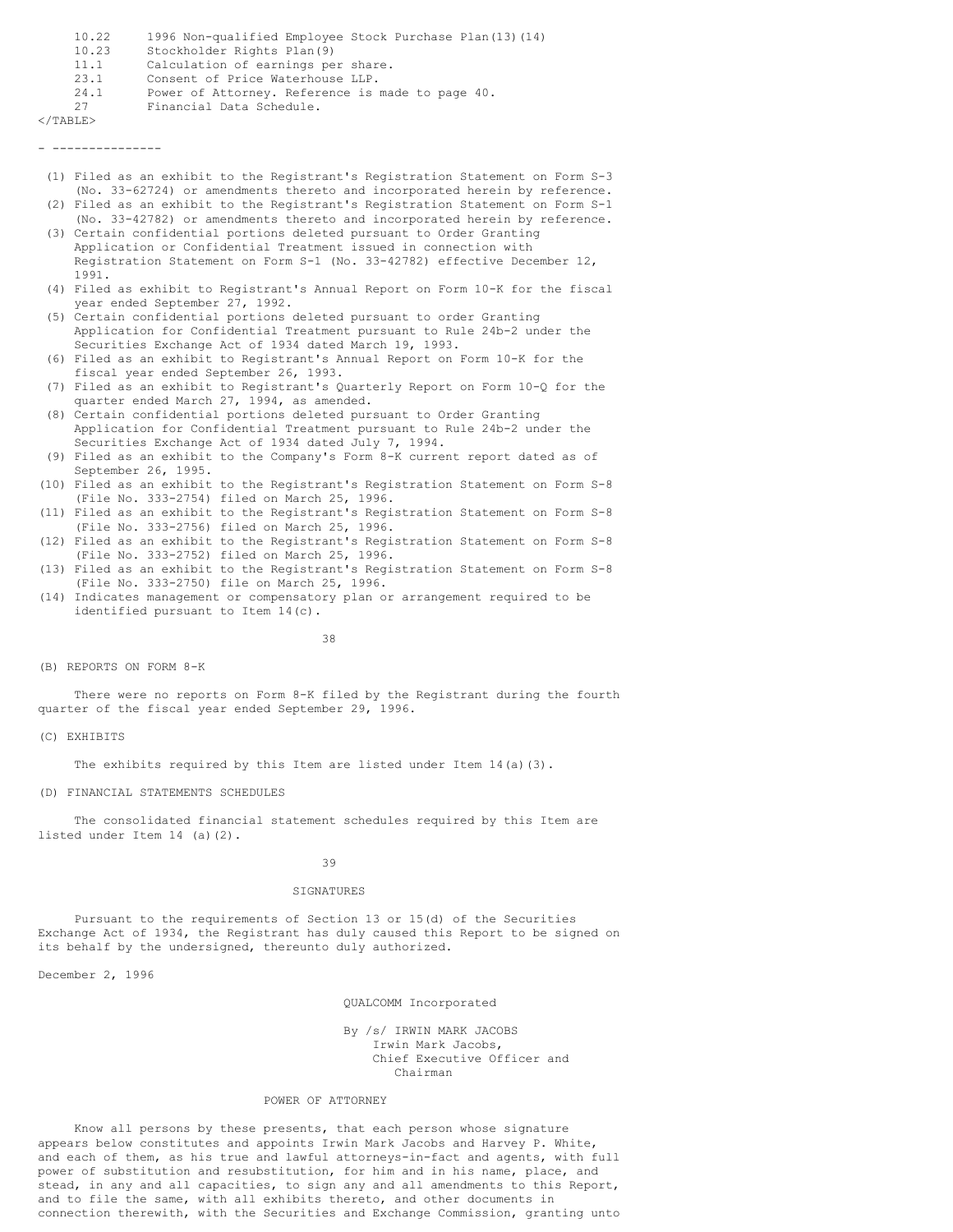| | |
|---|---|
| 10.22 | 1996 Non-qualified Employee Stock Purchase Plan(13)(14) |
| 10.23 | Stockholder Rights Plan(9) |
| 11.1 | Calculation of earnings per share. |
| 23.1 | Consent of Price Waterhouse LLP. |
| 24.1 | Power of Attorney. Reference is made to page 40. |
| 27 | Financial Data Schedule. |

---------------

(1) Filed as an exhibit to the Registrant's Registration Statement on Form S-3 (No. 33-62724) or amendments thereto and incorporated herein by reference.

(2) Filed as an exhibit to the Registrant's Registration Statement on Form S-1 (No. 33-42782) or amendments thereto and incorporated herein by reference.

(3) Certain confidential portions deleted pursuant to Order Granting Application or Confidential Treatment issued in connection with Registration Statement on Form S-1 (No. 33-42782) effective December 12, 1991.

(4) Filed as exhibit to Registrant's Annual Report on Form 10-K for the fiscal year ended September 27, 1992.

(5) Certain confidential portions deleted pursuant to order Granting Application for Confidential Treatment pursuant to Rule 24b-2 under the Securities Exchange Act of 1934 dated March 19, 1993.

(6) Filed as an exhibit to Registrant's Annual Report on Form 10-K for the fiscal year ended September 26, 1993.

(7) Filed as an exhibit to Registrant's Quarterly Report on Form 10-Q for the quarter ended March 27, 1994, as amended.

(8) Certain confidential portions deleted pursuant to Order Granting Application for Confidential Treatment pursuant to Rule 24b-2 under the Securities Exchange Act of 1934 dated July 7, 1994.

(9) Filed as an exhibit to the Company's Form 8-K current report dated as of September 26, 1995.

(10) Filed as an exhibit to the Registrant's Registration Statement on Form S-8 (File No. 333-2754) filed on March 25, 1996.

(11) Filed as an exhibit to the Registrant's Registration Statement on Form S-8 (File No. 333-2756) filed on March 25, 1996.

(12) Filed as an exhibit to the Registrant's Registration Statement on Form S-8 (File No. 333-2752) filed on March 25, 1996.

(13) Filed as an exhibit to the Registrant's Registration Statement on Form S-8 (File No. 333-2750) file on March 25, 1996.

(14) Indicates management or compensatory plan or arrangement required to be identified pursuant to Item 14(c).

(B) REPORTS ON FORM 8-K

There were no reports on Form 8-K filed by the Registrant during the fourth quarter of the fiscal year ended September 29, 1996.

(C) EXHIBITS

The exhibits required by this Item are listed under Item 14(a)(3).

(D) FINANCIAL STATEMENTS SCHEDULES

The consolidated financial statement schedules required by this Item are listed under Item 14 (a)(2).

## SIGNATURES

Pursuant to the requirements of Section 13 or 15(d) of the Securities Exchange Act of 1934, the Registrant has duly caused this Report to be signed on its behalf by the undersigned, thereunto duly authorized.

December 2, 1996

QUALCOMM Incorporated

By /s/ IRWIN MARK JACOBS
Irwin Mark Jacobs,
Chief Executive Officer and
Chairman

## POWER OF ATTORNEY

Know all persons by these presents, that each person whose signature appears below constitutes and appoints Irwin Mark Jacobs and Harvey P. White, and each of them, as his true and lawful attorneys-in-fact and agents, with full power of substitution and resubstitution, for him and in his name, place, and stead, in any and all capacities, to sign any and all amendments to this Report, and to file the same, with all exhibits thereto, and other documents in connection therewith, with the Securities and Exchange Commission, granting unto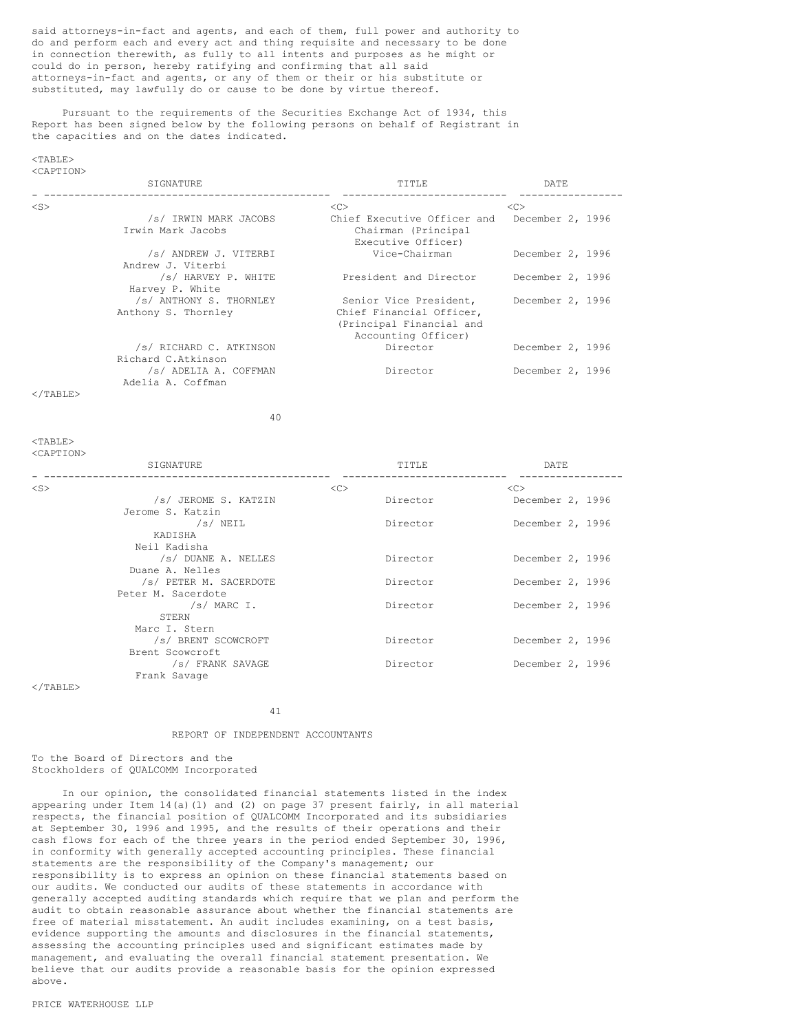said attorneys-in-fact and agents, and each of them, full power and authority to do and perform each and every act and thing requisite and necessary to be done in connection therewith, as fully to all intents and purposes as he might or could do in person, hereby ratifying and confirming that all said attorneys-in-fact and agents, or any of them or their or his substitute or substituted, may lawfully do or cause to be done by virtue thereof.

Pursuant to the requirements of the Securities Exchange Act of 1934, this Report has been signed below by the following persons on behalf of Registrant in the capacities and on the dates indicated.

| SIGNATURE | TITLE | DATE |
|---|---|---|
| /s/ IRWIN MARK JACOBS<br>Irwin Mark Jacobs | Chief Executive Officer and Chairman (Principal Executive Officer) | December 2, 1996 |
| /s/ ANDREW J. VITERBI<br>Andrew J. Viterbi | Vice-Chairman | December 2, 1996 |
| /s/ HARVEY P. WHITE<br>Harvey P. White | President and Director | December 2, 1996 |
| /s/ ANTHONY S. THORNLEY<br>Anthony S. Thornley | Senior Vice President, Chief Financial Officer, (Principal Financial and Accounting Officer) | December 2, 1996 |
| /s/ RICHARD C. ATKINSON<br>Richard C.Atkinson | Director | December 2, 1996 |
| /s/ ADELIA A. COFFMAN<br>Adelia A. Coffman | Director | December 2, 1996 |
| /s/ JEROME S. KATZIN<br>Jerome S. Katzin | Director | December 2, 1996 |
| /s/ NEIL KADISHA<br>Neil Kadisha | Director | December 2, 1996 |
| /s/ DUANE A. NELLES<br>Duane A. Nelles | Director | December 2, 1996 |
| /s/ PETER M. SACERDOTE<br>Peter M. Sacerdote | Director | December 2, 1996 |
| /s/ MARC I. STERN<br>Marc I. Stern | Director | December 2, 1996 |
| /s/ BRENT SCOWCROFT<br>Brent Scowcroft | Director | December 2, 1996 |
| /s/ FRANK SAVAGE<br>Frank Savage | Director | December 2, 1996 |

## REPORT OF INDEPENDENT ACCOUNTANTS

To the Board of Directors and the
Stockholders of QUALCOMM Incorporated

In our opinion, the consolidated financial statements listed in the index appearing under Item 14(a)(1) and (2) on page 37 present fairly, in all material respects, the financial position of QUALCOMM Incorporated and its subsidiaries at September 30, 1996 and 1995, and the results of their operations and their cash flows for each of the three years in the period ended September 30, 1996, in conformity with generally accepted accounting principles. These financial statements are the responsibility of the Company's management; our responsibility is to express an opinion on these financial statements based on our audits. We conducted our audits of these statements in accordance with generally accepted auditing standards which require that we plan and perform the audit to obtain reasonable assurance about whether the financial statements are free of material misstatement. An audit includes examining, on a test basis, evidence supporting the amounts and disclosures in the financial statements, assessing the accounting principles used and significant estimates made by management, and evaluating the overall financial statement presentation. We believe that our audits provide a reasonable basis for the opinion expressed above.

PRICE WATERHOUSE LLP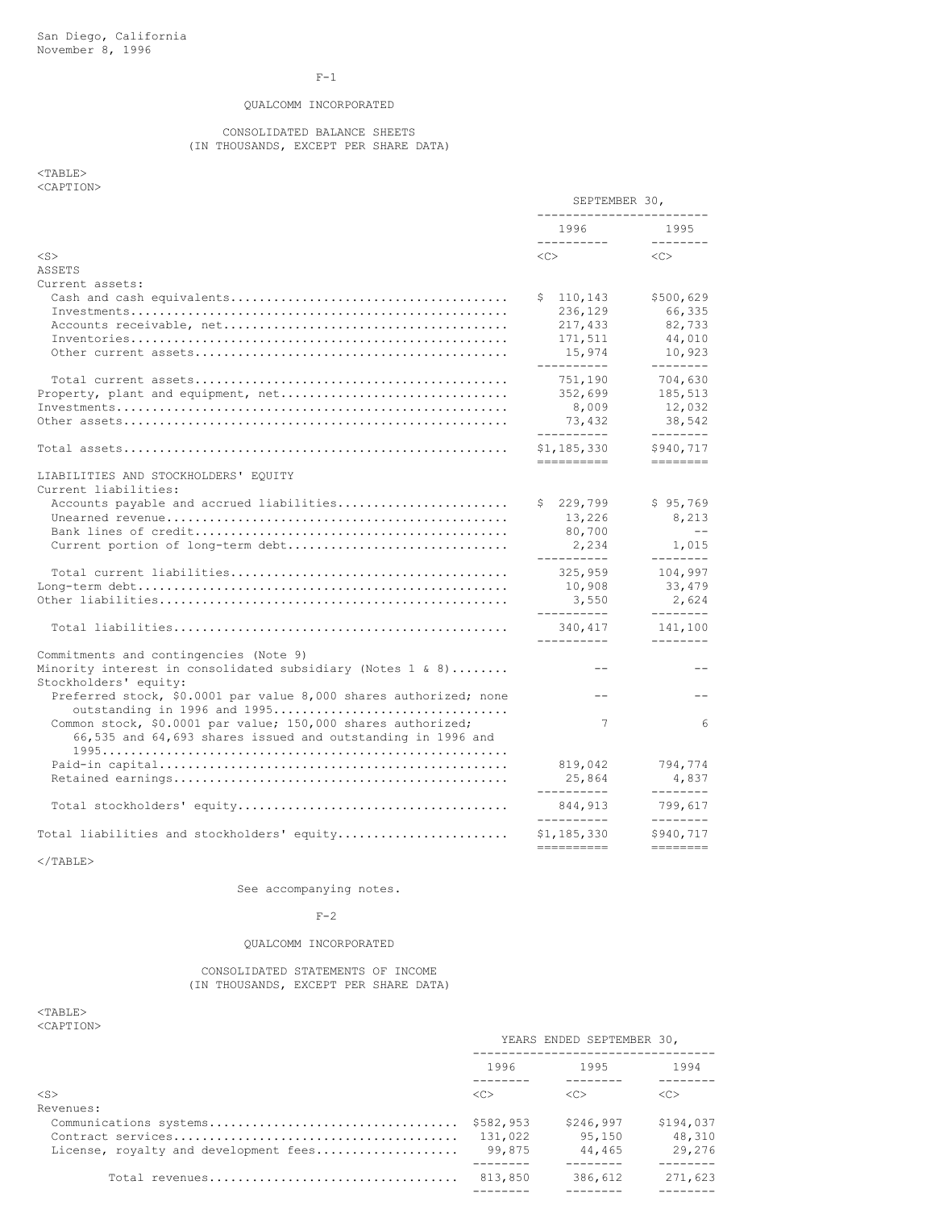San Diego, California
November 8, 1996

# QUALCOMM INCORPORATED

## CONSOLIDATED BALANCE SHEETS
(IN THOUSANDS, EXCEPT PER SHARE DATA)

| | SEPTEMBER 30, | |
|---|---|---|
| | 1996 | 1995 |
| **ASSETS** | | |
| Current assets: | | |
| Cash and cash equivalents | $ 110,143 | $500,629 |
| Investments | 236,129 | 66,335 |
| Accounts receivable, net | 217,433 | 82,733 |
| Inventories | 171,511 | 44,010 |
| Other current assets | 15,974 | 10,923 |
| Total current assets | 751,190 | 704,630 |
| Property, plant and equipment, net | 352,699 | 185,513 |
| Investments | 8,009 | 12,032 |
| Other assets | 73,432 | 38,542 |
| Total assets | $1,185,330 | $940,717 |
| **LIABILITIES AND STOCKHOLDERS' EQUITY** | | |
| Current liabilities: | | |
| Accounts payable and accrued liabilities | $ 229,799 | $ 95,769 |
| Unearned revenue | 13,226 | 8,213 |
| Bank lines of credit | 80,700 | -- |
| Current portion of long-term debt | 2,234 | 1,015 |
| Total current liabilities | 325,959 | 104,997 |
| Long-term debt | 10,908 | 33,479 |
| Other liabilities | 3,550 | 2,624 |
| Total liabilities | 340,417 | 141,100 |
| Commitments and contingencies (Note 9) | | |
| Minority interest in consolidated subsidiary (Notes 1 & 8) | -- | -- |
| Stockholders' equity: | | |
| Preferred stock, $0.0001 par value 8,000 shares authorized; none outstanding in 1996 and 1995 | -- | -- |
| Common stock, $0.0001 par value; 150,000 shares authorized; 66,535 and 64,693 shares issued and outstanding in 1996 and 1995 | 7 | 6 |
| Paid-in capital | 819,042 | 794,774 |
| Retained earnings | 25,864 | 4,837 |
| Total stockholders' equity | 844,913 | 799,617 |
| Total liabilities and stockholders' equity | $1,185,330 | $940,717 |

See accompanying notes.

# QUALCOMM INCORPORATED

## CONSOLIDATED STATEMENTS OF INCOME
(IN THOUSANDS, EXCEPT PER SHARE DATA)

| | YEARS ENDED SEPTEMBER 30, | | |
|---|---|---|---|
| | 1996 | 1995 | 1994 |
| Revenues: | | | |
| Communications systems | $582,953 | $246,997 | $194,037 |
| Contract services | 131,022 | 95,150 | 48,310 |
| License, royalty and development fees | 99,875 | 44,465 | 29,276 |
| Total revenues | 813,850 | 386,612 | 271,623 |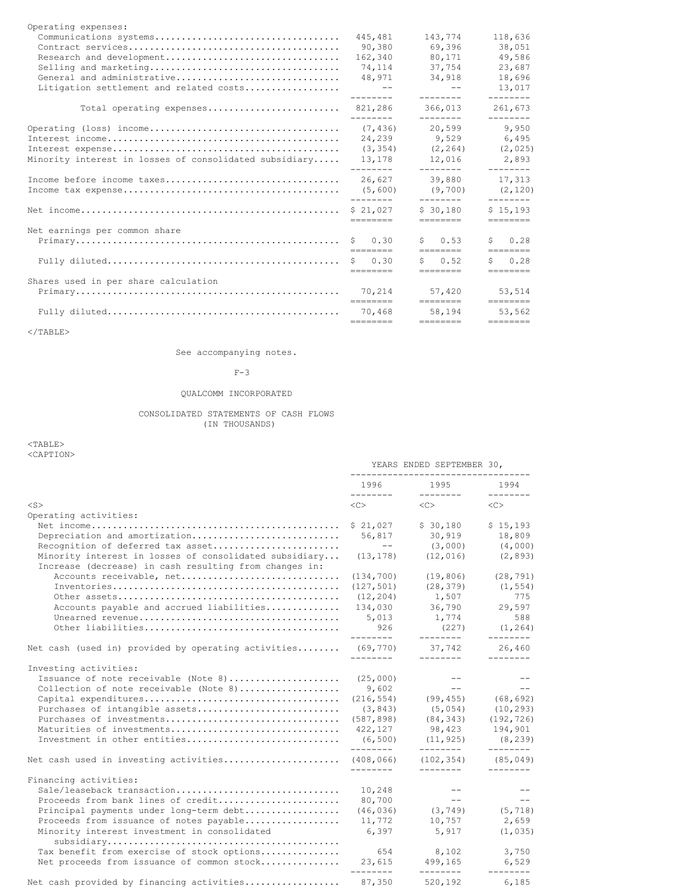| | | | |
|---|---|---|---|
| Operating expenses: | | | |
| Communications systems | 445,481 | 143,774 | 118,636 |
| Contract services | 90,380 | 69,396 | 38,051 |
| Research and development | 162,340 | 80,171 | 49,586 |
| Selling and marketing | 74,114 | 37,754 | 23,687 |
| General and administrative | 48,971 | 34,918 | 18,696 |
| Litigation settlement and related costs | -- | -- | 13,017 |
| Total operating expenses | 821,286 | 366,013 | 261,673 |
| Operating (loss) income | (7,436) | 20,599 | 9,950 |
| Interest income | 24,239 | 9,529 | 6,495 |
| Interest expense | (3,354) | (2,264) | (2,025) |
| Minority interest in losses of consolidated subsidiary | 13,178 | 12,016 | 2,893 |
| Income before income taxes | 26,627 | 39,880 | 17,313 |
| Income tax expense | (5,600) | (9,700) | (2,120) |
| Net income | $ 21,027 | $ 30,180 | $ 15,193 |
| Net earnings per common share | | | |
| Primary | $ 0.30 | $ 0.53 | $ 0.28 |
| Fully diluted | $ 0.30 | $ 0.52 | $ 0.28 |
| Shares used in per share calculation | | | |
| Primary | 70,214 | 57,420 | 53,514 |
| Fully diluted | 70,468 | 58,194 | 53,562 |

See accompanying notes.

QUALCOMM INCORPORATED

CONSOLIDATED STATEMENTS OF CASH FLOWS
(IN THOUSANDS)

| | YEARS ENDED SEPTEMBER 30, | | |
|---|---|---|---|
| | 1996 | 1995 | 1994 |
| Operating activities: | | | |
| Net income | $ 21,027 | $ 30,180 | $ 15,193 |
| Depreciation and amortization | 56,817 | 30,919 | 18,809 |
| Recognition of deferred tax asset | -- | (3,000) | (4,000) |
| Minority interest in losses of consolidated subsidiary | (13,178) | (12,016) | (2,893) |
| Increase (decrease) in cash resulting from changes in: | | | |
| Accounts receivable, net | (134,700) | (19,806) | (28,791) |
| Inventories | (127,501) | (28,379) | (1,554) |
| Other assets | (12,204) | 1,507 | 775 |
| Accounts payable and accrued liabilities | 134,030 | 36,790 | 29,597 |
| Unearned revenue | 5,013 | 1,774 | 588 |
| Other liabilities | 926 | (227) | (1,264) |
| Net cash (used in) provided by operating activities | (69,770) | 37,742 | 26,460 |
| Investing activities: | | | |
| Issuance of note receivable (Note 8) | (25,000) | -- | -- |
| Collection of note receivable (Note 8) | 9,602 | -- | -- |
| Capital expenditures | (216,554) | (99,455) | (68,692) |
| Purchases of intangible assets | (3,843) | (5,054) | (10,293) |
| Purchases of investments | (587,898) | (84,343) | (192,726) |
| Maturities of investments | 422,127 | 98,423 | 194,901 |
| Investment in other entities | (6,500) | (11,925) | (8,239) |
| Net cash used in investing activities | (408,066) | (102,354) | (85,049) |
| Financing activities: | | | |
| Sale/leaseback transaction | 10,248 | -- | -- |
| Proceeds from bank lines of credit | 80,700 | -- | -- |
| Principal payments under long-term debt | (46,036) | (3,749) | (5,718) |
| Proceeds from issuance of notes payable | 11,772 | 10,757 | 2,659 |
| Minority interest investment in consolidated subsidiary | 6,397 | 5,917 | (1,035) |
| Tax benefit from exercise of stock options | 654 | 8,102 | 3,750 |
| Net proceeds from issuance of common stock | 23,615 | 499,165 | 6,529 |
| Net cash provided by financing activities | 87,350 | 520,192 | 6,185 |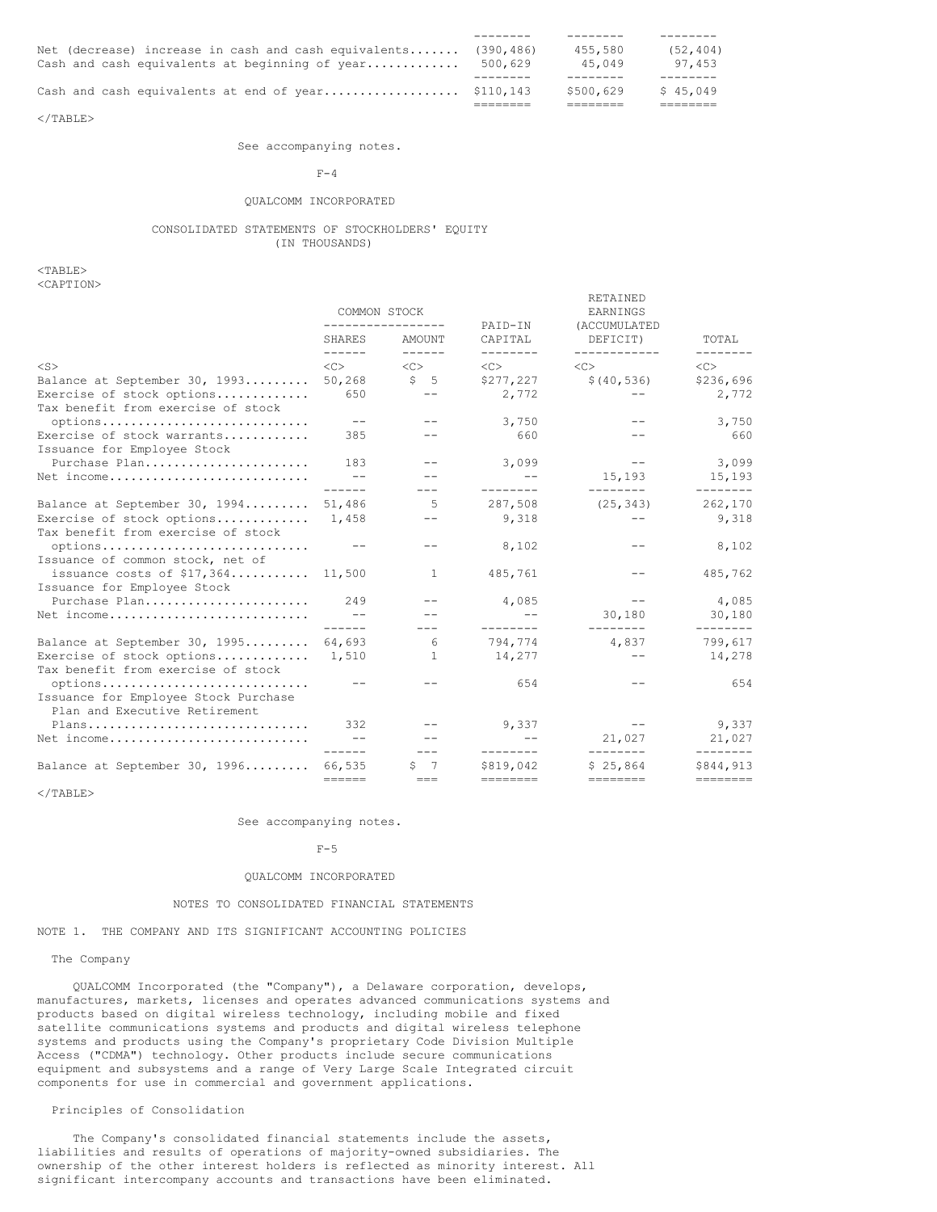| | | | |
|---|---|---|---|
| Net (decrease) increase in cash and cash equivalents | (390,486) | 455,580 | (52,404) |
| Cash and cash equivalents at beginning of year | 500,629 | 45,049 | 97,453 |
| Cash and cash equivalents at end of year | $110,143 | $500,629 | $ 45,049 |

See accompanying notes.

QUALCOMM INCORPORATED

CONSOLIDATED STATEMENTS OF STOCKHOLDERS' EQUITY
(IN THOUSANDS)

| | COMMON STOCK | | PAID-IN | RETAINED EARNINGS (ACCUMULATED | |
|---|---|---|---|---|---|
| | SHARES | AMOUNT | CAPITAL | DEFICIT) | TOTAL |
| Balance at September 30, 1993 | 50,268 | $ 5 | $277,227 | $(40,536) | $236,696 |
| Exercise of stock options | 650 | -- | 2,772 | -- | 2,772 |
| Tax benefit from exercise of stock options | -- | -- | 3,750 | -- | 3,750 |
| Exercise of stock warrants | 385 | -- | 660 | -- | 660 |
| Issuance for Employee Stock Purchase Plan | 183 | -- | 3,099 | -- | 3,099 |
| Net income | -- | -- | -- | 15,193 | 15,193 |
| Balance at September 30, 1994 | 51,486 | 5 | 287,508 | (25,343) | 262,170 |
| Exercise of stock options | 1,458 | -- | 9,318 | -- | 9,318 |
| Tax benefit from exercise of stock options | -- | -- | 8,102 | -- | 8,102 |
| Issuance of common stock, net of issuance costs of $17,364 | 11,500 | 1 | 485,761 | -- | 485,762 |
| Issuance for Employee Stock Purchase Plan | 249 | -- | 4,085 | -- | 4,085 |
| Net income | -- | -- | -- | 30,180 | 30,180 |
| Balance at September 30, 1995 | 64,693 | 6 | 794,774 | 4,837 | 799,617 |
| Exercise of stock options | 1,510 | 1 | 14,277 | -- | 14,278 |
| Tax benefit from exercise of stock options | -- | -- | 654 | -- | 654 |
| Issuance for Employee Stock Purchase Plan and Executive Retirement Plans | 332 | -- | 9,337 | -- | 9,337 |
| Net income | -- | -- | -- | 21,027 | 21,027 |
| Balance at September 30, 1996 | 66,535 | $ 7 | $819,042 | $ 25,864 | $844,913 |

See accompanying notes.

QUALCOMM INCORPORATED

NOTES TO CONSOLIDATED FINANCIAL STATEMENTS

## NOTE 1. THE COMPANY AND ITS SIGNIFICANT ACCOUNTING POLICIES

### The Company

QUALCOMM Incorporated (the "Company"), a Delaware corporation, develops, manufactures, markets, licenses and operates advanced communications systems and products based on digital wireless technology, including mobile and fixed satellite communications systems and products and digital wireless telephone systems and products using the Company's proprietary Code Division Multiple Access ("CDMA") technology. Other products include secure communications equipment and subsystems and a range of Very Large Scale Integrated circuit components for use in commercial and government applications.

### Principles of Consolidation

The Company's consolidated financial statements include the assets, liabilities and results of operations of majority-owned subsidiaries. The ownership of the other interest holders is reflected as minority interest. All significant intercompany accounts and transactions have been eliminated.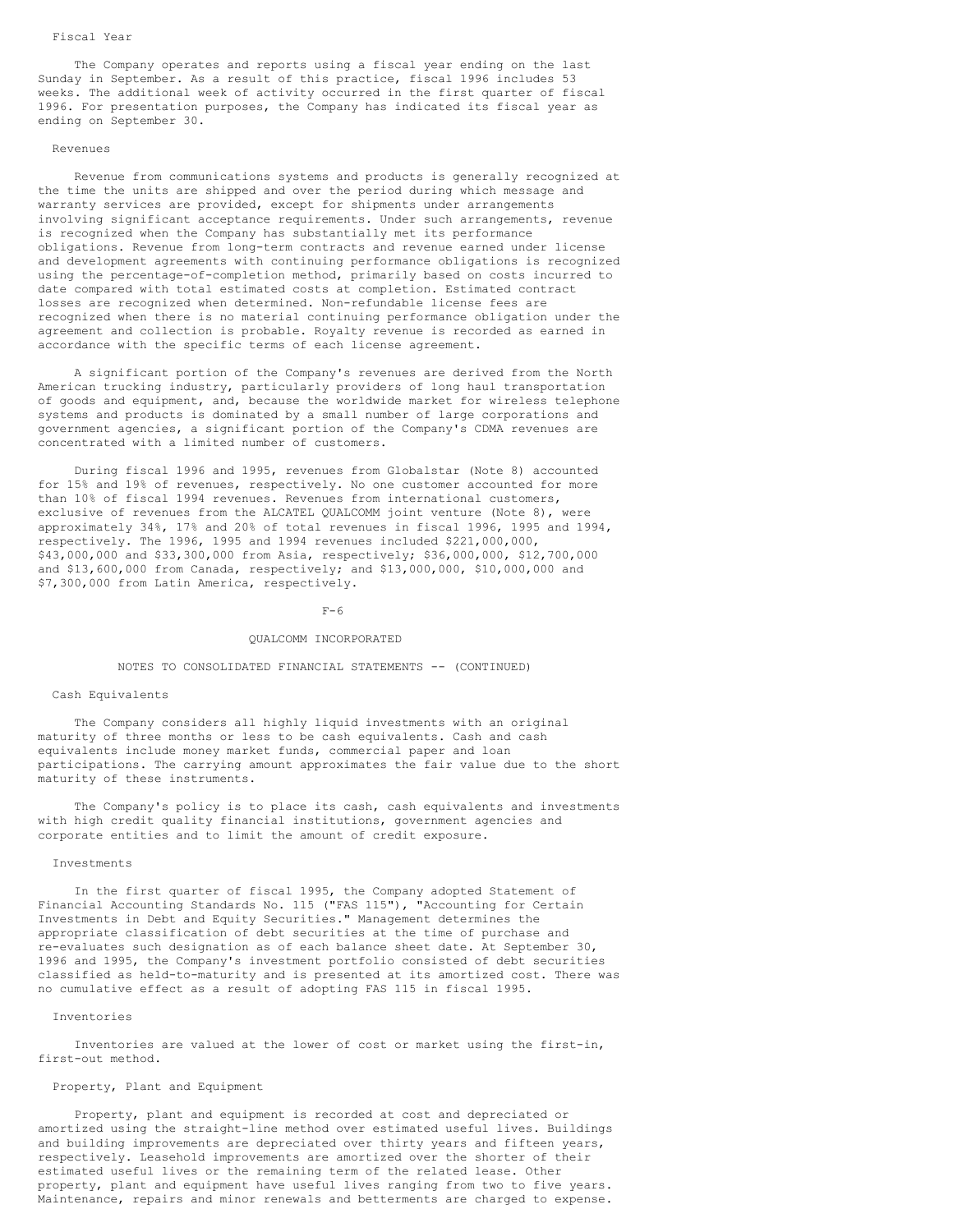### Fiscal Year

The Company operates and reports using a fiscal year ending on the last Sunday in September. As a result of this practice, fiscal 1996 includes 53 weeks. The additional week of activity occurred in the first quarter of fiscal 1996. For presentation purposes, the Company has indicated its fiscal year as ending on September 30.

### Revenues

Revenue from communications systems and products is generally recognized at the time the units are shipped and over the period during which message and warranty services are provided, except for shipments under arrangements involving significant acceptance requirements. Under such arrangements, revenue is recognized when the Company has substantially met its performance obligations. Revenue from long-term contracts and revenue earned under license and development agreements with continuing performance obligations is recognized using the percentage-of-completion method, primarily based on costs incurred to date compared with total estimated costs at completion. Estimated contract losses are recognized when determined. Non-refundable license fees are recognized when there is no material continuing performance obligation under the agreement and collection is probable. Royalty revenue is recorded as earned in accordance with the specific terms of each license agreement.

A significant portion of the Company's revenues are derived from the North American trucking industry, particularly providers of long haul transportation of goods and equipment, and, because the worldwide market for wireless telephone systems and products is dominated by a small number of large corporations and government agencies, a significant portion of the Company's CDMA revenues are concentrated with a limited number of customers.

During fiscal 1996 and 1995, revenues from Globalstar (Note 8) accounted for 15% and 19% of revenues, respectively. No one customer accounted for more than 10% of fiscal 1994 revenues. Revenues from international customers, exclusive of revenues from the ALCATEL QUALCOMM joint venture (Note 8), were approximately 34%, 17% and 20% of total revenues in fiscal 1996, 1995 and 1994, respectively. The 1996, 1995 and 1994 revenues included $221,000,000, $43,000,000 and $33,300,000 from Asia, respectively; $36,000,000, $12,700,000 and $13,600,000 from Canada, respectively; and $13,000,000, $10,000,000 and $7,300,000 from Latin America, respectively.

## QUALCOMM INCORPORATED

## NOTES TO CONSOLIDATED FINANCIAL STATEMENTS -- (CONTINUED)

### Cash Equivalents

The Company considers all highly liquid investments with an original maturity of three months or less to be cash equivalents. Cash and cash equivalents include money market funds, commercial paper and loan participations. The carrying amount approximates the fair value due to the short maturity of these instruments.

The Company's policy is to place its cash, cash equivalents and investments with high credit quality financial institutions, government agencies and corporate entities and to limit the amount of credit exposure.

### Investments

In the first quarter of fiscal 1995, the Company adopted Statement of Financial Accounting Standards No. 115 ("FAS 115"), "Accounting for Certain Investments in Debt and Equity Securities." Management determines the appropriate classification of debt securities at the time of purchase and re-evaluates such designation as of each balance sheet date. At September 30, 1996 and 1995, the Company's investment portfolio consisted of debt securities classified as held-to-maturity and is presented at its amortized cost. There was no cumulative effect as a result of adopting FAS 115 in fiscal 1995.

### Inventories

Inventories are valued at the lower of cost or market using the first-in, first-out method.

### Property, Plant and Equipment

Property, plant and equipment is recorded at cost and depreciated or amortized using the straight-line method over estimated useful lives. Buildings and building improvements are depreciated over thirty years and fifteen years, respectively. Leasehold improvements are amortized over the shorter of their estimated useful lives or the remaining term of the related lease. Other property, plant and equipment have useful lives ranging from two to five years. Maintenance, repairs and minor renewals and betterments are charged to expense.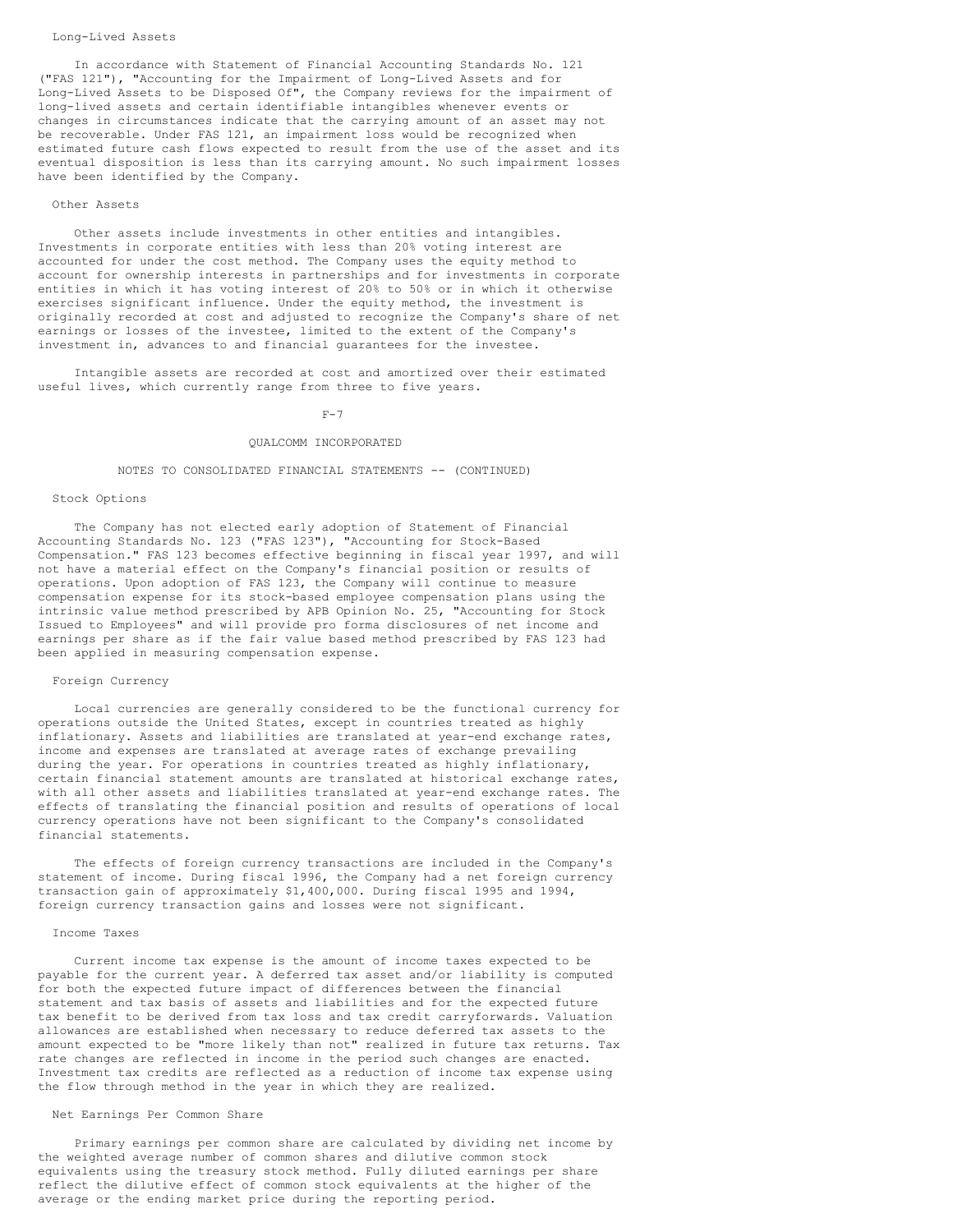### Long-Lived Assets

In accordance with Statement of Financial Accounting Standards No. 121 ("FAS 121"), "Accounting for the Impairment of Long-Lived Assets and for Long-Lived Assets to be Disposed Of", the Company reviews for the impairment of long-lived assets and certain identifiable intangibles whenever events or changes in circumstances indicate that the carrying amount of an asset may not be recoverable. Under FAS 121, an impairment loss would be recognized when estimated future cash flows expected to result from the use of the asset and its eventual disposition is less than its carrying amount. No such impairment losses have been identified by the Company.

### Other Assets

Other assets include investments in other entities and intangibles. Investments in corporate entities with less than 20% voting interest are accounted for under the cost method. The Company uses the equity method to account for ownership interests in partnerships and for investments in corporate entities in which it has voting interest of 20% to 50% or in which it otherwise exercises significant influence. Under the equity method, the investment is originally recorded at cost and adjusted to recognize the Company's share of net earnings or losses of the investee, limited to the extent of the Company's investment in, advances to and financial guarantees for the investee.

Intangible assets are recorded at cost and amortized over their estimated useful lives, which currently range from three to five years.

QUALCOMM INCORPORATED

NOTES TO CONSOLIDATED FINANCIAL STATEMENTS -- (CONTINUED)

### Stock Options

The Company has not elected early adoption of Statement of Financial Accounting Standards No. 123 ("FAS 123"), "Accounting for Stock-Based Compensation." FAS 123 becomes effective beginning in fiscal year 1997, and will not have a material effect on the Company's financial position or results of operations. Upon adoption of FAS 123, the Company will continue to measure compensation expense for its stock-based employee compensation plans using the intrinsic value method prescribed by APB Opinion No. 25, "Accounting for Stock Issued to Employees" and will provide pro forma disclosures of net income and earnings per share as if the fair value based method prescribed by FAS 123 had been applied in measuring compensation expense.

### Foreign Currency

Local currencies are generally considered to be the functional currency for operations outside the United States, except in countries treated as highly inflationary. Assets and liabilities are translated at year-end exchange rates, income and expenses are translated at average rates of exchange prevailing during the year. For operations in countries treated as highly inflationary, certain financial statement amounts are translated at historical exchange rates, with all other assets and liabilities translated at year-end exchange rates. The effects of translating the financial position and results of operations of local currency operations have not been significant to the Company's consolidated financial statements.

The effects of foreign currency transactions are included in the Company's statement of income. During fiscal 1996, the Company had a net foreign currency transaction gain of approximately $1,400,000. During fiscal 1995 and 1994, foreign currency transaction gains and losses were not significant.

### Income Taxes

Current income tax expense is the amount of income taxes expected to be payable for the current year. A deferred tax asset and/or liability is computed for both the expected future impact of differences between the financial statement and tax basis of assets and liabilities and for the expected future tax benefit to be derived from tax loss and tax credit carryforwards. Valuation allowances are established when necessary to reduce deferred tax assets to the amount expected to be "more likely than not" realized in future tax returns. Tax rate changes are reflected in income in the period such changes are enacted. Investment tax credits are reflected as a reduction of income tax expense using the flow through method in the year in which they are realized.

### Net Earnings Per Common Share

Primary earnings per common share are calculated by dividing net income by the weighted average number of common shares and dilutive common stock equivalents using the treasury stock method. Fully diluted earnings per share reflect the dilutive effect of common stock equivalents at the higher of the average or the ending market price during the reporting period.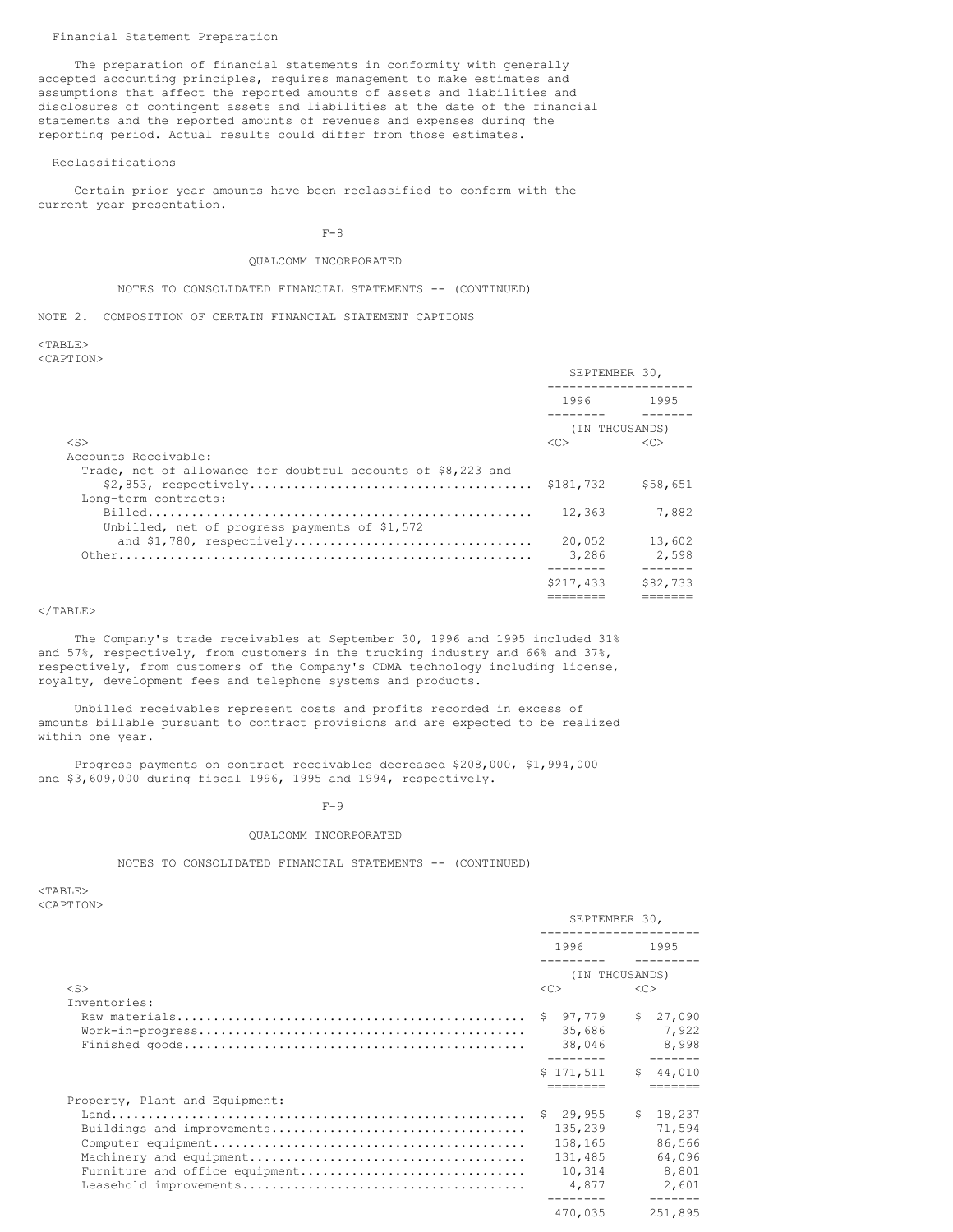### Financial Statement Preparation

The preparation of financial statements in conformity with generally accepted accounting principles, requires management to make estimates and assumptions that affect the reported amounts of assets and liabilities and disclosures of contingent assets and liabilities at the date of the financial statements and the reported amounts of revenues and expenses during the reporting period. Actual results could differ from those estimates.

### Reclassifications

Certain prior year amounts have been reclassified to conform with the current year presentation.

QUALCOMM INCORPORATED

NOTES TO CONSOLIDATED FINANCIAL STATEMENTS -- (CONTINUED)

## NOTE 2. COMPOSITION OF CERTAIN FINANCIAL STATEMENT CAPTIONS

| | SEPTEMBER 30, 1996 | SEPTEMBER 30, 1995 |
|---|---|---|
| | (IN THOUSANDS) | |
| Accounts Receivable: | | |
| Trade, net of allowance for doubtful accounts of $8,223 and $2,853, respectively | $181,732 | $58,651 |
| Long-term contracts: | | |
| Billed | 12,363 | 7,882 |
| Unbilled, net of progress payments of $1,572 and $1,780, respectively | 20,052 | 13,602 |
| Other | 3,286 | 2,598 |
| | $217,433 | $82,733 |

The Company's trade receivables at September 30, 1996 and 1995 included 31% and 57%, respectively, from customers in the trucking industry and 66% and 37%, respectively, from customers of the Company's CDMA technology including license, royalty, development fees and telephone systems and products.

Unbilled receivables represent costs and profits recorded in excess of amounts billable pursuant to contract provisions and are expected to be realized within one year.

Progress payments on contract receivables decreased $208,000, $1,994,000 and $3,609,000 during fiscal 1996, 1995 and 1994, respectively.

QUALCOMM INCORPORATED

NOTES TO CONSOLIDATED FINANCIAL STATEMENTS -- (CONTINUED)

| | SEPTEMBER 30, 1996 | SEPTEMBER 30, 1995 |
|---|---|---|
| | (IN THOUSANDS) | |
| Inventories: | | |
| Raw materials | $ 97,779 | $ 27,090 |
| Work-in-progress | 35,686 | 7,922 |
| Finished goods | 38,046 | 8,998 |
| | $ 171,511 | $ 44,010 |
| Property, Plant and Equipment: | | |
| Land | $ 29,955 | $ 18,237 |
| Buildings and improvements | 135,239 | 71,594 |
| Computer equipment | 158,165 | 86,566 |
| Machinery and equipment | 131,485 | 64,096 |
| Furniture and office equipment | 10,314 | 8,801 |
| Leasehold improvements | 4,877 | 2,601 |
| | 470,035 | 251,895 |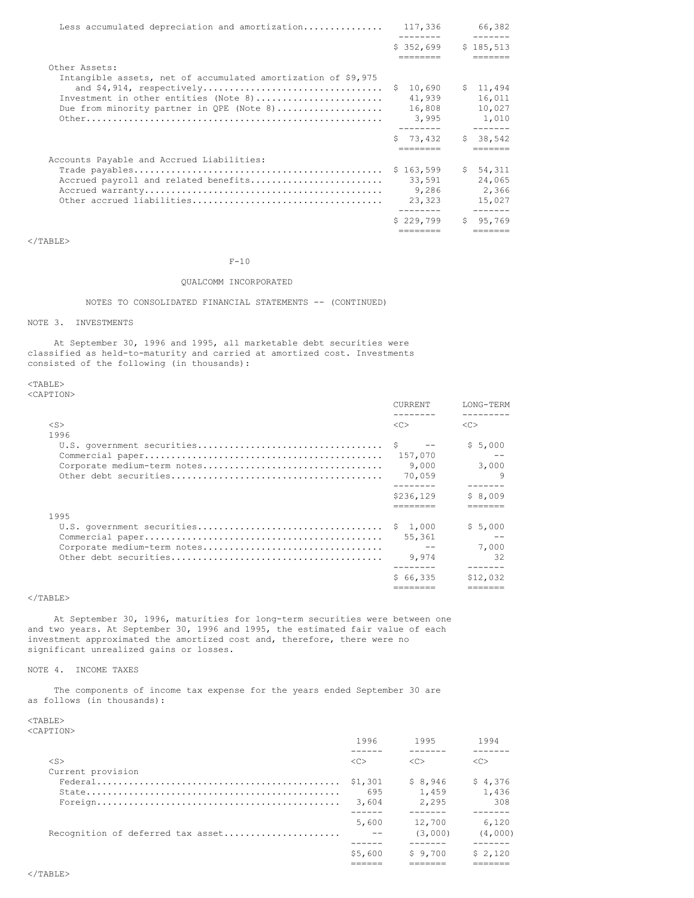| | | |
|---|---|---|
| Less accumulated depreciation and amortization | 117,336 | 66,382 |
| | $ 352,699 | $ 185,513 |
| Other Assets: | | |
| Intangible assets, net of accumulated amortization of $9,975 and $4,914, respectively | $ 10,690 | $ 11,494 |
| Investment in other entities (Note 8) | 41,939 | 16,011 |
| Due from minority partner in QPE (Note 8) | 16,808 | 10,027 |
| Other | 3,995 | 1,010 |
| | $ 73,432 | $ 38,542 |
| Accounts Payable and Accrued Liabilities: | | |
| Trade payables | $ 163,599 | $ 54,311 |
| Accrued payroll and related benefits | 33,591 | 24,065 |
| Accrued warranty | 9,286 | 2,366 |
| Other accrued liabilities | 23,323 | 15,027 |
| | $ 229,799 | $ 95,769 |

QUALCOMM INCORPORATED

NOTES TO CONSOLIDATED FINANCIAL STATEMENTS -- (CONTINUED)

## NOTE 3. INVESTMENTS

At September 30, 1996 and 1995, all marketable debt securities were classified as held-to-maturity and carried at amortized cost. Investments consisted of the following (in thousands):

| | CURRENT | LONG-TERM |
|---|---|---|
| 1996 | | |
| U.S. government securities | $ -- | $ 5,000 |
| Commercial paper | 157,070 | -- |
| Corporate medium-term notes | 9,000 | 3,000 |
| Other debt securities | 70,059 | 9 |
| | $236,129 | $ 8,009 |
| 1995 | | |
| U.S. government securities | $ 1,000 | $ 5,000 |
| Commercial paper | 55,361 | -- |
| Corporate medium-term notes | -- | 7,000 |
| Other debt securities | 9,974 | 32 |
| | $ 66,335 | $12,032 |

At September 30, 1996, maturities for long-term securities were between one and two years. At September 30, 1996 and 1995, the estimated fair value of each investment approximated the amortized cost and, therefore, there were no significant unrealized gains or losses.

## NOTE 4. INCOME TAXES

The components of income tax expense for the years ended September 30 are as follows (in thousands):

| | 1996 | 1995 | 1994 |
|---|---|---|---|
| Current provision | | | |
| Federal | $1,301 | $ 8,946 | $ 4,376 |
| State | 695 | 1,459 | 1,436 |
| Foreign | 3,604 | 2,295 | 308 |
| | 5,600 | 12,700 | 6,120 |
| Recognition of deferred tax asset | -- | (3,000) | (4,000) |
| | $5,600 | $ 9,700 | $ 2,120 |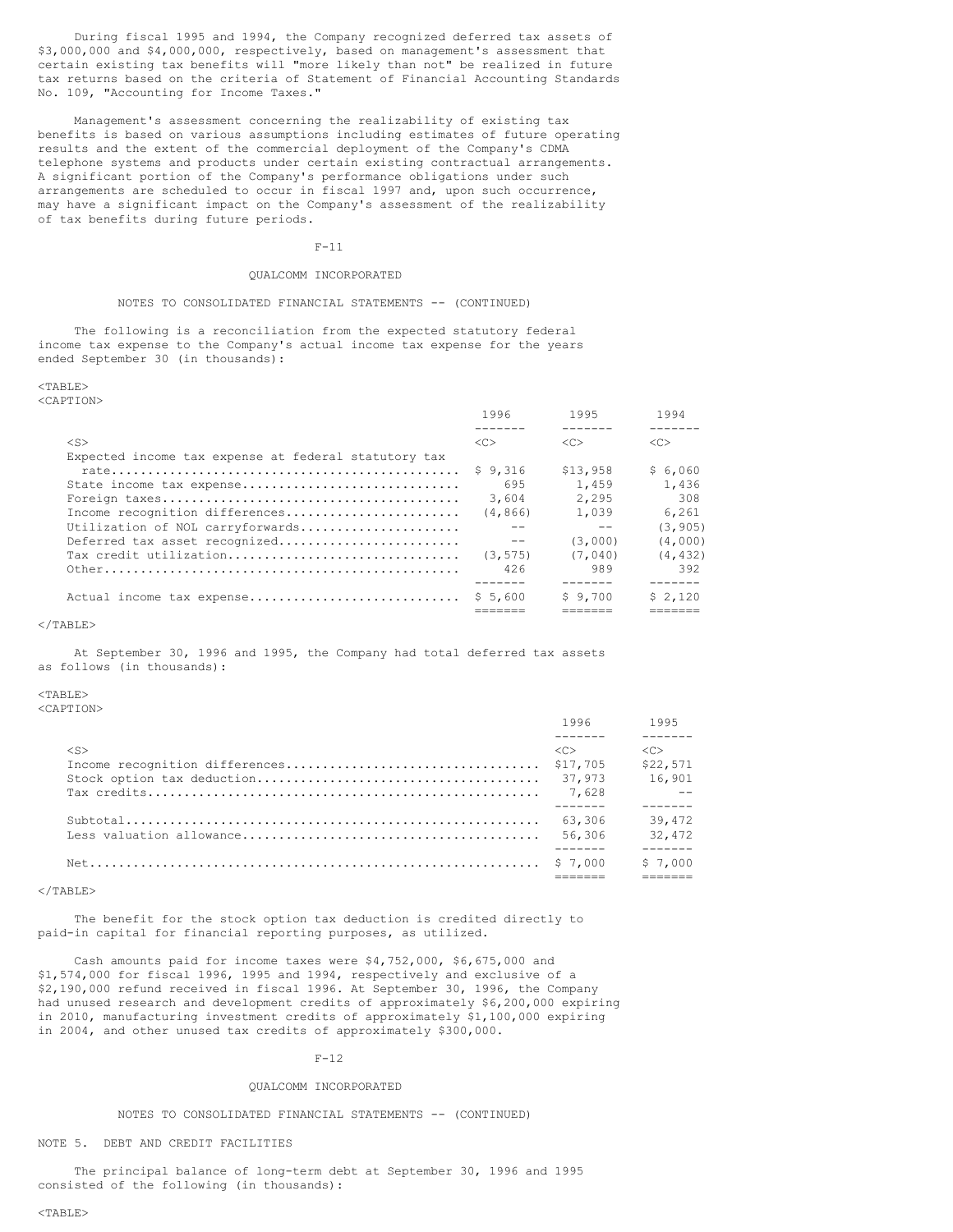During fiscal 1995 and 1994, the Company recognized deferred tax assets of $3,000,000 and $4,000,000, respectively, based on management's assessment that certain existing tax benefits will "more likely than not" be realized in future tax returns based on the criteria of Statement of Financial Accounting Standards No. 109, "Accounting for Income Taxes."

Management's assessment concerning the realizability of existing tax benefits is based on various assumptions including estimates of future operating results and the extent of the commercial deployment of the Company's CDMA telephone systems and products under certain existing contractual arrangements. A significant portion of the Company's performance obligations under such arrangements are scheduled to occur in fiscal 1997 and, upon such occurrence, may have a significant impact on the Company's assessment of the realizability of tax benefits during future periods.

QUALCOMM INCORPORATED

NOTES TO CONSOLIDATED FINANCIAL STATEMENTS -- (CONTINUED)

The following is a reconciliation from the expected statutory federal income tax expense to the Company's actual income tax expense for the years ended September 30 (in thousands):

| | 1996 | 1995 | 1994 |
|---|---|---|---|
| Expected income tax expense at federal statutory tax rate | $ 9,316 | $13,958 | $ 6,060 |
| State income tax expense | 695 | 1,459 | 1,436 |
| Foreign taxes | 3,604 | 2,295 | 308 |
| Income recognition differences | (4,866) | 1,039 | 6,261 |
| Utilization of NOL carryforwards | -- | -- | (3,905) |
| Deferred tax asset recognized | -- | (3,000) | (4,000) |
| Tax credit utilization | (3,575) | (7,040) | (4,432) |
| Other | 426 | 989 | 392 |
| Actual income tax expense | $ 5,600 | $ 9,700 | $ 2,120 |

At September 30, 1996 and 1995, the Company had total deferred tax assets as follows (in thousands):

| | 1996 | 1995 |
|---|---|---|
| Income recognition differences | $17,705 | $22,571 |
| Stock option tax deduction | 37,973 | 16,901 |
| Tax credits | 7,628 | -- |
| Subtotal | 63,306 | 39,472 |
| Less valuation allowance | 56,306 | 32,472 |
| Net | $ 7,000 | $ 7,000 |

The benefit for the stock option tax deduction is credited directly to paid-in capital for financial reporting purposes, as utilized.

Cash amounts paid for income taxes were $4,752,000, $6,675,000 and $1,574,000 for fiscal 1996, 1995 and 1994, respectively and exclusive of a $2,190,000 refund received in fiscal 1996. At September 30, 1996, the Company had unused research and development credits of approximately $6,200,000 expiring in 2010, manufacturing investment credits of approximately $1,100,000 expiring in 2004, and other unused tax credits of approximately $300,000.

QUALCOMM INCORPORATED

NOTES TO CONSOLIDATED FINANCIAL STATEMENTS -- (CONTINUED)

NOTE 5. DEBT AND CREDIT FACILITIES

The principal balance of long-term debt at September 30, 1996 and 1995 consisted of the following (in thousands):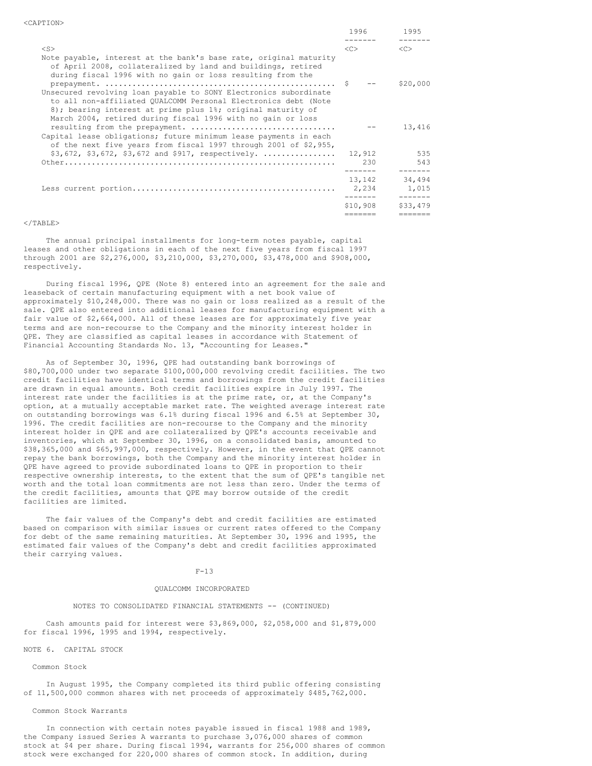| | 1996 | 1995 |
|---|---|---|
| Note payable, interest at the bank's base rate, original maturity of April 2008, collateralized by land and buildings, retired during fiscal 1996 with no gain or loss resulting from the prepayment. | $ -- | $20,000 |
| Unsecured revolving loan payable to SONY Electronics subordinate to all non-affiliated QUALCOMM Personal Electronics debt (Note 8); bearing interest at prime plus 1%; original maturity of March 2004, retired during fiscal 1996 with no gain or loss resulting from the prepayment. | -- | 13,416 |
| Capital lease obligations; future minimum lease payments in each of the next five years from fiscal 1997 through 2001 of $2,955, $3,672, $3,672, $3,672 and $917, respectively. | 12,912 | 535 |
| Other | 230 | 543 |
| | 13,142 | 34,494 |
| Less current portion | 2,234 | 1,015 |
| | $10,908 | $33,479 |

The annual principal installments for long-term notes payable, capital leases and other obligations in each of the next five years from fiscal 1997 through 2001 are $2,276,000, $3,210,000, $3,270,000, $3,478,000 and $908,000, respectively.

During fiscal 1996, QPE (Note 8) entered into an agreement for the sale and leaseback of certain manufacturing equipment with a net book value of approximately $10,248,000. There was no gain or loss realized as a result of the sale. QPE also entered into additional leases for manufacturing equipment with a fair value of $2,664,000. All of these leases are for approximately five year terms and are non-recourse to the Company and the minority interest holder in QPE. They are classified as capital leases in accordance with Statement of Financial Accounting Standards No. 13, "Accounting for Leases."

As of September 30, 1996, QPE had outstanding bank borrowings of $80,700,000 under two separate $100,000,000 revolving credit facilities. The two credit facilities have identical terms and borrowings from the credit facilities are drawn in equal amounts. Both credit facilities expire in July 1997. The interest rate under the facilities is at the prime rate, or, at the Company's option, at a mutually acceptable market rate. The weighted average interest rate on outstanding borrowings was 6.1% during fiscal 1996 and 6.5% at September 30, 1996. The credit facilities are non-recourse to the Company and the minority interest holder in QPE and are collateralized by QPE's accounts receivable and inventories, which at September 30, 1996, on a consolidated basis, amounted to $38,365,000 and $65,997,000, respectively. However, in the event that QPE cannot repay the bank borrowings, both the Company and the minority interest holder in QPE have agreed to provide subordinated loans to QPE in proportion to their respective ownership interests, to the extent that the sum of QPE's tangible net worth and the total loan commitments are not less than zero. Under the terms of the credit facilities, amounts that QPE may borrow outside of the credit facilities are limited.

The fair values of the Company's debt and credit facilities are estimated based on comparison with similar issues or current rates offered to the Company for debt of the same remaining maturities. At September 30, 1996 and 1995, the estimated fair values of the Company's debt and credit facilities approximated their carrying values.

Cash amounts paid for interest were $3,869,000, $2,058,000 and $1,879,000 for fiscal 1996, 1995 and 1994, respectively.

## NOTE 6. CAPITAL STOCK

### Common Stock

In August 1995, the Company completed its third public offering consisting of 11,500,000 common shares with net proceeds of approximately $485,762,000.

### Common Stock Warrants

In connection with certain notes payable issued in fiscal 1988 and 1989, the Company issued Series A warrants to purchase 3,076,000 shares of common stock at $4 per share. During fiscal 1994, warrants for 256,000 shares of common stock were exchanged for 220,000 shares of common stock. In addition, during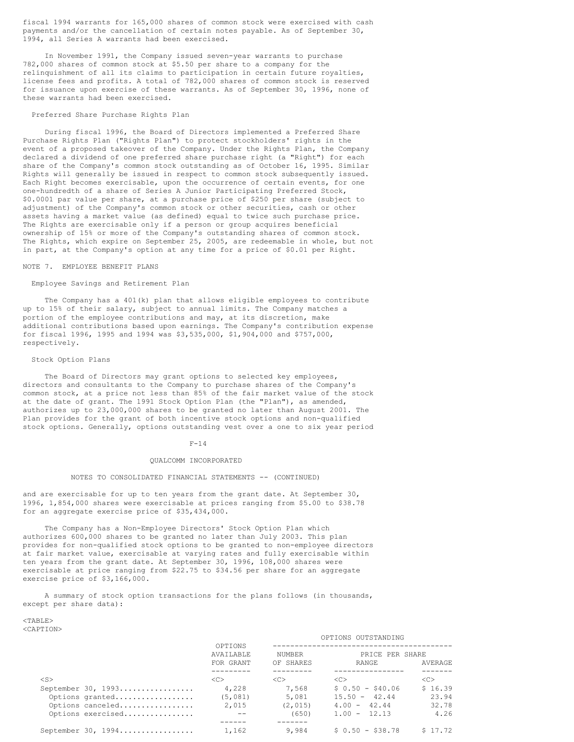fiscal 1994 warrants for 165,000 shares of common stock were exercised with cash payments and/or the cancellation of certain notes payable. As of September 30, 1994, all Series A warrants had been exercised.

In November 1991, the Company issued seven-year warrants to purchase 782,000 shares of common stock at $5.50 per share to a company for the relinquishment of all its claims to participation in certain future royalties, license fees and profits. A total of 782,000 shares of common stock is reserved for issuance upon exercise of these warrants. As of September 30, 1996, none of these warrants had been exercised.

### Preferred Share Purchase Rights Plan

During fiscal 1996, the Board of Directors implemented a Preferred Share Purchase Rights Plan ("Rights Plan") to protect stockholders' rights in the event of a proposed takeover of the Company. Under the Rights Plan, the Company declared a dividend of one preferred share purchase right (a "Right") for each share of the Company's common stock outstanding as of October 16, 1995. Similar Rights will generally be issued in respect to common stock subsequently issued. Each Right becomes exercisable, upon the occurrence of certain events, for one one-hundredth of a share of Series A Junior Participating Preferred Stock, $0.0001 par value per share, at a purchase price of $250 per share (subject to adjustment) of the Company's common stock or other securities, cash or other assets having a market value (as defined) equal to twice such purchase price. The Rights are exercisable only if a person or group acquires beneficial ownership of 15% or more of the Company's outstanding shares of common stock. The Rights, which expire on September 25, 2005, are redeemable in whole, but not in part, at the Company's option at any time for a price of $0.01 per Right.

## NOTE 7. EMPLOYEE BENEFIT PLANS

### Employee Savings and Retirement Plan

The Company has a 401(k) plan that allows eligible employees to contribute up to 15% of their salary, subject to annual limits. The Company matches a portion of the employee contributions and may, at its discretion, make additional contributions based upon earnings. The Company's contribution expense for fiscal 1996, 1995 and 1994 was $3,535,000, $1,904,000 and $757,000, respectively.

### Stock Option Plans

The Board of Directors may grant options to selected key employees, directors and consultants to the Company to purchase shares of the Company's common stock, at a price not less than 85% of the fair market value of the stock at the date of grant. The 1991 Stock Option Plan (the "Plan"), as amended, authorizes up to 23,000,000 shares to be granted no later than August 2001. The Plan provides for the grant of both incentive stock options and non-qualified stock options. Generally, options outstanding vest over a one to six year period and are exercisable for up to ten years from the grant date. At September 30, 1996, 1,854,000 shares were exercisable at prices ranging from $5.00 to $38.78 for an aggregate exercise price of $35,434,000.

The Company has a Non-Employee Directors' Stock Option Plan which authorizes 600,000 shares to be granted no later than July 2003. This plan provides for non-qualified stock options to be granted to non-employee directors at fair market value, exercisable at varying rates and fully exercisable within ten years from the grant date. At September 30, 1996, 108,000 shares were exercisable at price ranging from $22.75 to $34.56 per share for an aggregate exercise price of $3,166,000.

A summary of stock option transactions for the plans follows (in thousands, except per share data):

| | OPTIONS AVAILABLE FOR GRANT | OPTIONS OUTSTANDING | | |
|---|---|---|---|---|
| | | NUMBER OF SHARES | PRICE PER SHARE RANGE | PRICE PER SHARE AVERAGE |
| September 30, 1993 | 4,228 | 7,568 | $ 0.50 - $40.06 | $ 16.39 |
| Options granted | (5,081) | 5,081 | 15.50 - 42.44 | 23.94 |
| Options canceled | 2,015 | (2,015) | 4.00 - 42.44 | 32.78 |
| Options exercised | -- | (650) | 1.00 - 12.13 | 4.26 |
| September 30, 1994 | 1,162 | 9,984 | $ 0.50 - $38.78 | $ 17.72 |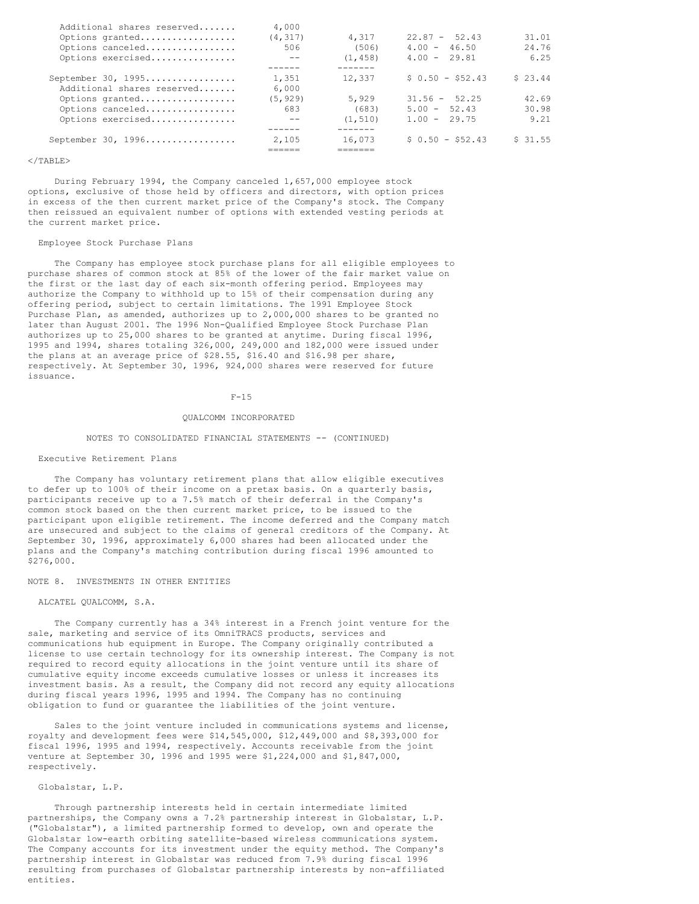| | | | | |
|---|---|---|---|---|
| Additional shares reserved | 4,000 | | | |
| Options granted | (4,317) | 4,317 | 22.87 - 52.43 | 31.01 |
| Options canceled | 506 | (506) | 4.00 - 46.50 | 24.76 |
| Options exercised | -- | (1,458) | 4.00 - 29.81 | 6.25 |
| September 30, 1995 | 1,351 | 12,337 | $ 0.50 - $52.43 | $ 23.44 |
| Additional shares reserved | 6,000 | | | |
| Options granted | (5,929) | 5,929 | 31.56 - 52.25 | 42.69 |
| Options canceled | 683 | (683) | 5.00 - 52.43 | 30.98 |
| Options exercised | -- | (1,510) | 1.00 - 29.75 | 9.21 |
| September 30, 1996 | 2,105 | 16,073 | $ 0.50 - $52.43 | $ 31.55 |

During February 1994, the Company canceled 1,657,000 employee stock options, exclusive of those held by officers and directors, with option prices in excess of the then current market price of the Company's stock. The Company then reissued an equivalent number of options with extended vesting periods at the current market price.

Employee Stock Purchase Plans

The Company has employee stock purchase plans for all eligible employees to purchase shares of common stock at 85% of the lower of the fair market value on the first or the last day of each six-month offering period. Employees may authorize the Company to withhold up to 15% of their compensation during any offering period, subject to certain limitations. The 1991 Employee Stock Purchase Plan, as amended, authorizes up to 2,000,000 shares to be granted no later than August 2001. The 1996 Non-Qualified Employee Stock Purchase Plan authorizes up to 25,000 shares to be granted at anytime. During fiscal 1996, 1995 and 1994, shares totaling 326,000, 249,000 and 182,000 were issued under the plans at an average price of $28.55, $16.40 and $16.98 per share, respectively. At September 30, 1996, 924,000 shares were reserved for future issuance.

QUALCOMM INCORPORATED

NOTES TO CONSOLIDATED FINANCIAL STATEMENTS -- (CONTINUED)

Executive Retirement Plans

The Company has voluntary retirement plans that allow eligible executives to defer up to 100% of their income on a pretax basis. On a quarterly basis, participants receive up to a 7.5% match of their deferral in the Company's common stock based on the then current market price, to be issued to the participant upon eligible retirement. The income deferred and the Company match are unsecured and subject to the claims of general creditors of the Company. At September 30, 1996, approximately 6,000 shares had been allocated under the plans and the Company's matching contribution during fiscal 1996 amounted to $276,000.

## NOTE 8. INVESTMENTS IN OTHER ENTITIES

ALCATEL QUALCOMM, S.A.

The Company currently has a 34% interest in a French joint venture for the sale, marketing and service of its OmniTRACS products, services and communications hub equipment in Europe. The Company originally contributed a license to use certain technology for its ownership interest. The Company is not required to record equity allocations in the joint venture until its share of cumulative equity income exceeds cumulative losses or unless it increases its investment basis. As a result, the Company did not record any equity allocations during fiscal years 1996, 1995 and 1994. The Company has no continuing obligation to fund or guarantee the liabilities of the joint venture.

Sales to the joint venture included in communications systems and license, royalty and development fees were $14,545,000, $12,449,000 and $8,393,000 for fiscal 1996, 1995 and 1994, respectively. Accounts receivable from the joint venture at September 30, 1996 and 1995 were $1,224,000 and $1,847,000, respectively.

Globalstar, L.P.

Through partnership interests held in certain intermediate limited partnerships, the Company owns a 7.2% partnership interest in Globalstar, L.P. ("Globalstar"), a limited partnership formed to develop, own and operate the Globalstar low-earth orbiting satellite-based wireless communications system. The Company accounts for its investment under the equity method. The Company's partnership interest in Globalstar was reduced from 7.9% during fiscal 1996 resulting from purchases of Globalstar partnership interests by non-affiliated entities.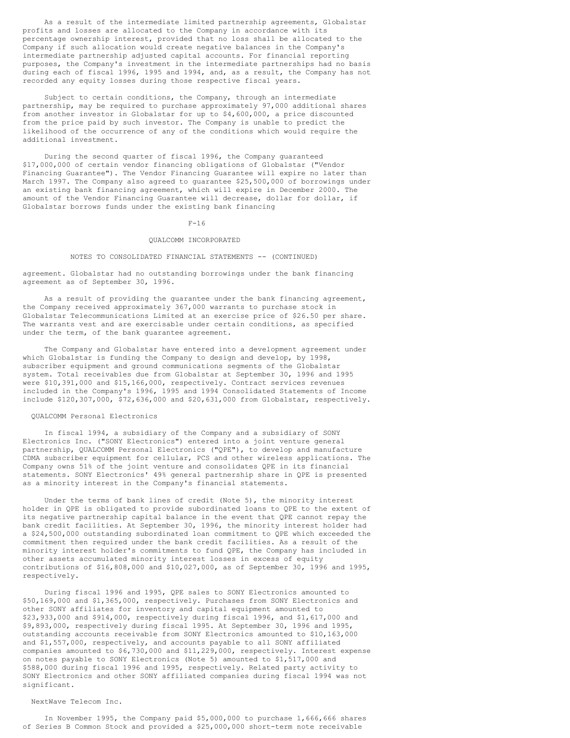As a result of the intermediate limited partnership agreements, Globalstar profits and losses are allocated to the Company in accordance with its percentage ownership interest, provided that no loss shall be allocated to the Company if such allocation would create negative balances in the Company's intermediate partnership adjusted capital accounts. For financial reporting purposes, the Company's investment in the intermediate partnerships had no basis during each of fiscal 1996, 1995 and 1994, and, as a result, the Company has not recorded any equity losses during those respective fiscal years.

Subject to certain conditions, the Company, through an intermediate partnership, may be required to purchase approximately 97,000 additional shares from another investor in Globalstar for up to $4,600,000, a price discounted from the price paid by such investor. The Company is unable to predict the likelihood of the occurrence of any of the conditions which would require the additional investment.

During the second quarter of fiscal 1996, the Company guaranteed $17,000,000 of certain vendor financing obligations of Globalstar ("Vendor Financing Guarantee"). The Vendor Financing Guarantee will expire no later than March 1997. The Company also agreed to guarantee $25,500,000 of borrowings under an existing bank financing agreement, which will expire in December 2000. The amount of the Vendor Financing Guarantee will decrease, dollar for dollar, if Globalstar borrows funds under the existing bank financing agreement. Globalstar had no outstanding borrowings under the bank financing agreement as of September 30, 1996.

As a result of providing the guarantee under the bank financing agreement, the Company received approximately 367,000 warrants to purchase stock in Globalstar Telecommunications Limited at an exercise price of $26.50 per share. The warrants vest and are exercisable under certain conditions, as specified under the term, of the bank guarantee agreement.

The Company and Globalstar have entered into a development agreement under which Globalstar is funding the Company to design and develop, by 1998, subscriber equipment and ground communications segments of the Globalstar system. Total receivables due from Globalstar at September 30, 1996 and 1995 were $10,391,000 and $15,166,000, respectively. Contract services revenues included in the Company's 1996, 1995 and 1994 Consolidated Statements of Income include $120,307,000, $72,636,000 and $20,631,000 from Globalstar, respectively.

QUALCOMM Personal Electronics

In fiscal 1994, a subsidiary of the Company and a subsidiary of SONY Electronics Inc. ("SONY Electronics") entered into a joint venture general partnership, QUALCOMM Personal Electronics ("QPE"), to develop and manufacture CDMA subscriber equipment for cellular, PCS and other wireless applications. The Company owns 51% of the joint venture and consolidates QPE in its financial statements. SONY Electronics' 49% general partnership share in QPE is presented as a minority interest in the Company's financial statements.

Under the terms of bank lines of credit (Note 5), the minority interest holder in QPE is obligated to provide subordinated loans to QPE to the extent of its negative partnership capital balance in the event that QPE cannot repay the bank credit facilities. At September 30, 1996, the minority interest holder had a $24,500,000 outstanding subordinated loan commitment to QPE which exceeded the commitment then required under the bank credit facilities. As a result of the minority interest holder's commitments to fund QPE, the Company has included in other assets accumulated minority interest losses in excess of equity contributions of $16,808,000 and $10,027,000, as of September 30, 1996 and 1995, respectively.

During fiscal 1996 and 1995, QPE sales to SONY Electronics amounted to $50,169,000 and $1,365,000, respectively. Purchases from SONY Electronics and other SONY affiliates for inventory and capital equipment amounted to $23,933,000 and $914,000, respectively during fiscal 1996, and $1,617,000 and $9,893,000, respectively during fiscal 1995. At September 30, 1996 and 1995, outstanding accounts receivable from SONY Electronics amounted to $10,163,000 and $1,557,000, respectively, and accounts payable to all SONY affiliated companies amounted to $6,730,000 and $11,229,000, respectively. Interest expense on notes payable to SONY Electronics (Note 5) amounted to $1,517,000 and $588,000 during fiscal 1996 and 1995, respectively. Related party activity to SONY Electronics and other SONY affiliated companies during fiscal 1994 was not significant.

NextWave Telecom Inc.

In November 1995, the Company paid $5,000,000 to purchase 1,666,666 shares of Series B Common Stock and provided a $25,000,000 short-term note receivable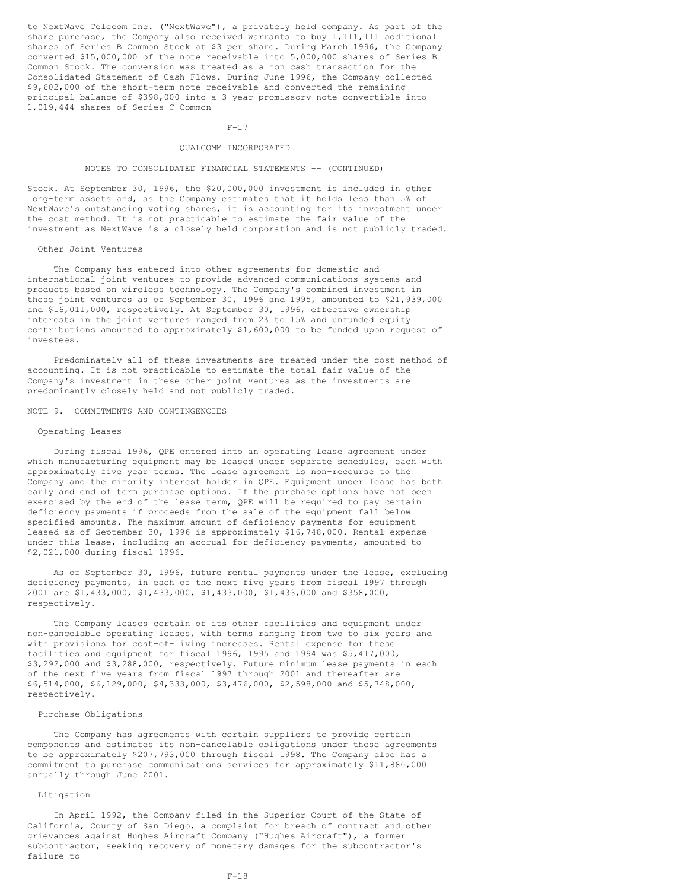to NextWave Telecom Inc. ("NextWave"), a privately held company. As part of the share purchase, the Company also received warrants to buy 1,111,111 additional shares of Series B Common Stock at $3 per share. During March 1996, the Company converted $15,000,000 of the note receivable into 5,000,000 shares of Series B Common Stock. The conversion was treated as a non cash transaction for the Consolidated Statement of Cash Flows. During June 1996, the Company collected $9,602,000 of the short-term note receivable and converted the remaining principal balance of $398,000 into a 3 year promissory note convertible into 1,019,444 shares of Series C Common Stock. At September 30, 1996, the $20,000,000 investment is included in other long-term assets and, as the Company estimates that it holds less than 5% of NextWave's outstanding voting shares, it is accounting for its investment under the cost method. It is not practicable to estimate the fair value of the investment as NextWave is a closely held corporation and is not publicly traded.

### Other Joint Ventures

The Company has entered into other agreements for domestic and international joint ventures to provide advanced communications systems and products based on wireless technology. The Company's combined investment in these joint ventures as of September 30, 1996 and 1995, amounted to $21,939,000 and $16,011,000, respectively. At September 30, 1996, effective ownership interests in the joint ventures ranged from 2% to 15% and unfunded equity contributions amounted to approximately $1,600,000 to be funded upon request of investees.

Predominately all of these investments are treated under the cost method of accounting. It is not practicable to estimate the total fair value of the Company's investment in these other joint ventures as the investments are predominantly closely held and not publicly traded.

## NOTE 9. COMMITMENTS AND CONTINGENCIES

### Operating Leases

During fiscal 1996, QPE entered into an operating lease agreement under which manufacturing equipment may be leased under separate schedules, each with approximately five year terms. The lease agreement is non-recourse to the Company and the minority interest holder in QPE. Equipment under lease has both early and end of term purchase options. If the purchase options have not been exercised by the end of the lease term, QPE will be required to pay certain deficiency payments if proceeds from the sale of the equipment fall below specified amounts. The maximum amount of deficiency payments for equipment leased as of September 30, 1996 is approximately $16,748,000. Rental expense under this lease, including an accrual for deficiency payments, amounted to $2,021,000 during fiscal 1996.

As of September 30, 1996, future rental payments under the lease, excluding deficiency payments, in each of the next five years from fiscal 1997 through 2001 are $1,433,000, $1,433,000, $1,433,000, $1,433,000 and $358,000, respectively.

The Company leases certain of its other facilities and equipment under non-cancelable operating leases, with terms ranging from two to six years and with provisions for cost-of-living increases. Rental expense for these facilities and equipment for fiscal 1996, 1995 and 1994 was $5,417,000, $3,292,000 and $3,288,000, respectively. Future minimum lease payments in each of the next five years from fiscal 1997 through 2001 and thereafter are $6,514,000, $6,129,000, $4,333,000, $3,476,000, $2,598,000 and $5,748,000, respectively.

### Purchase Obligations

The Company has agreements with certain suppliers to provide certain components and estimates its non-cancelable obligations under these agreements to be approximately $207,793,000 through fiscal 1998. The Company also has a commitment to purchase communications services for approximately $11,880,000 annually through June 2001.

### Litigation

In April 1992, the Company filed in the Superior Court of the State of California, County of San Diego, a complaint for breach of contract and other grievances against Hughes Aircraft Company ("Hughes Aircraft"), a former subcontractor, seeking recovery of monetary damages for the subcontractor's failure to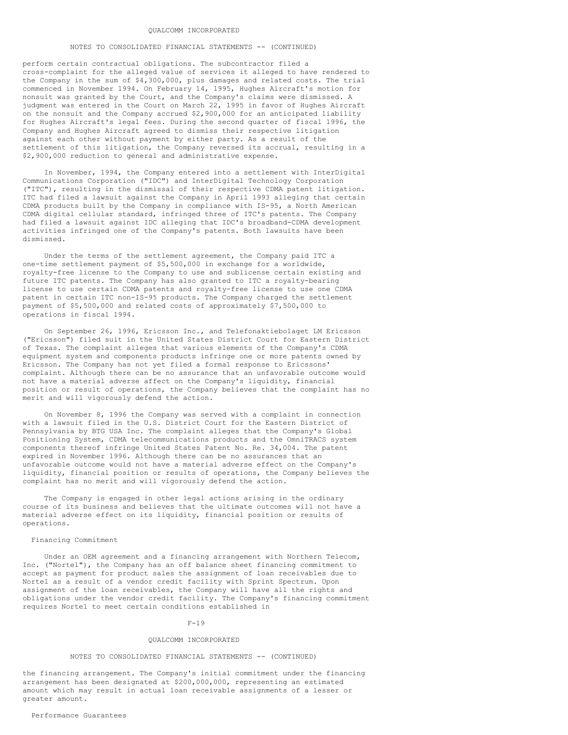perform certain contractual obligations. The subcontractor filed a cross-complaint for the alleged value of services it alleged to have rendered to the Company in the sum of $4,300,000, plus damages and related costs. The trial commenced in November 1994. On February 14, 1995, Hughes Aircraft's motion for nonsuit was granted by the Court, and the Company's claims were dismissed. A judgment was entered in the Court on March 22, 1995 in favor of Hughes Aircraft on the nonsuit and the Company accrued $2,900,000 for an anticipated liability for Hughes Aircraft's legal fees. During the second quarter of fiscal 1996, the Company and Hughes Aircraft agreed to dismiss their respective litigation against each other without payment by either party. As a result of the settlement of this litigation, the Company reversed its accrual, resulting in a $2,900,000 reduction to general and administrative expense.

In November, 1994, the Company entered into a settlement with InterDigital Communications Corporation ("IDC") and InterDigital Technology Corporation ("ITC"), resulting in the dismissal of their respective CDMA patent litigation. ITC had filed a lawsuit against the Company in April 1993 alleging that certain CDMA products built by the Company in compliance with IS-95, a North American CDMA digital cellular standard, infringed three of ITC's patents. The Company had filed a lawsuit against IDC alleging that IDC's broadband-CDMA development activities infringed one of the Company's patents. Both lawsuits have been dismissed.

Under the terms of the settlement agreement, the Company paid ITC a one-time settlement payment of $5,500,000 in exchange for a worldwide, royalty-free license to the Company to use and sublicense certain existing and future ITC patents. The Company has also granted to ITC a royalty-bearing license to use certain CDMA patents and royalty-free license to use one CDMA patent in certain ITC non-IS-95 products. The Company charged the settlement payment of $5,500,000 and related costs of approximately $7,500,000 to operations in fiscal 1994.

On September 26, 1996, Ericsson Inc., and Telefonaktiebolaget LM Ericsson ("Ericsson") filed suit in the United States District Court for Eastern District of Texas. The complaint alleges that various elements of the Company's CDMA equipment system and components products infringe one or more patents owned by Ericsson. The Company has not yet filed a formal response to Ericssons' complaint. Although there can be no assurance that an unfavorable outcome would not have a material adverse affect on the Company's liquidity, financial position or result of operations, the Company believes that the complaint has no merit and will vigorously defend the action.

On November 8, 1996 the Company was served with a complaint in connection with a lawsuit filed in the U.S. District Court for the Eastern District of Pennsylvania by BTG USA Inc. The complaint alleges that the Company's Global Positioning System, CDMA telecommunications products and the OmniTRACS system components thereof infringe United States Patent No. Re. 34,004. The patent expired in November 1996. Although there can be no assurances that an unfavorable outcome would not have a material adverse effect on the Company's liquidity, financial position or results of operations, the Company believes the complaint has no merit and will vigorously defend the action.

The Company is engaged in other legal actions arising in the ordinary course of its business and believes that the ultimate outcomes will not have a material adverse effect on its liquidity, financial position or results of operations.

### Financing Commitment

Under an OEM agreement and a financing arrangement with Northern Telecom, Inc. ("Nortel"), the Company has an off balance sheet financing commitment to accept as payment for product sales the assignment of loan receivables due to Nortel as a result of a vendor credit facility with Sprint Spectrum. Upon assignment of the loan receivables, the Company will have all the rights and obligations under the vendor credit facility. The Company's financing commitment requires Nortel to meet certain conditions established in the financing arrangement. The Company's initial commitment under the financing arrangement has been designated at $200,000,000, representing an estimated amount which may result in actual loan receivable assignments of a lesser or greater amount.

### Performance Guarantees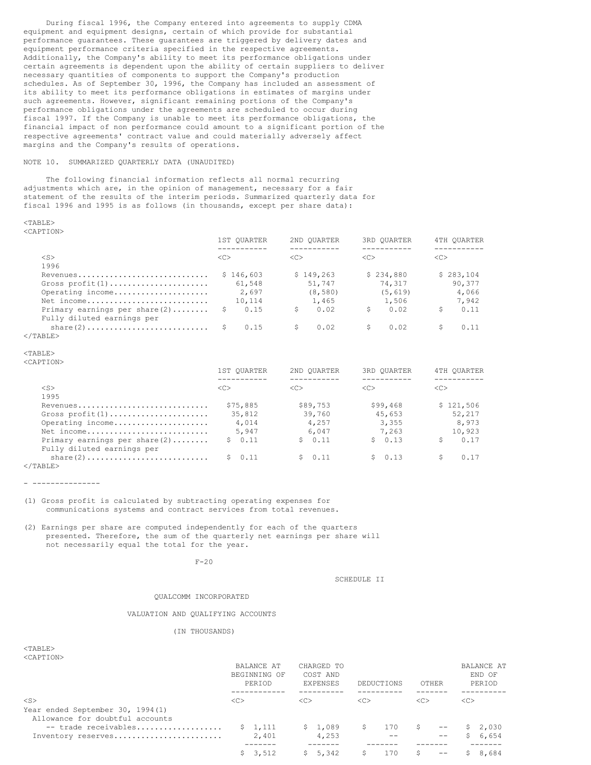During fiscal 1996, the Company entered into agreements to supply CDMA equipment and equipment designs, certain of which provide for substantial performance guarantees. These guarantees are triggered by delivery dates and equipment performance criteria specified in the respective agreements. Additionally, the Company's ability to meet its performance obligations under certain agreements is dependent upon the ability of certain suppliers to deliver necessary quantities of components to support the Company's production schedules. As of September 30, 1996, the Company has included an assessment of its ability to meet its performance obligations in estimates of margins under such agreements. However, significant remaining portions of the Company's performance obligations under the agreements are scheduled to occur during fiscal 1997. If the Company is unable to meet its performance obligations, the financial impact of non performance could amount to a significant portion of the respective agreements' contract value and could materially adversely affect margins and the Company's results of operations.

NOTE 10. SUMMARIZED QUARTERLY DATA (UNAUDITED)

The following financial information reflects all normal recurring adjustments which are, in the opinion of management, necessary for a fair statement of the results of the interim periods. Summarized quarterly data for fiscal 1996 and 1995 is as follows (in thousands, except per share data):

| | 1ST QUARTER | 2ND QUARTER | 3RD QUARTER | 4TH QUARTER |
|---|---|---|---|---|
| 1996 | | | | |
| Revenues | $ 146,603 | $ 149,263 | $ 234,880 | $ 283,104 |
| Gross profit(1) | 61,548 | 51,747 | 74,317 | 90,377 |
| Operating income | 2,697 | (8,580) | (5,619) | 4,066 |
| Net income | 10,114 | 1,465 | 1,506 | 7,942 |
| Primary earnings per share(2) | $ 0.15 | $ 0.02 | $ 0.02 | $ 0.11 |
| Fully diluted earnings per share(2) | $ 0.15 | $ 0.02 | $ 0.02 | $ 0.11 |

| | 1ST QUARTER | 2ND QUARTER | 3RD QUARTER | 4TH QUARTER |
|---|---|---|---|---|
| 1995 | | | | |
| Revenues | $75,885 | $89,753 | $99,468 | $ 121,506 |
| Gross profit(1) | 35,812 | 39,760 | 45,653 | 52,217 |
| Operating income | 4,014 | 4,257 | 3,355 | 8,973 |
| Net income | 5,947 | 6,047 | 7,263 | 10,923 |
| Primary earnings per share(2) | $ 0.11 | $ 0.11 | $ 0.13 | $ 0.17 |
| Fully diluted earnings per share(2) | $ 0.11 | $ 0.11 | $ 0.13 | $ 0.17 |

---

(1) Gross profit is calculated by subtracting operating expenses for communications systems and contract services from total revenues.

(2) Earnings per share are computed independently for each of the quarters presented. Therefore, the sum of the quarterly net earnings per share will not necessarily equal the total for the year.

SCHEDULE II

QUALCOMM INCORPORATED

VALUATION AND QUALIFYING ACCOUNTS

(IN THOUSANDS)

| | BALANCE AT BEGINNING OF PERIOD | CHARGED TO COST AND EXPENSES | DEDUCTIONS | OTHER | BALANCE AT END OF PERIOD |
|---|---|---|---|---|---|
| Year ended September 30, 1994(1) | | | | | |
| Allowance for doubtful accounts -- trade receivables | $ 1,111 | $ 1,089 | $ 170 | $ -- | $ 2,030 |
| Inventory reserves | 2,401 | 4,253 | -- | -- | $ 6,654 |
| | $ 3,512 | $ 5,342 | $ 170 | $ -- | $ 8,684 |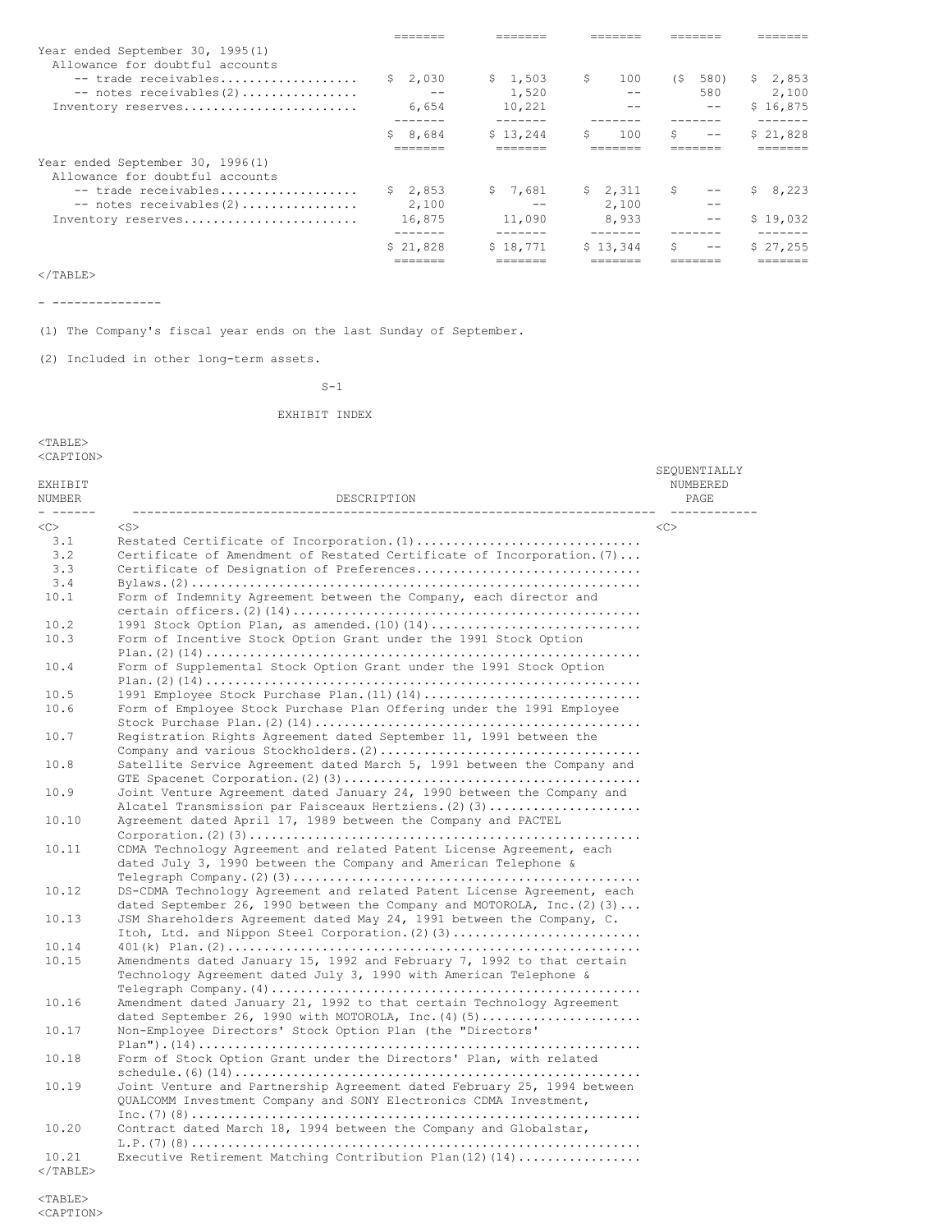| | | | | | |
|---|---|---|---|---|---|
| Year ended September 30, 1995(1) | | | | | |
| Allowance for doubtful accounts | | | | | |
| -- trade receivables | $ 2,030 | $ 1,503 | $ 100 | ($ 580) | $ 2,853 |
| -- notes receivables(2) | -- | 1,520 | -- | 580 | 2,100 |
| Inventory reserves | 6,654 | 10,221 | -- | -- | $ 16,875 |
| | $ 8,684 | $ 13,244 | $ 100 | $ -- | $ 21,828 |
| Year ended September 30, 1996(1) | | | | | |
| Allowance for doubtful accounts | | | | | |
| -- trade receivables | $ 2,853 | $ 7,681 | $ 2,311 | $ -- | $ 8,223 |
| -- notes receivables(2) | 2,100 | -- | 2,100 | -- | |
| Inventory reserves | 16,875 | 11,090 | 8,933 | -- | $ 19,032 |
| | $ 21,828 | $ 18,771 | $ 13,344 | $ -- | $ 27,255 |

---

(1) The Company's fiscal year ends on the last Sunday of September.

(2) Included in other long-term assets.

S-1

# EXHIBIT INDEX

| EXHIBIT NUMBER | DESCRIPTION | SEQUENTIALLY NUMBERED PAGE |
|---|---|---|
| 3.1 | Restated Certificate of Incorporation.(1) | |
| 3.2 | Certificate of Amendment of Restated Certificate of Incorporation.(7) | |
| 3.3 | Certificate of Designation of Preferences | |
| 3.4 | Bylaws.(2) | |
| 10.1 | Form of Indemnity Agreement between the Company, each director and certain officers.(2)(14) | |
| 10.2 | 1991 Stock Option Plan, as amended.(10)(14) | |
| 10.3 | Form of Incentive Stock Option Grant under the 1991 Stock Option Plan.(2)(14) | |
| 10.4 | Form of Supplemental Stock Option Grant under the 1991 Stock Option Plan.(2)(14) | |
| 10.5 | 1991 Employee Stock Purchase Plan.(11)(14) | |
| 10.6 | Form of Employee Stock Purchase Plan Offering under the 1991 Employee Stock Purchase Plan.(2)(14) | |
| 10.7 | Registration Rights Agreement dated September 11, 1991 between the Company and various Stockholders.(2) | |
| 10.8 | Satellite Service Agreement dated March 5, 1991 between the Company and GTE Spacenet Corporation.(2)(3) | |
| 10.9 | Joint Venture Agreement dated January 24, 1990 between the Company and Alcatel Transmission par Faisceaux Hertziens.(2)(3) | |
| 10.10 | Agreement dated April 17, 1989 between the Company and PACTEL Corporation.(2)(3) | |
| 10.11 | CDMA Technology Agreement and related Patent License Agreement, each dated July 3, 1990 between the Company and American Telephone & Telegraph Company.(2)(3) | |
| 10.12 | DS-CDMA Technology Agreement and related Patent License Agreement, each dated September 26, 1990 between the Company and MOTOROLA, Inc.(2)(3) | |
| 10.13 | JSM Shareholders Agreement dated May 24, 1991 between the Company, C. Itoh, Ltd. and Nippon Steel Corporation.(2)(3) | |
| 10.14 | 401(k) Plan.(2) | |
| 10.15 | Amendments dated January 15, 1992 and February 7, 1992 to that certain Technology Agreement dated July 3, 1990 with American Telephone & Telegraph Company.(4) | |
| 10.16 | Amendment dated January 21, 1992 to that certain Technology Agreement dated September 26, 1990 with MOTOROLA, Inc.(4)(5) | |
| 10.17 | Non-Employee Directors' Stock Option Plan (the "Directors' Plan").(14) | |
| 10.18 | Form of Stock Option Grant under the Directors' Plan, with related schedule.(6)(14) | |
| 10.19 | Joint Venture and Partnership Agreement dated February 25, 1994 between QUALCOMM Investment Company and SONY Electronics CDMA Investment, Inc.(7)(8) | |
| 10.20 | Contract dated March 18, 1994 between the Company and Globalstar, L.P.(7)(8) | |
| 10.21 | Executive Retirement Matching Contribution Plan(12)(14) | |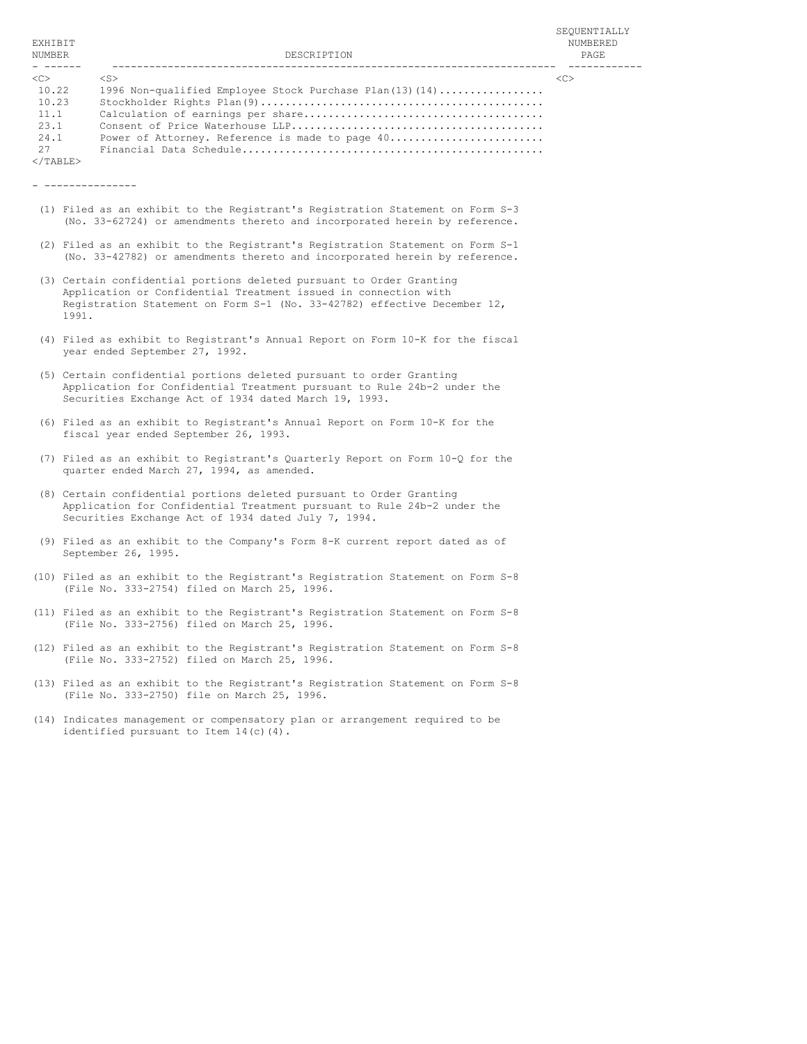| EXHIBIT NUMBER | DESCRIPTION | SEQUENTIALLY NUMBERED PAGE |
|---|---|---|
| 10.22 | 1996 Non-qualified Employee Stock Purchase Plan(13)(14)................. | |
| 10.23 | Stockholder Rights Plan(9)............................................. | |
| 11.1 | Calculation of earnings per share...................................... | |
| 23.1 | Consent of Price Waterhouse LLP........................................ | |
| 24.1 | Power of Attorney. Reference is made to page 40........................ | |
| 27 | Financial Data Schedule................................................ | |

---------------

(1) Filed as an exhibit to the Registrant's Registration Statement on Form S-3 (No. 33-62724) or amendments thereto and incorporated herein by reference.

(2) Filed as an exhibit to the Registrant's Registration Statement on Form S-1 (No. 33-42782) or amendments thereto and incorporated herein by reference.

(3) Certain confidential portions deleted pursuant to Order Granting Application or Confidential Treatment issued in connection with Registration Statement on Form S-1 (No. 33-42782) effective December 12, 1991.

(4) Filed as exhibit to Registrant's Annual Report on Form 10-K for the fiscal year ended September 27, 1992.

(5) Certain confidential portions deleted pursuant to order Granting Application for Confidential Treatment pursuant to Rule 24b-2 under the Securities Exchange Act of 1934 dated March 19, 1993.

(6) Filed as an exhibit to Registrant's Annual Report on Form 10-K for the fiscal year ended September 26, 1993.

(7) Filed as an exhibit to Registrant's Quarterly Report on Form 10-Q for the quarter ended March 27, 1994, as amended.

(8) Certain confidential portions deleted pursuant to Order Granting Application for Confidential Treatment pursuant to Rule 24b-2 under the Securities Exchange Act of 1934 dated July 7, 1994.

(9) Filed as an exhibit to the Company's Form 8-K current report dated as of September 26, 1995.

(10) Filed as an exhibit to the Registrant's Registration Statement on Form S-8 (File No. 333-2754) filed on March 25, 1996.

(11) Filed as an exhibit to the Registrant's Registration Statement on Form S-8 (File No. 333-2756) filed on March 25, 1996.

(12) Filed as an exhibit to the Registrant's Registration Statement on Form S-8 (File No. 333-2752) filed on March 25, 1996.

(13) Filed as an exhibit to the Registrant's Registration Statement on Form S-8 (File No. 333-2750) file on March 25, 1996.

(14) Indicates management or compensatory plan or arrangement required to be identified pursuant to Item 14(c)(4).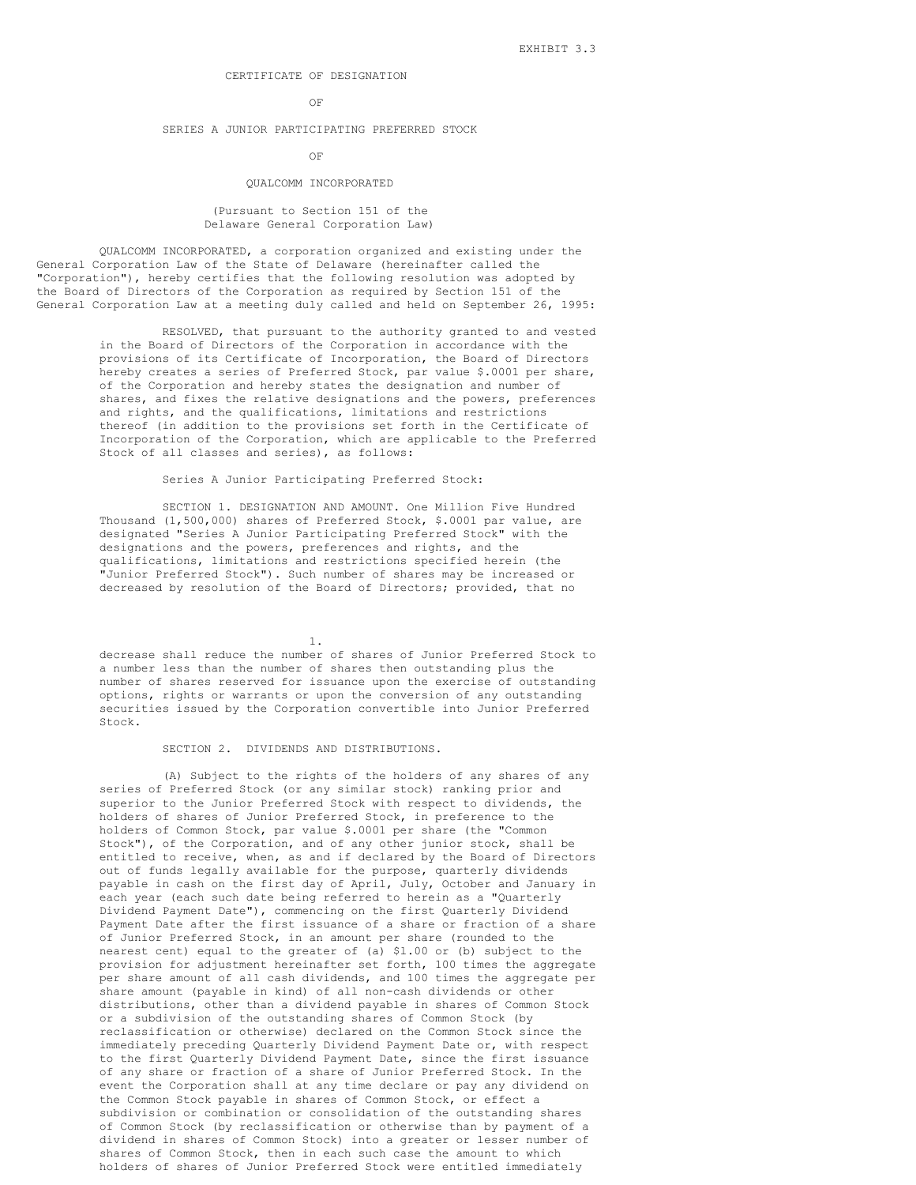EXHIBIT 3.3

# CERTIFICATE OF DESIGNATION

OF

# SERIES A JUNIOR PARTICIPATING PREFERRED STOCK

OF

# QUALCOMM INCORPORATED

(Pursuant to Section 151 of the Delaware General Corporation Law)

QUALCOMM INCORPORATED, a corporation organized and existing under the General Corporation Law of the State of Delaware (hereinafter called the "Corporation"), hereby certifies that the following resolution was adopted by the Board of Directors of the Corporation as required by Section 151 of the General Corporation Law at a meeting duly called and held on September 26, 1995:

RESOLVED, that pursuant to the authority granted to and vested in the Board of Directors of the Corporation in accordance with the provisions of its Certificate of Incorporation, the Board of Directors hereby creates a series of Preferred Stock, par value $.0001 per share, of the Corporation and hereby states the designation and number of shares, and fixes the relative designations and the powers, preferences and rights, and the qualifications, limitations and restrictions thereof (in addition to the provisions set forth in the Certificate of Incorporation of the Corporation, which are applicable to the Preferred Stock of all classes and series), as follows:

Series A Junior Participating Preferred Stock:

SECTION 1. DESIGNATION AND AMOUNT. One Million Five Hundred Thousand (1,500,000) shares of Preferred Stock, $.0001 par value, are designated "Series A Junior Participating Preferred Stock" with the designations and the powers, preferences and rights, and the qualifications, limitations and restrictions specified herein (the "Junior Preferred Stock"). Such number of shares may be increased or decreased by resolution of the Board of Directors; provided, that no decrease shall reduce the number of shares of Junior Preferred Stock to a number less than the number of shares then outstanding plus the number of shares reserved for issuance upon the exercise of outstanding options, rights or warrants or upon the conversion of any outstanding securities issued by the Corporation convertible into Junior Preferred Stock.

SECTION 2. DIVIDENDS AND DISTRIBUTIONS.

(A) Subject to the rights of the holders of any shares of any series of Preferred Stock (or any similar stock) ranking prior and superior to the Junior Preferred Stock with respect to dividends, the holders of shares of Junior Preferred Stock, in preference to the holders of Common Stock, par value $.0001 per share (the "Common Stock"), of the Corporation, and of any other junior stock, shall be entitled to receive, when, as and if declared by the Board of Directors out of funds legally available for the purpose, quarterly dividends payable in cash on the first day of April, July, October and January in each year (each such date being referred to herein as a "Quarterly Dividend Payment Date"), commencing on the first Quarterly Dividend Payment Date after the first issuance of a share or fraction of a share of Junior Preferred Stock, in an amount per share (rounded to the nearest cent) equal to the greater of (a) $1.00 or (b) subject to the provision for adjustment hereinafter set forth, 100 times the aggregate per share amount of all cash dividends, and 100 times the aggregate per share amount (payable in kind) of all non-cash dividends or other distributions, other than a dividend payable in shares of Common Stock or a subdivision of the outstanding shares of Common Stock (by reclassification or otherwise) declared on the Common Stock since the immediately preceding Quarterly Dividend Payment Date or, with respect to the first Quarterly Dividend Payment Date, since the first issuance of any share or fraction of a share of Junior Preferred Stock. In the event the Corporation shall at any time declare or pay any dividend on the Common Stock payable in shares of Common Stock, or effect a subdivision or combination or consolidation of the outstanding shares of Common Stock (by reclassification or otherwise than by payment of a dividend in shares of Common Stock) into a greater or lesser number of shares of Common Stock, then in each such case the amount to which holders of shares of Junior Preferred Stock were entitled immediately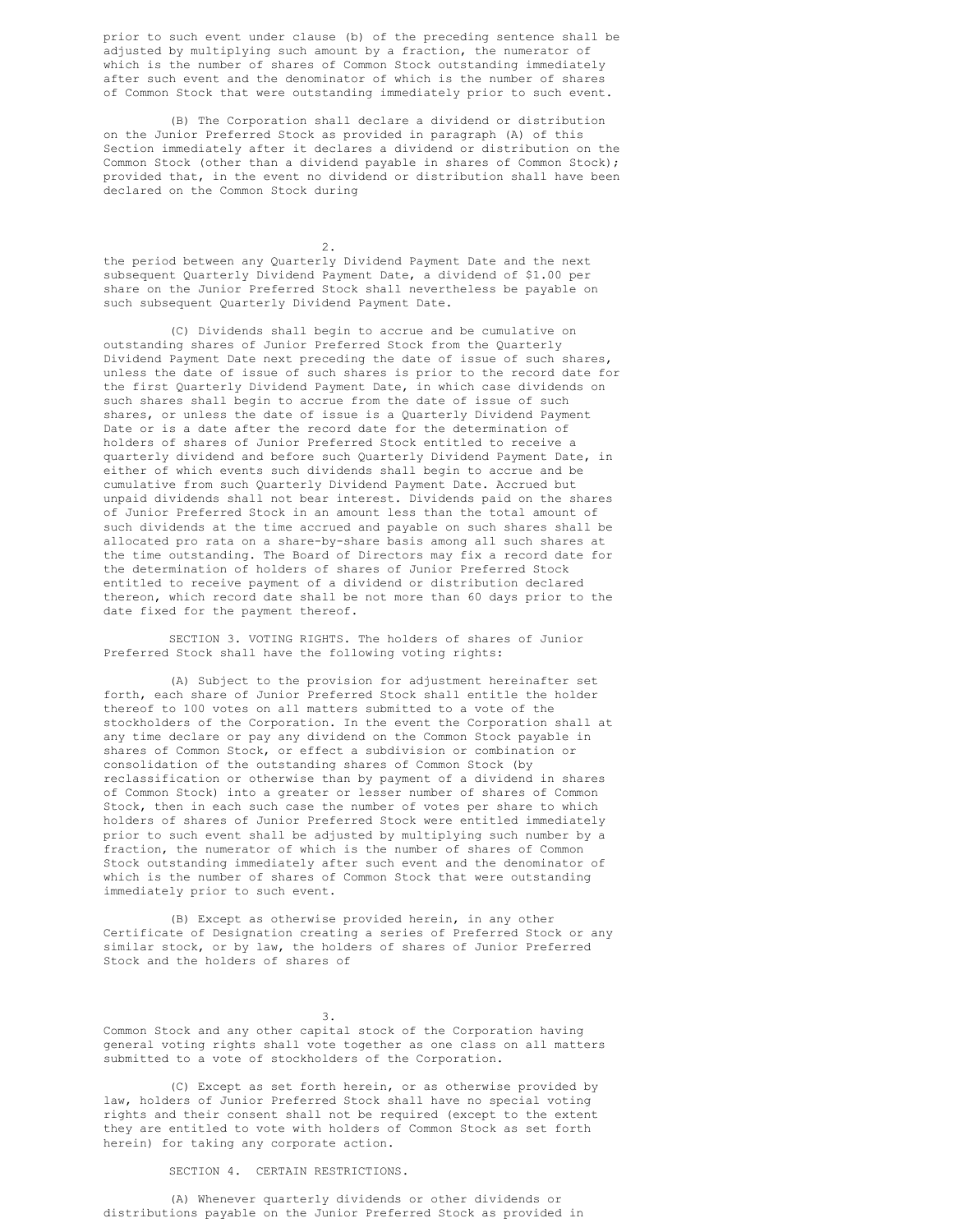prior to such event under clause (b) of the preceding sentence shall be adjusted by multiplying such amount by a fraction, the numerator of which is the number of shares of Common Stock outstanding immediately after such event and the denominator of which is the number of shares of Common Stock that were outstanding immediately prior to such event.

(B) The Corporation shall declare a dividend or distribution on the Junior Preferred Stock as provided in paragraph (A) of this Section immediately after it declares a dividend or distribution on the Common Stock (other than a dividend payable in shares of Common Stock); provided that, in the event no dividend or distribution shall have been declared on the Common Stock during the period between any Quarterly Dividend Payment Date and the next subsequent Quarterly Dividend Payment Date, a dividend of $1.00 per share on the Junior Preferred Stock shall nevertheless be payable on such subsequent Quarterly Dividend Payment Date.

(C) Dividends shall begin to accrue and be cumulative on outstanding shares of Junior Preferred Stock from the Quarterly Dividend Payment Date next preceding the date of issue of such shares, unless the date of issue of such shares is prior to the record date for the first Quarterly Dividend Payment Date, in which case dividends on such shares shall begin to accrue from the date of issue of such shares, or unless the date of issue is a Quarterly Dividend Payment Date or is a date after the record date for the determination of holders of shares of Junior Preferred Stock entitled to receive a quarterly dividend and before such Quarterly Dividend Payment Date, in either of which events such dividends shall begin to accrue and be cumulative from such Quarterly Dividend Payment Date. Accrued but unpaid dividends shall not bear interest. Dividends paid on the shares of Junior Preferred Stock in an amount less than the total amount of such dividends at the time accrued and payable on such shares shall be allocated pro rata on a share-by-share basis among all such shares at the time outstanding. The Board of Directors may fix a record date for the determination of holders of shares of Junior Preferred Stock entitled to receive payment of a dividend or distribution declared thereon, which record date shall be not more than 60 days prior to the date fixed for the payment thereof.

SECTION 3. VOTING RIGHTS. The holders of shares of Junior Preferred Stock shall have the following voting rights:

(A) Subject to the provision for adjustment hereinafter set forth, each share of Junior Preferred Stock shall entitle the holder thereof to 100 votes on all matters submitted to a vote of the stockholders of the Corporation. In the event the Corporation shall at any time declare or pay any dividend on the Common Stock payable in shares of Common Stock, or effect a subdivision or combination or consolidation of the outstanding shares of Common Stock (by reclassification or otherwise than by payment of a dividend in shares of Common Stock) into a greater or lesser number of shares of Common Stock, then in each such case the number of votes per share to which holders of shares of Junior Preferred Stock were entitled immediately prior to such event shall be adjusted by multiplying such number by a fraction, the numerator of which is the number of shares of Common Stock outstanding immediately after such event and the denominator of which is the number of shares of Common Stock that were outstanding immediately prior to such event.

(B) Except as otherwise provided herein, in any other Certificate of Designation creating a series of Preferred Stock or any similar stock, or by law, the holders of shares of Junior Preferred Stock and the holders of shares of Common Stock and any other capital stock of the Corporation having general voting rights shall vote together as one class on all matters submitted to a vote of stockholders of the Corporation.

(C) Except as set forth herein, or as otherwise provided by law, holders of Junior Preferred Stock shall have no special voting rights and their consent shall not be required (except to the extent they are entitled to vote with holders of Common Stock as set forth herein) for taking any corporate action.

SECTION 4. CERTAIN RESTRICTIONS.

(A) Whenever quarterly dividends or other dividends or distributions payable on the Junior Preferred Stock as provided in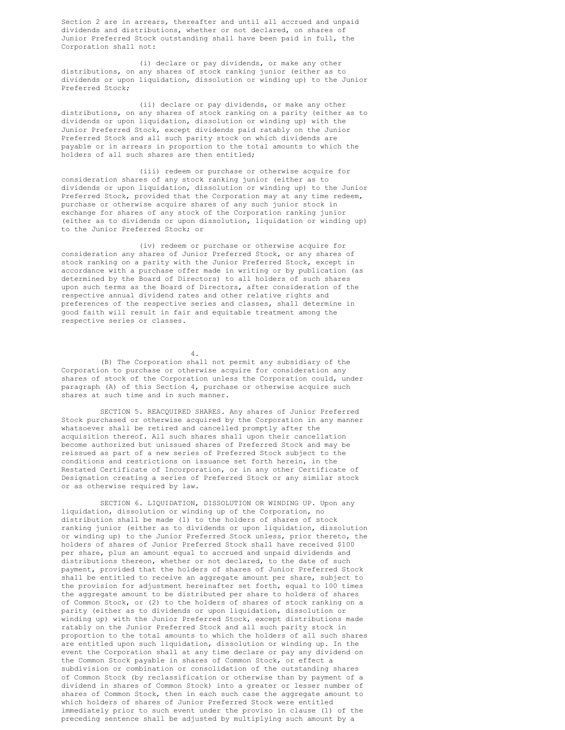Section 2 are in arrears, thereafter and until all accrued and unpaid dividends and distributions, whether or not declared, on shares of Junior Preferred Stock outstanding shall have been paid in full, the Corporation shall not:

(i) declare or pay dividends, or make any other distributions, on any shares of stock ranking junior (either as to dividends or upon liquidation, dissolution or winding up) to the Junior Preferred Stock;

(ii) declare or pay dividends, or make any other distributions, on any shares of stock ranking on a parity (either as to dividends or upon liquidation, dissolution or winding up) with the Junior Preferred Stock, except dividends paid ratably on the Junior Preferred Stock and all such parity stock on which dividends are payable or in arrears in proportion to the total amounts to which the holders of all such shares are then entitled;

(iii) redeem or purchase or otherwise acquire for consideration shares of any stock ranking junior (either as to dividends or upon liquidation, dissolution or winding up) to the Junior Preferred Stock, provided that the Corporation may at any time redeem, purchase or otherwise acquire shares of any such junior stock in exchange for shares of any stock of the Corporation ranking junior (either as to dividends or upon dissolution, liquidation or winding up) to the Junior Preferred Stock; or

(iv) redeem or purchase or otherwise acquire for consideration any shares of Junior Preferred Stock, or any shares of stock ranking on a parity with the Junior Preferred Stock, except in accordance with a purchase offer made in writing or by publication (as determined by the Board of Directors) to all holders of such shares upon such terms as the Board of Directors, after consideration of the respective annual dividend rates and other relative rights and preferences of the respective series and classes, shall determine in good faith will result in fair and equitable treatment among the respective series or classes.

(B) The Corporation shall not permit any subsidiary of the Corporation to purchase or otherwise acquire for consideration any shares of stock of the Corporation unless the Corporation could, under paragraph (A) of this Section 4, purchase or otherwise acquire such shares at such time and in such manner.

SECTION 5. REACQUIRED SHARES. Any shares of Junior Preferred Stock purchased or otherwise acquired by the Corporation in any manner whatsoever shall be retired and cancelled promptly after the acquisition thereof. All such shares shall upon their cancellation become authorized but unissued shares of Preferred Stock and may be reissued as part of a new series of Preferred Stock subject to the conditions and restrictions on issuance set forth herein, in the Restated Certificate of Incorporation, or in any other Certificate of Designation creating a series of Preferred Stock or any similar stock or as otherwise required by law.

SECTION 6. LIQUIDATION, DISSOLUTION OR WINDING UP. Upon any liquidation, dissolution or winding up of the Corporation, no distribution shall be made (1) to the holders of shares of stock ranking junior (either as to dividends or upon liquidation, dissolution or winding up) to the Junior Preferred Stock unless, prior thereto, the holders of shares of Junior Preferred Stock shall have received $100 per share, plus an amount equal to accrued and unpaid dividends and distributions thereon, whether or not declared, to the date of such payment, provided that the holders of shares of Junior Preferred Stock shall be entitled to receive an aggregate amount per share, subject to the provision for adjustment hereinafter set forth, equal to 100 times the aggregate amount to be distributed per share to holders of shares of Common Stock, or (2) to the holders of shares of stock ranking on a parity (either as to dividends or upon liquidation, dissolution or winding up) with the Junior Preferred Stock, except distributions made ratably on the Junior Preferred Stock and all such parity stock in proportion to the total amounts to which the holders of all such shares are entitled upon such liquidation, dissolution or winding up. In the event the Corporation shall at any time declare or pay any dividend on the Common Stock payable in shares of Common Stock, or effect a subdivision or combination or consolidation of the outstanding shares of Common Stock (by reclassification or otherwise than by payment of a dividend in shares of Common Stock) into a greater or lesser number of shares of Common Stock, then in each such case the aggregate amount to which holders of shares of Junior Preferred Stock were entitled immediately prior to such event under the proviso in clause (1) of the preceding sentence shall be adjusted by multiplying such amount by a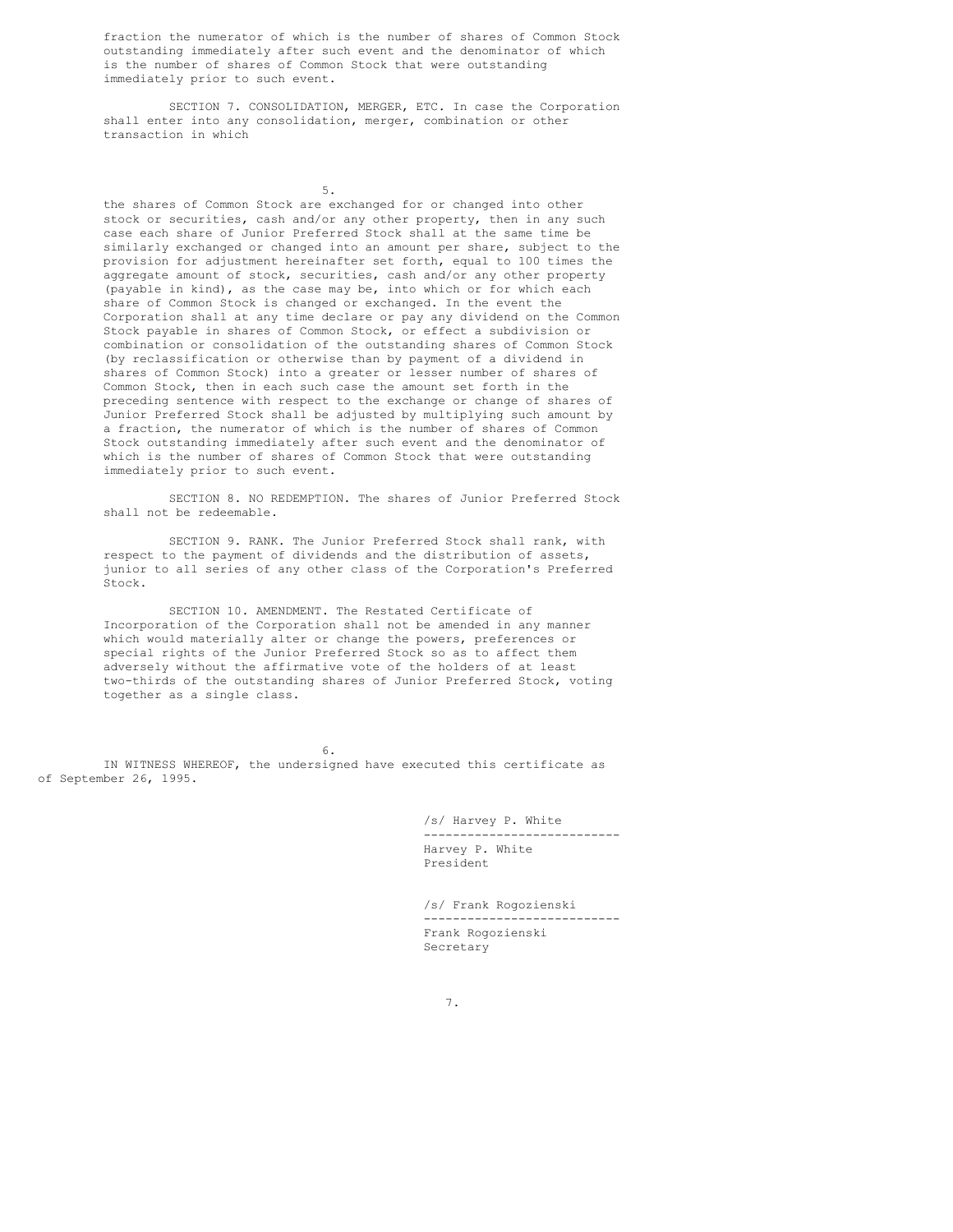fraction the numerator of which is the number of shares of Common Stock outstanding immediately after such event and the denominator of which is the number of shares of Common Stock that were outstanding immediately prior to such event.

SECTION 7. CONSOLIDATION, MERGER, ETC. In case the Corporation shall enter into any consolidation, merger, combination or other transaction in which the shares of Common Stock are exchanged for or changed into other stock or securities, cash and/or any other property, then in any such case each share of Junior Preferred Stock shall at the same time be similarly exchanged or changed into an amount per share, subject to the provision for adjustment hereinafter set forth, equal to 100 times the aggregate amount of stock, securities, cash and/or any other property (payable in kind), as the case may be, into which or for which each share of Common Stock is changed or exchanged. In the event the Corporation shall at any time declare or pay any dividend on the Common Stock payable in shares of Common Stock, or effect a subdivision or combination or consolidation of the outstanding shares of Common Stock (by reclassification or otherwise than by payment of a dividend in shares of Common Stock) into a greater or lesser number of shares of Common Stock, then in each such case the amount set forth in the preceding sentence with respect to the exchange or change of shares of Junior Preferred Stock shall be adjusted by multiplying such amount by a fraction, the numerator of which is the number of shares of Common Stock outstanding immediately after such event and the denominator of which is the number of shares of Common Stock that were outstanding immediately prior to such event.

SECTION 8. NO REDEMPTION. The shares of Junior Preferred Stock shall not be redeemable.

SECTION 9. RANK. The Junior Preferred Stock shall rank, with respect to the payment of dividends and the distribution of assets, junior to all series of any other class of the Corporation's Preferred Stock.

SECTION 10. AMENDMENT. The Restated Certificate of Incorporation of the Corporation shall not be amended in any manner which would materially alter or change the powers, preferences or special rights of the Junior Preferred Stock so as to affect them adversely without the affirmative vote of the holders of at least two-thirds of the outstanding shares of Junior Preferred Stock, voting together as a single class.

IN WITNESS WHEREOF, the undersigned have executed this certificate as of September 26, 1995.

/s/ Harvey P. White
---------------------------
Harvey P. White
President

/s/ Frank Rogozienski
---------------------------
Frank Rogozienski
Secretary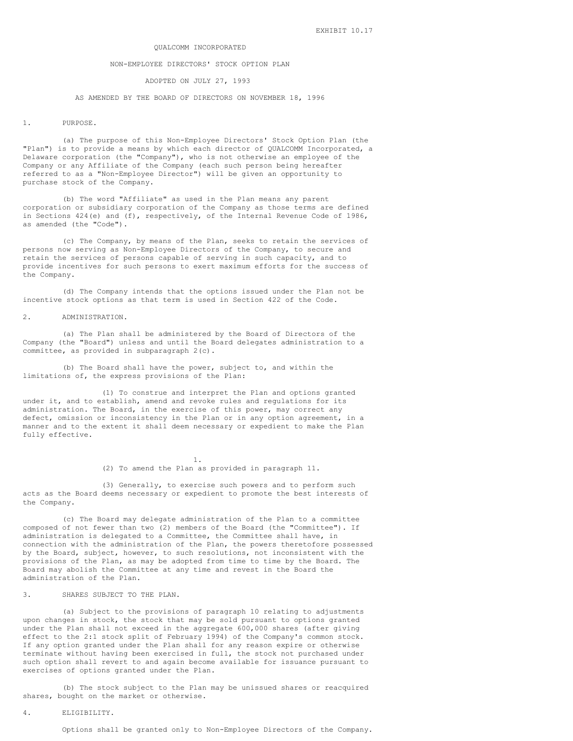EXHIBIT 10.17

# QUALCOMM INCORPORATED

## NON-EMPLOYEE DIRECTORS' STOCK OPTION PLAN

ADOPTED ON JULY 27, 1993

AS AMENDED BY THE BOARD OF DIRECTORS ON NOVEMBER 18, 1996

### 1. PURPOSE.

(a) The purpose of this Non-Employee Directors' Stock Option Plan (the "Plan") is to provide a means by which each director of QUALCOMM Incorporated, a Delaware corporation (the "Company"), who is not otherwise an employee of the Company or any Affiliate of the Company (each such person being hereafter referred to as a "Non-Employee Director") will be given an opportunity to purchase stock of the Company.

(b) The word "Affiliate" as used in the Plan means any parent corporation or subsidiary corporation of the Company as those terms are defined in Sections 424(e) and (f), respectively, of the Internal Revenue Code of 1986, as amended (the "Code").

(c) The Company, by means of the Plan, seeks to retain the services of persons now serving as Non-Employee Directors of the Company, to secure and retain the services of persons capable of serving in such capacity, and to provide incentives for such persons to exert maximum efforts for the success of the Company.

(d) The Company intends that the options issued under the Plan not be incentive stock options as that term is used in Section 422 of the Code.

### 2. ADMINISTRATION.

(a) The Plan shall be administered by the Board of Directors of the Company (the "Board") unless and until the Board delegates administration to a committee, as provided in subparagraph 2(c).

(b) The Board shall have the power, subject to, and within the limitations of, the express provisions of the Plan:

(1) To construe and interpret the Plan and options granted under it, and to establish, amend and revoke rules and regulations for its administration. The Board, in the exercise of this power, may correct any defect, omission or inconsistency in the Plan or in any option agreement, in a manner and to the extent it shall deem necessary or expedient to make the Plan fully effective.

(2) To amend the Plan as provided in paragraph 11.

(3) Generally, to exercise such powers and to perform such acts as the Board deems necessary or expedient to promote the best interests of the Company.

(c) The Board may delegate administration of the Plan to a committee composed of not fewer than two (2) members of the Board (the "Committee"). If administration is delegated to a Committee, the Committee shall have, in connection with the administration of the Plan, the powers theretofore possessed by the Board, subject, however, to such resolutions, not inconsistent with the provisions of the Plan, as may be adopted from time to time by the Board. The Board may abolish the Committee at any time and revest in the Board the administration of the Plan.

### 3. SHARES SUBJECT TO THE PLAN.

(a) Subject to the provisions of paragraph 10 relating to adjustments upon changes in stock, the stock that may be sold pursuant to options granted under the Plan shall not exceed in the aggregate 600,000 shares (after giving effect to the 2:1 stock split of February 1994) of the Company's common stock. If any option granted under the Plan shall for any reason expire or otherwise terminate without having been exercised in full, the stock not purchased under such option shall revert to and again become available for issuance pursuant to exercises of options granted under the Plan.

(b) The stock subject to the Plan may be unissued shares or reacquired shares, bought on the market or otherwise.

### 4. ELIGIBILITY.

Options shall be granted only to Non-Employee Directors of the Company.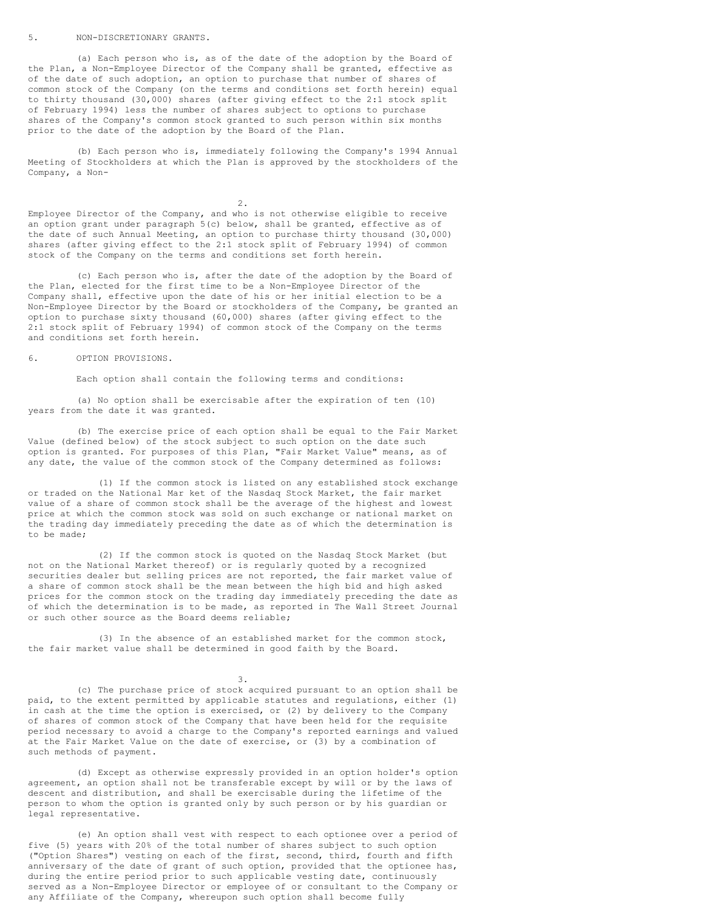## 5. NON-DISCRETIONARY GRANTS.

(a) Each person who is, as of the date of the adoption by the Board of the Plan, a Non-Employee Director of the Company shall be granted, effective as of the date of such adoption, an option to purchase that number of shares of common stock of the Company (on the terms and conditions set forth herein) equal to thirty thousand (30,000) shares (after giving effect to the 2:1 stock split of February 1994) less the number of shares subject to options to purchase shares of the Company's common stock granted to such person within six months prior to the date of the adoption by the Board of the Plan.

(b) Each person who is, immediately following the Company's 1994 Annual Meeting of Stockholders at which the Plan is approved by the stockholders of the Company, a Non-Employee Director of the Company, and who is not otherwise eligible to receive an option grant under paragraph 5(c) below, shall be granted, effective as of the date of such Annual Meeting, an option to purchase thirty thousand (30,000) shares (after giving effect to the 2:1 stock split of February 1994) of common stock of the Company on the terms and conditions set forth herein.

(c) Each person who is, after the date of the adoption by the Board of the Plan, elected for the first time to be a Non-Employee Director of the Company shall, effective upon the date of his or her initial election to be a Non-Employee Director by the Board or stockholders of the Company, be granted an option to purchase sixty thousand (60,000) shares (after giving effect to the 2:1 stock split of February 1994) of common stock of the Company on the terms and conditions set forth herein.

## 6. OPTION PROVISIONS.

Each option shall contain the following terms and conditions:

(a) No option shall be exercisable after the expiration of ten (10) years from the date it was granted.

(b) The exercise price of each option shall be equal to the Fair Market Value (defined below) of the stock subject to such option on the date such option is granted. For purposes of this Plan, "Fair Market Value" means, as of any date, the value of the common stock of the Company determined as follows:

(1) If the common stock is listed on any established stock exchange or traded on the National Mar ket of the Nasdaq Stock Market, the fair market value of a share of common stock shall be the average of the highest and lowest price at which the common stock was sold on such exchange or national market on the trading day immediately preceding the date as of which the determination is to be made;

(2) If the common stock is quoted on the Nasdaq Stock Market (but not on the National Market thereof) or is regularly quoted by a recognized securities dealer but selling prices are not reported, the fair market value of a share of common stock shall be the mean between the high bid and high asked prices for the common stock on the trading day immediately preceding the date as of which the determination is to be made, as reported in The Wall Street Journal or such other source as the Board deems reliable;

(3) In the absence of an established market for the common stock, the fair market value shall be determined in good faith by the Board.

(c) The purchase price of stock acquired pursuant to an option shall be paid, to the extent permitted by applicable statutes and regulations, either (1) in cash at the time the option is exercised, or (2) by delivery to the Company of shares of common stock of the Company that have been held for the requisite period necessary to avoid a charge to the Company's reported earnings and valued at the Fair Market Value on the date of exercise, or (3) by a combination of such methods of payment.

(d) Except as otherwise expressly provided in an option holder's option agreement, an option shall not be transferable except by will or by the laws of descent and distribution, and shall be exercisable during the lifetime of the person to whom the option is granted only by such person or by his guardian or legal representative.

(e) An option shall vest with respect to each optionee over a period of five (5) years with 20% of the total number of shares subject to such option ("Option Shares") vesting on each of the first, second, third, fourth and fifth anniversary of the date of grant of such option, provided that the optionee has, during the entire period prior to such applicable vesting date, continuously served as a Non-Employee Director or employee of or consultant to the Company or any Affiliate of the Company, whereupon such option shall become fully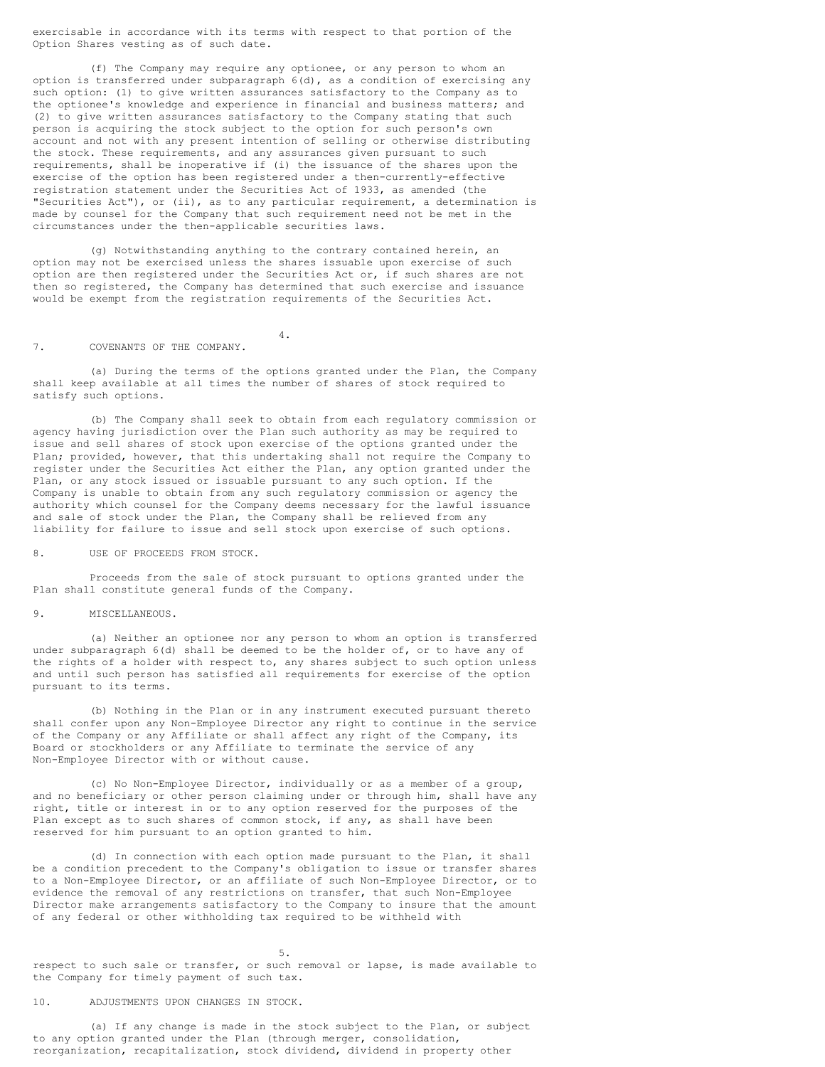exercisable in accordance with its terms with respect to that portion of the Option Shares vesting as of such date.

(f) The Company may require any optionee, or any person to whom an option is transferred under subparagraph 6(d), as a condition of exercising any such option: (1) to give written assurances satisfactory to the Company as to the optionee's knowledge and experience in financial and business matters; and (2) to give written assurances satisfactory to the Company stating that such person is acquiring the stock subject to the option for such person's own account and not with any present intention of selling or otherwise distributing the stock. These requirements, and any assurances given pursuant to such requirements, shall be inoperative if (i) the issuance of the shares upon the exercise of the option has been registered under a then-currently-effective registration statement under the Securities Act of 1933, as amended (the "Securities Act"), or (ii), as to any particular requirement, a determination is made by counsel for the Company that such requirement need not be met in the circumstances under the then-applicable securities laws.

(g) Notwithstanding anything to the contrary contained herein, an option may not be exercised unless the shares issuable upon exercise of such option are then registered under the Securities Act or, if such shares are not then so registered, the Company has determined that such exercise and issuance would be exempt from the registration requirements of the Securities Act.

7. COVENANTS OF THE COMPANY.

(a) During the terms of the options granted under the Plan, the Company shall keep available at all times the number of shares of stock required to satisfy such options.

(b) The Company shall seek to obtain from each regulatory commission or agency having jurisdiction over the Plan such authority as may be required to issue and sell shares of stock upon exercise of the options granted under the Plan; provided, however, that this undertaking shall not require the Company to register under the Securities Act either the Plan, any option granted under the Plan, or any stock issued or issuable pursuant to any such option. If the Company is unable to obtain from any such regulatory commission or agency the authority which counsel for the Company deems necessary for the lawful issuance and sale of stock under the Plan, the Company shall be relieved from any liability for failure to issue and sell stock upon exercise of such options.

8. USE OF PROCEEDS FROM STOCK.

Proceeds from the sale of stock pursuant to options granted under the Plan shall constitute general funds of the Company.

9. MISCELLANEOUS.

(a) Neither an optionee nor any person to whom an option is transferred under subparagraph 6(d) shall be deemed to be the holder of, or to have any of the rights of a holder with respect to, any shares subject to such option unless and until such person has satisfied all requirements for exercise of the option pursuant to its terms.

(b) Nothing in the Plan or in any instrument executed pursuant thereto shall confer upon any Non-Employee Director any right to continue in the service of the Company or any Affiliate or shall affect any right of the Company, its Board or stockholders or any Affiliate to terminate the service of any Non-Employee Director with or without cause.

(c) No Non-Employee Director, individually or as a member of a group, and no beneficiary or other person claiming under or through him, shall have any right, title or interest in or to any option reserved for the purposes of the Plan except as to such shares of common stock, if any, as shall have been reserved for him pursuant to an option granted to him.

(d) In connection with each option made pursuant to the Plan, it shall be a condition precedent to the Company's obligation to issue or transfer shares to a Non-Employee Director, or an affiliate of such Non-Employee Director, or to evidence the removal of any restrictions on transfer, that such Non-Employee Director make arrangements satisfactory to the Company to insure that the amount of any federal or other withholding tax required to be withheld with respect to such sale or transfer, or such removal or lapse, is made available to the Company for timely payment of such tax.

10. ADJUSTMENTS UPON CHANGES IN STOCK.

(a) If any change is made in the stock subject to the Plan, or subject to any option granted under the Plan (through merger, consolidation, reorganization, recapitalization, stock dividend, dividend in property other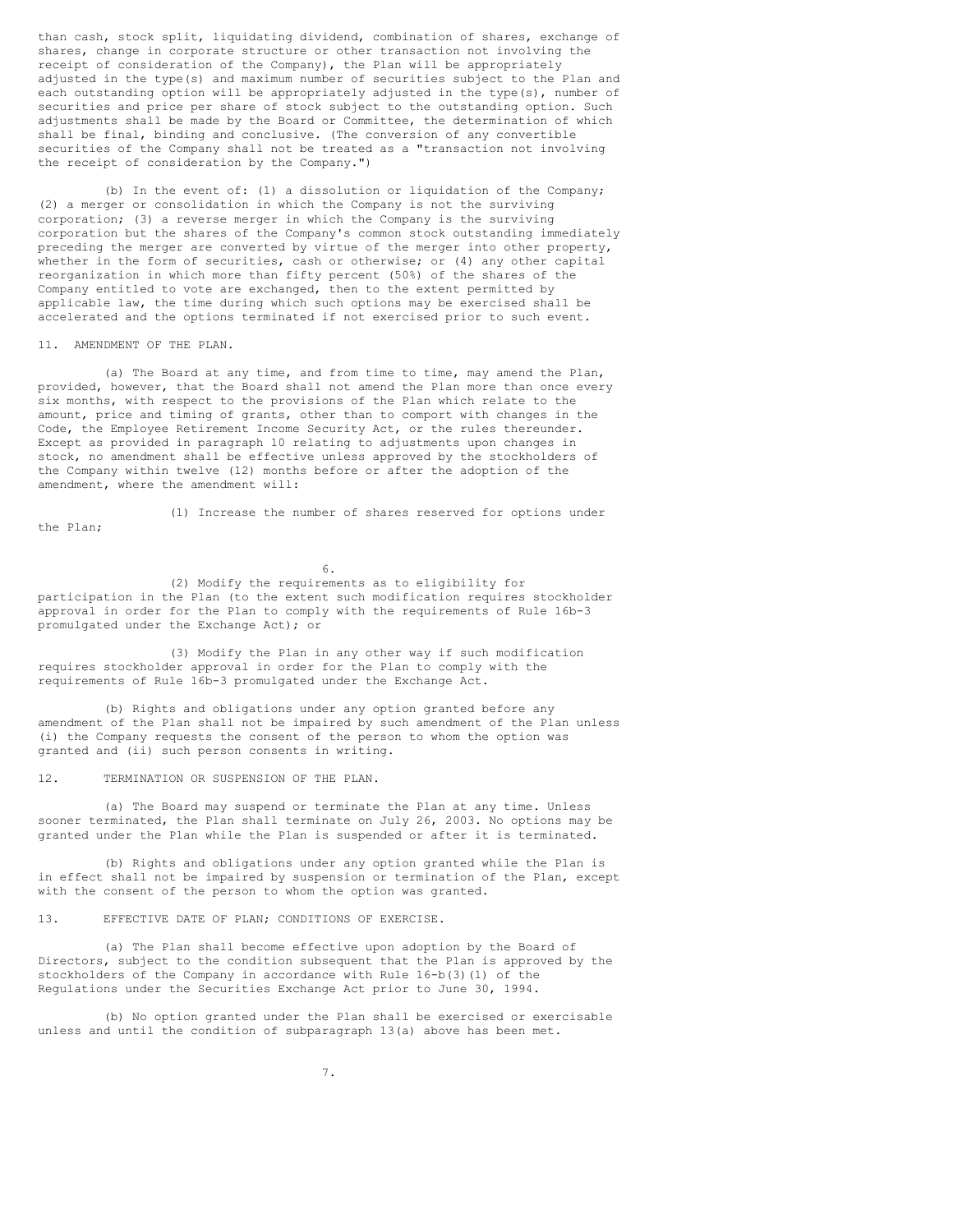than cash, stock split, liquidating dividend, combination of shares, exchange of shares, change in corporate structure or other transaction not involving the receipt of consideration of the Company), the Plan will be appropriately adjusted in the type(s) and maximum number of securities subject to the Plan and each outstanding option will be appropriately adjusted in the type(s), number of securities and price per share of stock subject to the outstanding option. Such adjustments shall be made by the Board or Committee, the determination of which shall be final, binding and conclusive. (The conversion of any convertible securities of the Company shall not be treated as a "transaction not involving the receipt of consideration by the Company.")

(b) In the event of: (1) a dissolution or liquidation of the Company; (2) a merger or consolidation in which the Company is not the surviving corporation; (3) a reverse merger in which the Company is the surviving corporation but the shares of the Company's common stock outstanding immediately preceding the merger are converted by virtue of the merger into other property, whether in the form of securities, cash or otherwise; or (4) any other capital reorganization in which more than fifty percent (50%) of the shares of the Company entitled to vote are exchanged, then to the extent permitted by applicable law, the time during which such options may be exercised shall be accelerated and the options terminated if not exercised prior to such event.

11. AMENDMENT OF THE PLAN.

(a) The Board at any time, and from time to time, may amend the Plan, provided, however, that the Board shall not amend the Plan more than once every six months, with respect to the provisions of the Plan which relate to the amount, price and timing of grants, other than to comport with changes in the Code, the Employee Retirement Income Security Act, or the rules thereunder. Except as provided in paragraph 10 relating to adjustments upon changes in stock, no amendment shall be effective unless approved by the stockholders of the Company within twelve (12) months before or after the adoption of the amendment, where the amendment will:

(1) Increase the number of shares reserved for options under the Plan;

(2) Modify the requirements as to eligibility for participation in the Plan (to the extent such modification requires stockholder approval in order for the Plan to comply with the requirements of Rule 16b-3 promulgated under the Exchange Act); or

(3) Modify the Plan in any other way if such modification requires stockholder approval in order for the Plan to comply with the requirements of Rule 16b-3 promulgated under the Exchange Act.

(b) Rights and obligations under any option granted before any amendment of the Plan shall not be impaired by such amendment of the Plan unless (i) the Company requests the consent of the person to whom the option was granted and (ii) such person consents in writing.

12. TERMINATION OR SUSPENSION OF THE PLAN.

(a) The Board may suspend or terminate the Plan at any time. Unless sooner terminated, the Plan shall terminate on July 26, 2003. No options may be granted under the Plan while the Plan is suspended or after it is terminated.

(b) Rights and obligations under any option granted while the Plan is in effect shall not be impaired by suspension or termination of the Plan, except with the consent of the person to whom the option was granted.

13. EFFECTIVE DATE OF PLAN; CONDITIONS OF EXERCISE.

(a) The Plan shall become effective upon adoption by the Board of Directors, subject to the condition subsequent that the Plan is approved by the stockholders of the Company in accordance with Rule 16-b(3)(1) of the Regulations under the Securities Exchange Act prior to June 30, 1994.

(b) No option granted under the Plan shall be exercised or exercisable unless and until the condition of subparagraph 13(a) above has been met.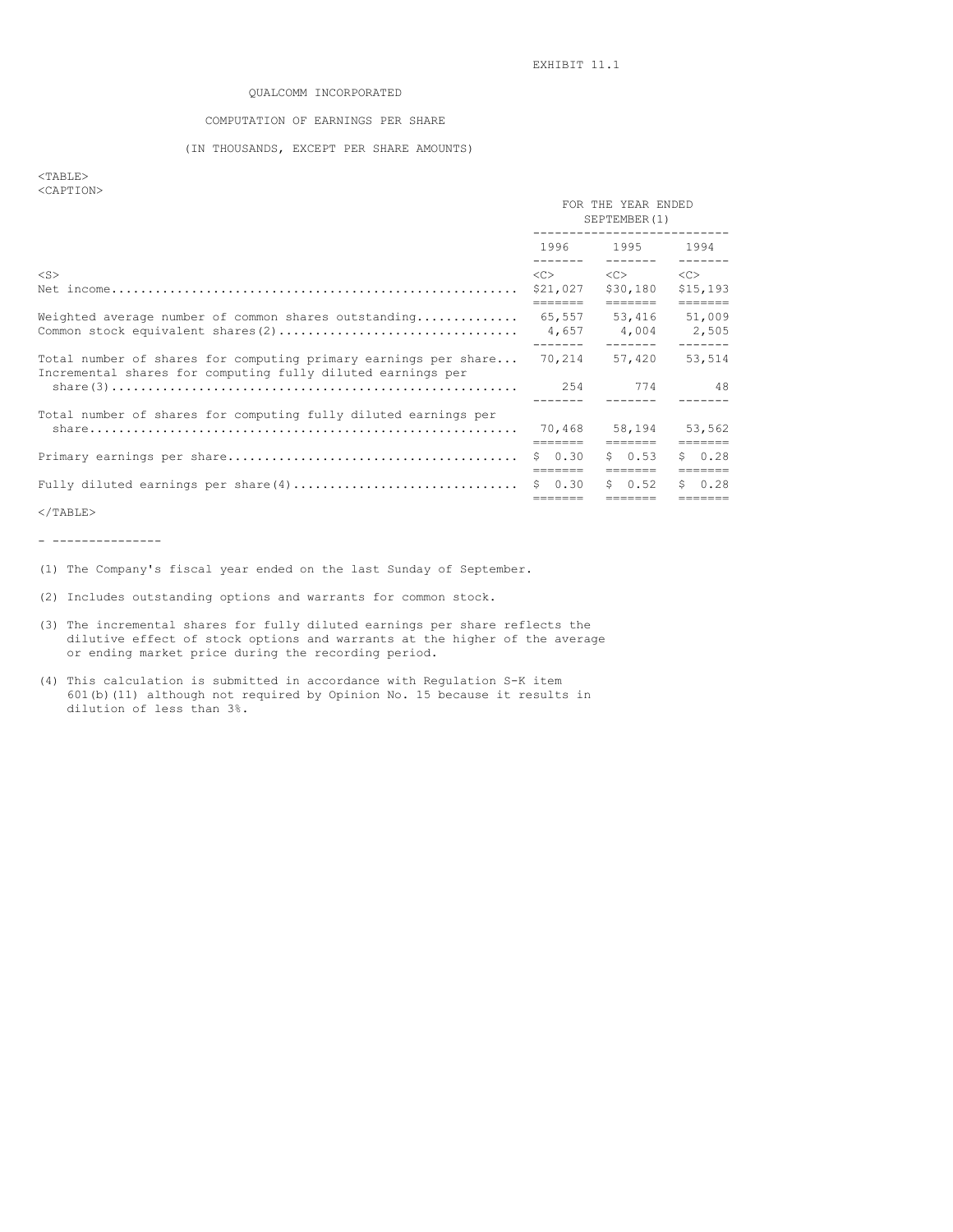EXHIBIT 11.1

# QUALCOMM INCORPORATED

## COMPUTATION OF EARNINGS PER SHARE

(IN THOUSANDS, EXCEPT PER SHARE AMOUNTS)

| | FOR THE YEAR ENDED SEPTEMBER(1) | | |
|---|---|---|---|
| | 1996 | 1995 | 1994 |
| Net income | $21,027 | $30,180 | $15,193 |
| Weighted average number of common shares outstanding | 65,557 | 53,416 | 51,009 |
| Common stock equivalent shares(2) | 4,657 | 4,004 | 2,505 |
| Total number of shares for computing primary earnings per share | 70,214 | 57,420 | 53,514 |
| Incremental shares for computing fully diluted earnings per share(3) | 254 | 774 | 48 |
| Total number of shares for computing fully diluted earnings per share | 70,468 | 58,194 | 53,562 |
| Primary earnings per share | $ 0.30 | $ 0.53 | $ 0.28 |
| Fully diluted earnings per share(4) | $ 0.30 | $ 0.52 | $ 0.28 |

---

(1) The Company's fiscal year ended on the last Sunday of September.

(2) Includes outstanding options and warrants for common stock.

(3) The incremental shares for fully diluted earnings per share reflects the dilutive effect of stock options and warrants at the higher of the average or ending market price during the recording period.

(4) This calculation is submitted in accordance with Regulation S-K item 601(b)(11) although not required by Opinion No. 15 because it results in dilution of less than 3%.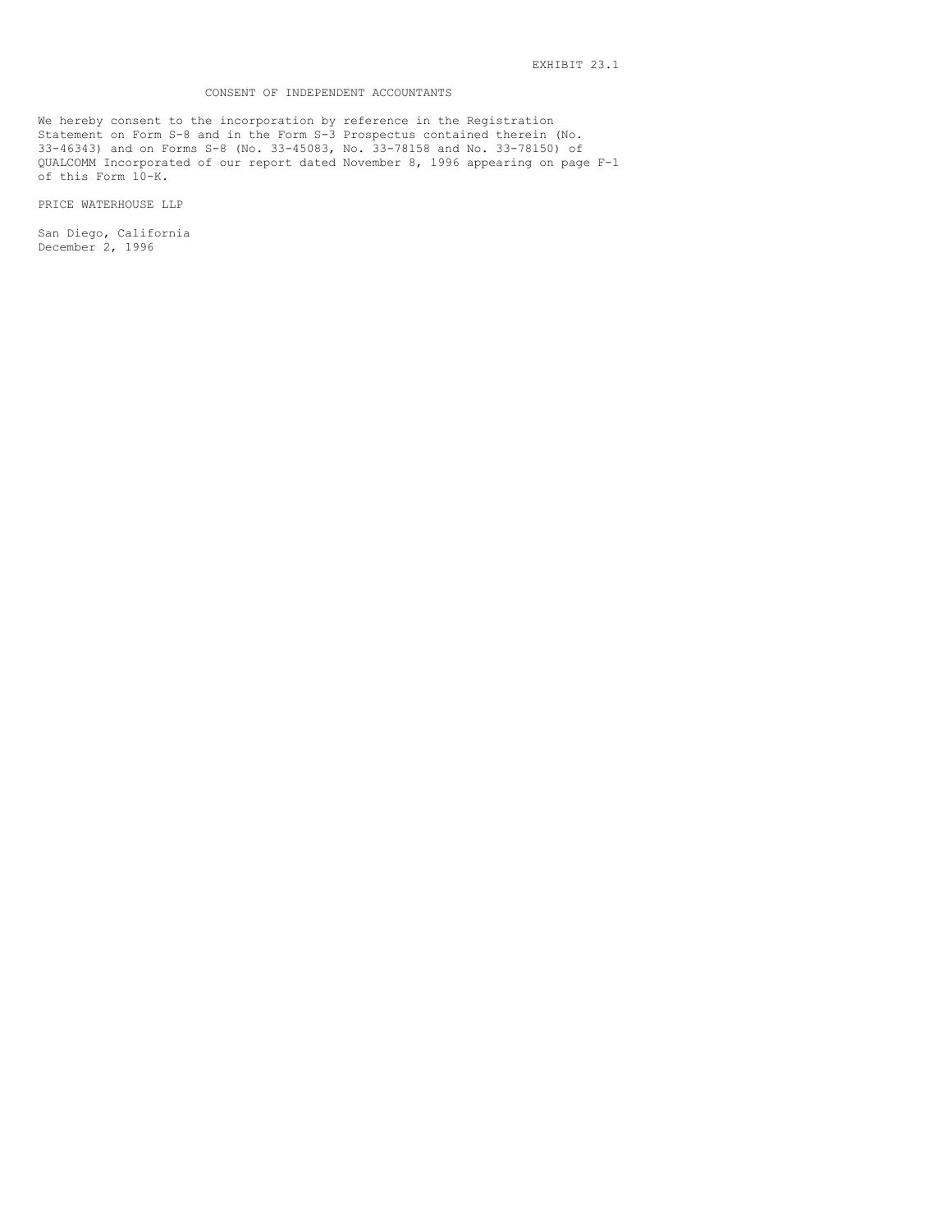EXHIBIT 23.1

# CONSENT OF INDEPENDENT ACCOUNTANTS

We hereby consent to the incorporation by reference in the Registration Statement on Form S-8 and in the Form S-3 Prospectus contained therein (No. 33-46343) and on Forms S-8 (No. 33-45083, No. 33-78158 and No. 33-78150) of QUALCOMM Incorporated of our report dated November 8, 1996 appearing on page F-1 of this Form 10-K.

PRICE WATERHOUSE LLP

San Diego, California
December 2, 1996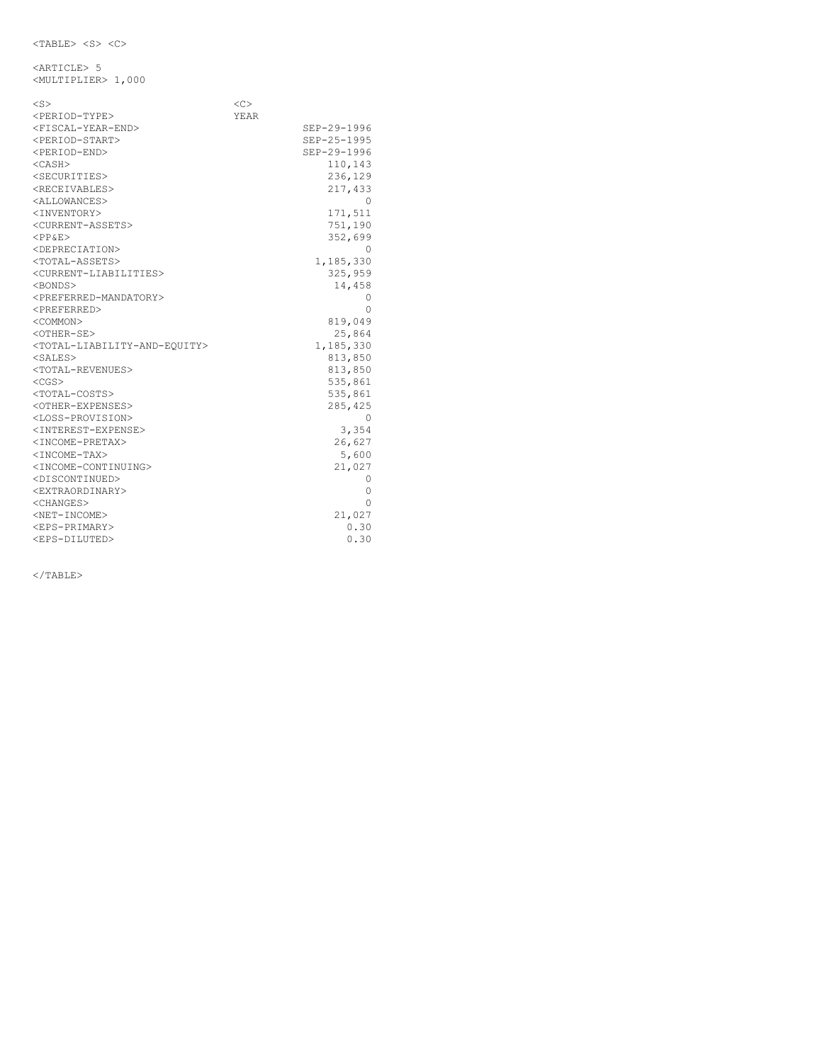```
<TABLE> <S> <C>

<ARTICLE> 5
<MULTIPLIER> 1,000

<S>                             <C>
<PERIOD-TYPE>                   YEAR
<FISCAL-YEAR-END>                          SEP-29-1996
<PERIOD-START>                             SEP-25-1995
<PERIOD-END>                               SEP-29-1996
<CASH>                                         110,143
<SECURITIES>                                   236,129
<RECEIVABLES>                                  217,433
<ALLOWANCES>                                         0
<INVENTORY>                                    171,511
<CURRENT-ASSETS>                               751,190
<PP&E>                                         352,699
<DEPRECIATION>                                       0
<TOTAL-ASSETS>                               1,185,330
<CURRENT-LIABILITIES>                          325,959
<BONDS>                                         14,458
<PREFERRED-MANDATORY>                                0
<PREFERRED>                                          0
<COMMON>                                       819,049
<OTHER-SE>                                      25,864
<TOTAL-LIABILITY-AND-EQUITY>                 1,185,330
<SALES>                                        813,850
<TOTAL-REVENUES>                               813,850
<CGS>                                          535,861
<TOTAL-COSTS>                                  535,861
<OTHER-EXPENSES>                               285,425
<LOSS-PROVISION>                                     0
<INTEREST-EXPENSE>                               3,354
<INCOME-PRETAX>                                 26,627
<INCOME-TAX>                                     5,600
<INCOME-CONTINUING>                             21,027
<DISCONTINUED>                                       0
<EXTRAORDINARY>                                      0
<CHANGES>                                            0
<NET-INCOME>                                    21,027
<EPS-PRIMARY>                                     0.30
<EPS-DILUTED>                                     0.30

</TABLE>
```